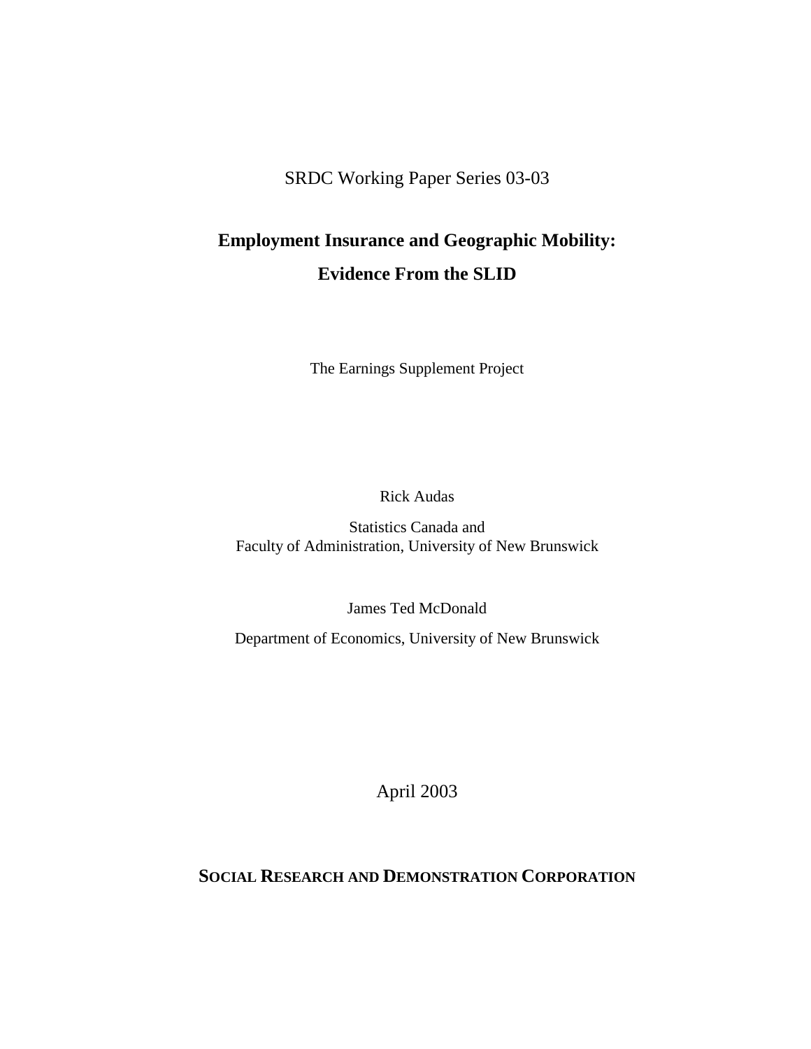SRDC Working Paper Series 03-03

# Employment Insurance and Geographic Mobility: Evidence From the SLID

The Earnings Supplement Project

Rick Audas

Statistics Canada and
Faculty of Administration, University of New Brunswick

James Ted McDonald

Department of Economics, University of New Brunswick

April 2003

**SOCIAL RESEARCH AND DEMONSTRATION CORPORATION**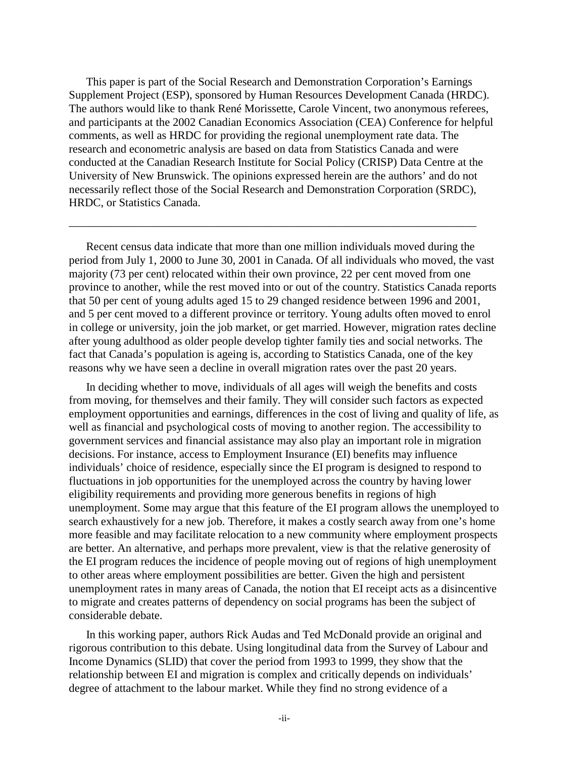This paper is part of the Social Research and Demonstration Corporation's Earnings Supplement Project (ESP), sponsored by Human Resources Development Canada (HRDC). The authors would like to thank René Morissette, Carole Vincent, two anonymous referees, and participants at the 2002 Canadian Economics Association (CEA) Conference for helpful comments, as well as HRDC for providing the regional unemployment rate data. The research and econometric analysis are based on data from Statistics Canada and were conducted at the Canadian Research Institute for Social Policy (CRISP) Data Centre at the University of New Brunswick. The opinions expressed herein are the authors' and do not necessarily reflect those of the Social Research and Demonstration Corporation (SRDC), HRDC, or Statistics Canada.

---

Recent census data indicate that more than one million individuals moved during the period from July 1, 2000 to June 30, 2001 in Canada. Of all individuals who moved, the vast majority (73 per cent) relocated within their own province, 22 per cent moved from one province to another, while the rest moved into or out of the country. Statistics Canada reports that 50 per cent of young adults aged 15 to 29 changed residence between 1996 and 2001, and 5 per cent moved to a different province or territory. Young adults often moved to enrol in college or university, join the job market, or get married. However, migration rates decline after young adulthood as older people develop tighter family ties and social networks. The fact that Canada's population is ageing is, according to Statistics Canada, one of the key reasons why we have seen a decline in overall migration rates over the past 20 years.

In deciding whether to move, individuals of all ages will weigh the benefits and costs from moving, for themselves and their family. They will consider such factors as expected employment opportunities and earnings, differences in the cost of living and quality of life, as well as financial and psychological costs of moving to another region. The accessibility to government services and financial assistance may also play an important role in migration decisions. For instance, access to Employment Insurance (EI) benefits may influence individuals' choice of residence, especially since the EI program is designed to respond to fluctuations in job opportunities for the unemployed across the country by having lower eligibility requirements and providing more generous benefits in regions of high unemployment. Some may argue that this feature of the EI program allows the unemployed to search exhaustively for a new job. Therefore, it makes a costly search away from one's home more feasible and may facilitate relocation to a new community where employment prospects are better. An alternative, and perhaps more prevalent, view is that the relative generosity of the EI program reduces the incidence of people moving out of regions of high unemployment to other areas where employment possibilities are better. Given the high and persistent unemployment rates in many areas of Canada, the notion that EI receipt acts as a disincentive to migrate and creates patterns of dependency on social programs has been the subject of considerable debate.

In this working paper, authors Rick Audas and Ted McDonald provide an original and rigorous contribution to this debate. Using longitudinal data from the Survey of Labour and Income Dynamics (SLID) that cover the period from 1993 to 1999, they show that the relationship between EI and migration is complex and critically depends on individuals' degree of attachment to the labour market. While they find no strong evidence of a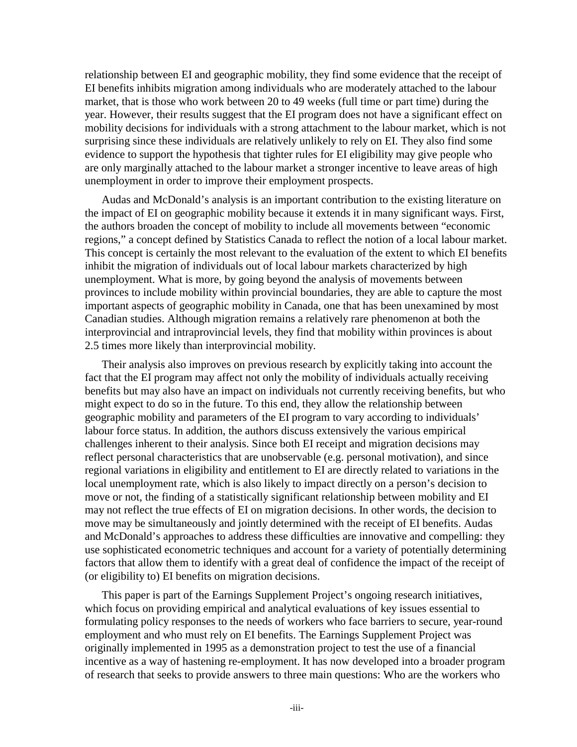relationship between EI and geographic mobility, they find some evidence that the receipt of EI benefits inhibits migration among individuals who are moderately attached to the labour market, that is those who work between 20 to 49 weeks (full time or part time) during the year. However, their results suggest that the EI program does not have a significant effect on mobility decisions for individuals with a strong attachment to the labour market, which is not surprising since these individuals are relatively unlikely to rely on EI. They also find some evidence to support the hypothesis that tighter rules for EI eligibility may give people who are only marginally attached to the labour market a stronger incentive to leave areas of high unemployment in order to improve their employment prospects.

Audas and McDonald's analysis is an important contribution to the existing literature on the impact of EI on geographic mobility because it extends it in many significant ways. First, the authors broaden the concept of mobility to include all movements between "economic regions," a concept defined by Statistics Canada to reflect the notion of a local labour market. This concept is certainly the most relevant to the evaluation of the extent to which EI benefits inhibit the migration of individuals out of local labour markets characterized by high unemployment. What is more, by going beyond the analysis of movements between provinces to include mobility within provincial boundaries, they are able to capture the most important aspects of geographic mobility in Canada, one that has been unexamined by most Canadian studies. Although migration remains a relatively rare phenomenon at both the interprovincial and intraprovincial levels, they find that mobility within provinces is about 2.5 times more likely than interprovincial mobility.

Their analysis also improves on previous research by explicitly taking into account the fact that the EI program may affect not only the mobility of individuals actually receiving benefits but may also have an impact on individuals not currently receiving benefits, but who might expect to do so in the future. To this end, they allow the relationship between geographic mobility and parameters of the EI program to vary according to individuals' labour force status. In addition, the authors discuss extensively the various empirical challenges inherent to their analysis. Since both EI receipt and migration decisions may reflect personal characteristics that are unobservable (e.g. personal motivation), and since regional variations in eligibility and entitlement to EI are directly related to variations in the local unemployment rate, which is also likely to impact directly on a person's decision to move or not, the finding of a statistically significant relationship between mobility and EI may not reflect the true effects of EI on migration decisions. In other words, the decision to move may be simultaneously and jointly determined with the receipt of EI benefits. Audas and McDonald's approaches to address these difficulties are innovative and compelling: they use sophisticated econometric techniques and account for a variety of potentially determining factors that allow them to identify with a great deal of confidence the impact of the receipt of (or eligibility to) EI benefits on migration decisions.

This paper is part of the Earnings Supplement Project's ongoing research initiatives, which focus on providing empirical and analytical evaluations of key issues essential to formulating policy responses to the needs of workers who face barriers to secure, year-round employment and who must rely on EI benefits. The Earnings Supplement Project was originally implemented in 1995 as a demonstration project to test the use of a financial incentive as a way of hastening re-employment. It has now developed into a broader program of research that seeks to provide answers to three main questions: Who are the workers who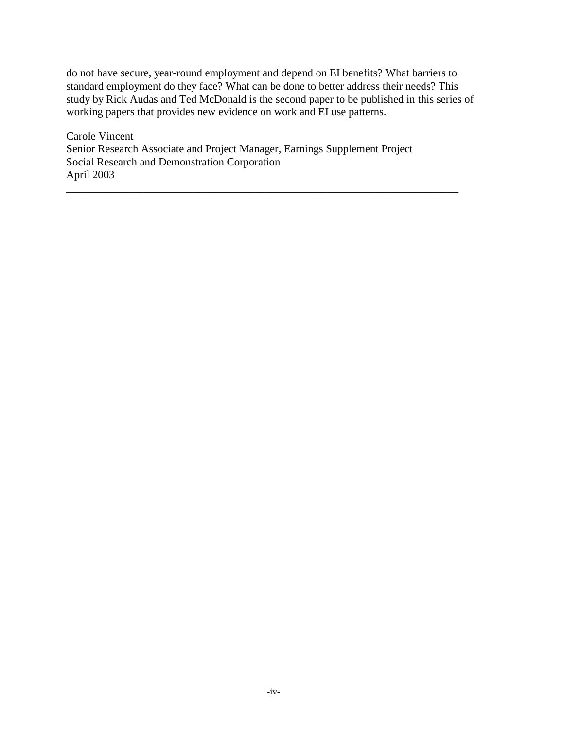do not have secure, year-round employment and depend on EI benefits? What barriers to standard employment do they face? What can be done to better address their needs? This study by Rick Audas and Ted McDonald is the second paper to be published in this series of working papers that provides new evidence on work and EI use patterns.

Carole Vincent  
Senior Research Associate and Project Manager, Earnings Supplement Project  
Social Research and Demonstration Corporation  
April 2003

---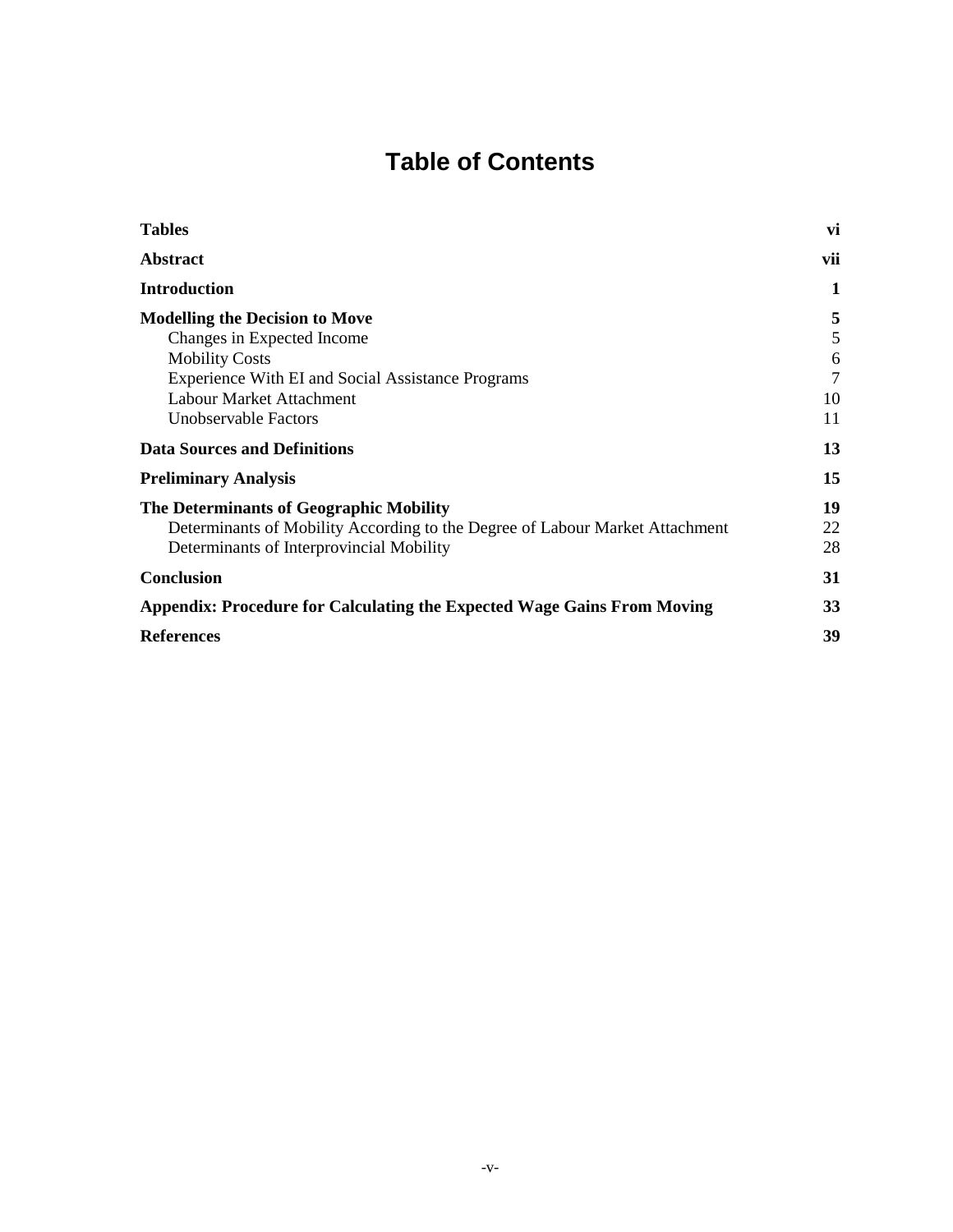# Table of Contents

| | |
|---|---|
| **Tables** | **vi** |
| **Abstract** | **vii** |
| **Introduction** | **1** |
| **Modelling the Decision to Move** | **5** |
| Changes in Expected Income | 5 |
| Mobility Costs | 6 |
| Experience With EI and Social Assistance Programs | 7 |
| Labour Market Attachment | 10 |
| Unobservable Factors | 11 |
| **Data Sources and Definitions** | **13** |
| **Preliminary Analysis** | **15** |
| **The Determinants of Geographic Mobility** | **19** |
| Determinants of Mobility According to the Degree of Labour Market Attachment | 22 |
| Determinants of Interprovincial Mobility | 28 |
| **Conclusion** | **31** |
| **Appendix: Procedure for Calculating the Expected Wage Gains From Moving** | **33** |
| **References** | **39** |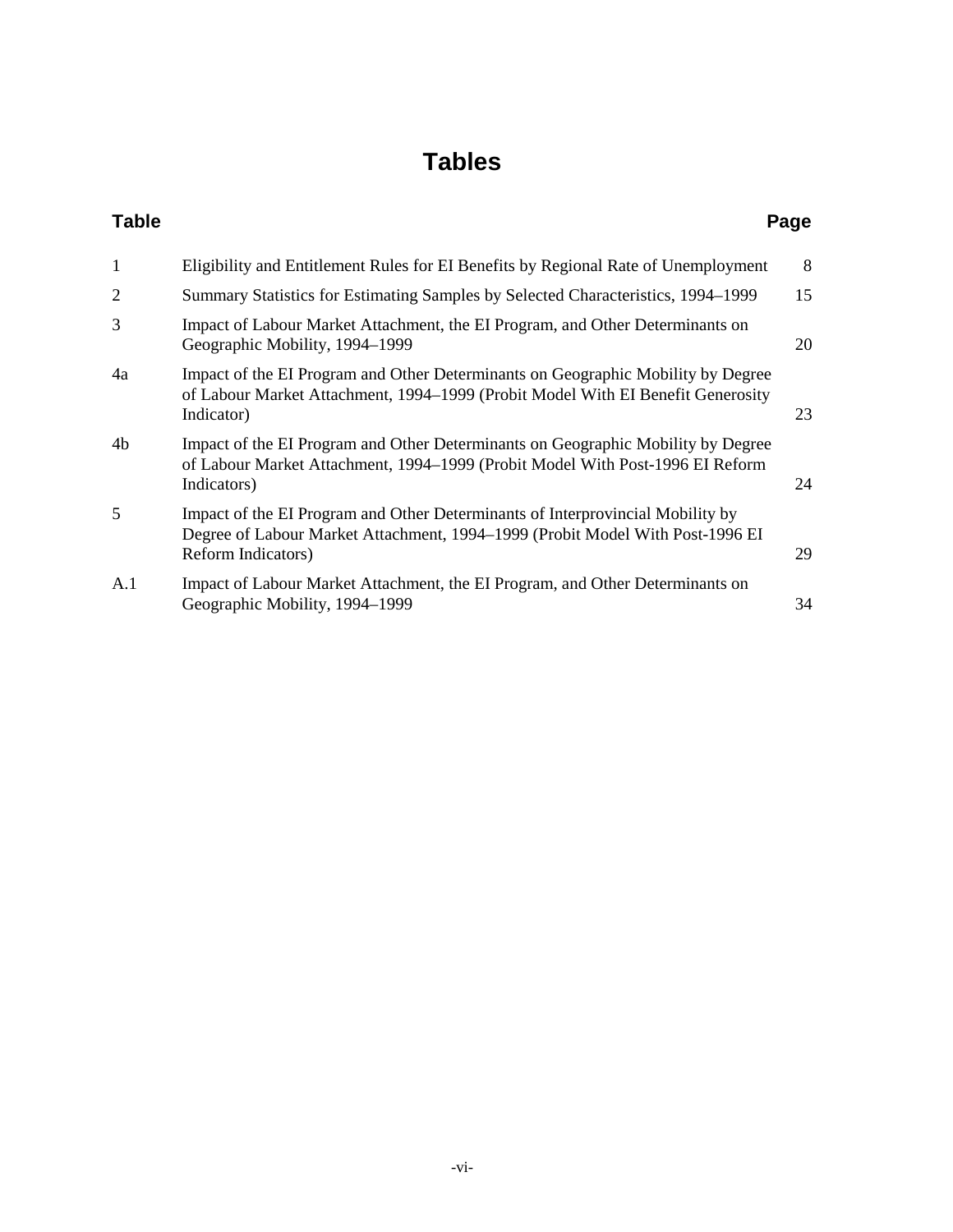# Tables

| Table | | Page |
|---|---|---|
| 1 | Eligibility and Entitlement Rules for EI Benefits by Regional Rate of Unemployment | 8 |
| 2 | Summary Statistics for Estimating Samples by Selected Characteristics, 1994–1999 | 15 |
| 3 | Impact of Labour Market Attachment, the EI Program, and Other Determinants on Geographic Mobility, 1994–1999 | 20 |
| 4a | Impact of the EI Program and Other Determinants on Geographic Mobility by Degree of Labour Market Attachment, 1994–1999 (Probit Model With EI Benefit Generosity Indicator) | 23 |
| 4b | Impact of the EI Program and Other Determinants on Geographic Mobility by Degree of Labour Market Attachment, 1994–1999 (Probit Model With Post-1996 EI Reform Indicators) | 24 |
| 5 | Impact of the EI Program and Other Determinants of Interprovincial Mobility by Degree of Labour Market Attachment, 1994–1999 (Probit Model With Post-1996 EI Reform Indicators) | 29 |
| A.1 | Impact of Labour Market Attachment, the EI Program, and Other Determinants on Geographic Mobility, 1994–1999 | 34 |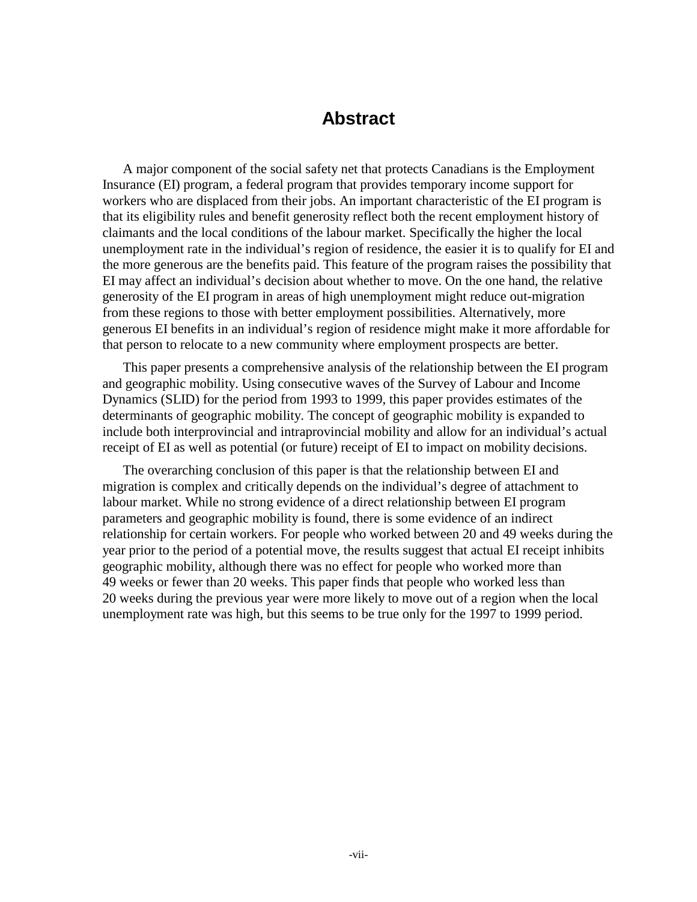# Abstract

A major component of the social safety net that protects Canadians is the Employment Insurance (EI) program, a federal program that provides temporary income support for workers who are displaced from their jobs. An important characteristic of the EI program is that its eligibility rules and benefit generosity reflect both the recent employment history of claimants and the local conditions of the labour market. Specifically the higher the local unemployment rate in the individual's region of residence, the easier it is to qualify for EI and the more generous are the benefits paid. This feature of the program raises the possibility that EI may affect an individual's decision about whether to move. On the one hand, the relative generosity of the EI program in areas of high unemployment might reduce out-migration from these regions to those with better employment possibilities. Alternatively, more generous EI benefits in an individual's region of residence might make it more affordable for that person to relocate to a new community where employment prospects are better.

This paper presents a comprehensive analysis of the relationship between the EI program and geographic mobility. Using consecutive waves of the Survey of Labour and Income Dynamics (SLID) for the period from 1993 to 1999, this paper provides estimates of the determinants of geographic mobility. The concept of geographic mobility is expanded to include both interprovincial and intraprovincial mobility and allow for an individual's actual receipt of EI as well as potential (or future) receipt of EI to impact on mobility decisions.

The overarching conclusion of this paper is that the relationship between EI and migration is complex and critically depends on the individual's degree of attachment to labour market. While no strong evidence of a direct relationship between EI program parameters and geographic mobility is found, there is some evidence of an indirect relationship for certain workers. For people who worked between 20 and 49 weeks during the year prior to the period of a potential move, the results suggest that actual EI receipt inhibits geographic mobility, although there was no effect for people who worked more than 49 weeks or fewer than 20 weeks. This paper finds that people who worked less than 20 weeks during the previous year were more likely to move out of a region when the local unemployment rate was high, but this seems to be true only for the 1997 to 1999 period.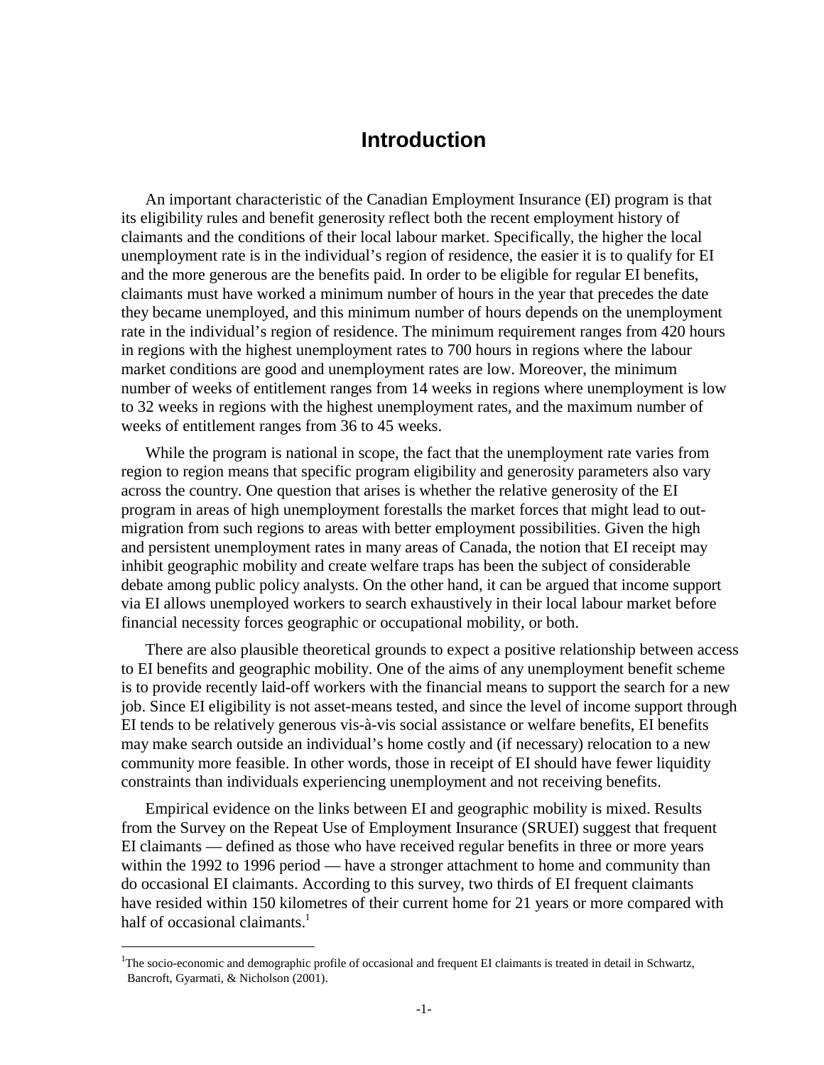# Introduction

An important characteristic of the Canadian Employment Insurance (EI) program is that its eligibility rules and benefit generosity reflect both the recent employment history of claimants and the conditions of their local labour market. Specifically, the higher the local unemployment rate is in the individual's region of residence, the easier it is to qualify for EI and the more generous are the benefits paid. In order to be eligible for regular EI benefits, claimants must have worked a minimum number of hours in the year that precedes the date they became unemployed, and this minimum number of hours depends on the unemployment rate in the individual's region of residence. The minimum requirement ranges from 420 hours in regions with the highest unemployment rates to 700 hours in regions where the labour market conditions are good and unemployment rates are low. Moreover, the minimum number of weeks of entitlement ranges from 14 weeks in regions where unemployment is low to 32 weeks in regions with the highest unemployment rates, and the maximum number of weeks of entitlement ranges from 36 to 45 weeks.

While the program is national in scope, the fact that the unemployment rate varies from region to region means that specific program eligibility and generosity parameters also vary across the country. One question that arises is whether the relative generosity of the EI program in areas of high unemployment forestalls the market forces that might lead to out-migration from such regions to areas with better employment possibilities. Given the high and persistent unemployment rates in many areas of Canada, the notion that EI receipt may inhibit geographic mobility and create welfare traps has been the subject of considerable debate among public policy analysts. On the other hand, it can be argued that income support via EI allows unemployed workers to search exhaustively in their local labour market before financial necessity forces geographic or occupational mobility, or both.

There are also plausible theoretical grounds to expect a positive relationship between access to EI benefits and geographic mobility. One of the aims of any unemployment benefit scheme is to provide recently laid-off workers with the financial means to support the search for a new job. Since EI eligibility is not asset-means tested, and since the level of income support through EI tends to be relatively generous vis-à-vis social assistance or welfare benefits, EI benefits may make search outside an individual's home costly and (if necessary) relocation to a new community more feasible. In other words, those in receipt of EI should have fewer liquidity constraints than individuals experiencing unemployment and not receiving benefits.

Empirical evidence on the links between EI and geographic mobility is mixed. Results from the Survey on the Repeat Use of Employment Insurance (SRUEI) suggest that frequent EI claimants — defined as those who have received regular benefits in three or more years within the 1992 to 1996 period — have a stronger attachment to home and community than do occasional EI claimants. According to this survey, two thirds of EI frequent claimants have resided within 150 kilometres of their current home for 21 years or more compared with half of occasional claimants.[1]

[1]The socio-economic and demographic profile of occasional and frequent EI claimants is treated in detail in Schwartz, Bancroft, Gyarmati, & Nicholson (2001).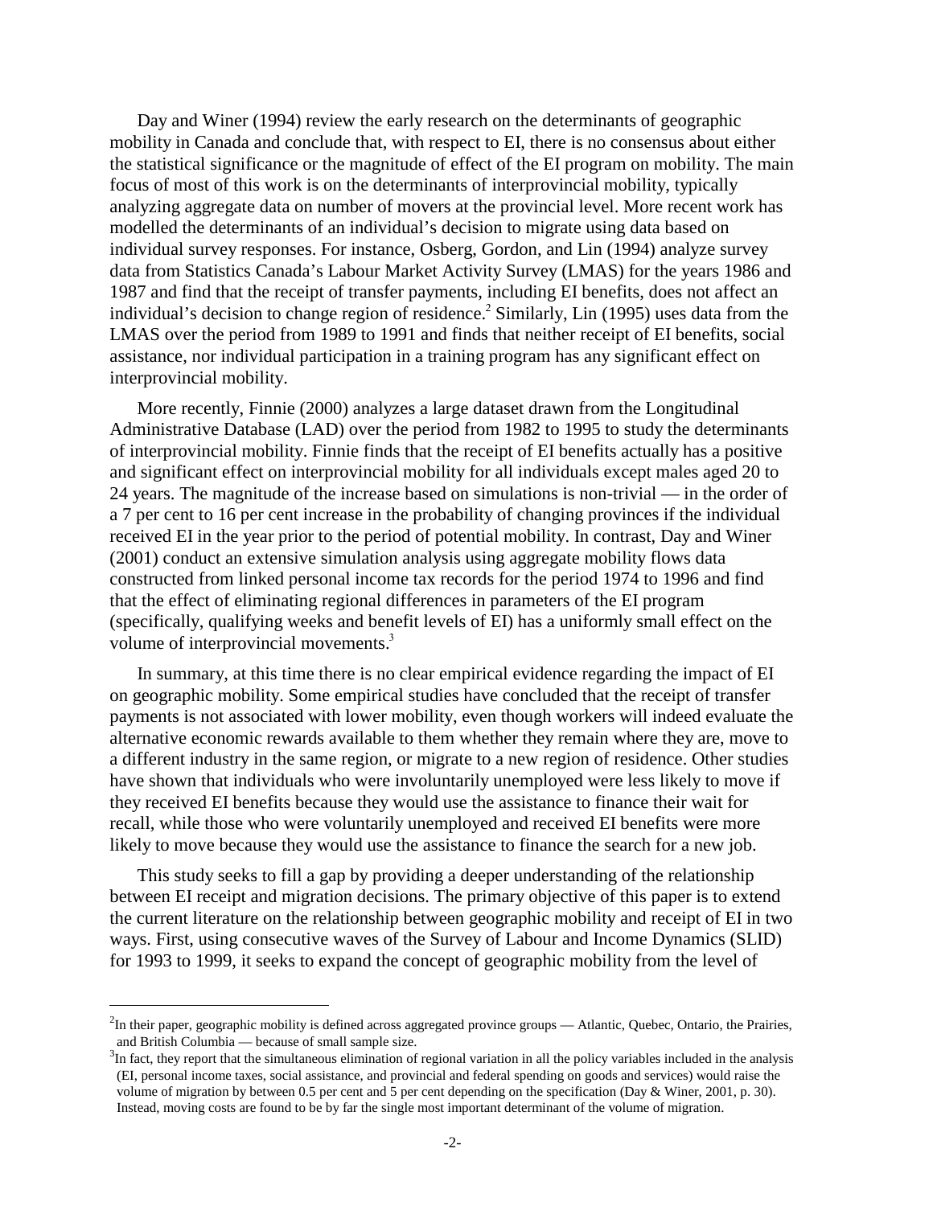Day and Winer (1994) review the early research on the determinants of geographic mobility in Canada and conclude that, with respect to EI, there is no consensus about either the statistical significance or the magnitude of effect of the EI program on mobility. The main focus of most of this work is on the determinants of interprovincial mobility, typically analyzing aggregate data on number of movers at the provincial level. More recent work has modelled the determinants of an individual's decision to migrate using data based on individual survey responses. For instance, Osberg, Gordon, and Lin (1994) analyze survey data from Statistics Canada's Labour Market Activity Survey (LMAS) for the years 1986 and 1987 and find that the receipt of transfer payments, including EI benefits, does not affect an individual's decision to change region of residence.[2] Similarly, Lin (1995) uses data from the LMAS over the period from 1989 to 1991 and finds that neither receipt of EI benefits, social assistance, nor individual participation in a training program has any significant effect on interprovincial mobility.

More recently, Finnie (2000) analyzes a large dataset drawn from the Longitudinal Administrative Database (LAD) over the period from 1982 to 1995 to study the determinants of interprovincial mobility. Finnie finds that the receipt of EI benefits actually has a positive and significant effect on interprovincial mobility for all individuals except males aged 20 to 24 years. The magnitude of the increase based on simulations is non-trivial — in the order of a 7 per cent to 16 per cent increase in the probability of changing provinces if the individual received EI in the year prior to the period of potential mobility. In contrast, Day and Winer (2001) conduct an extensive simulation analysis using aggregate mobility flows data constructed from linked personal income tax records for the period 1974 to 1996 and find that the effect of eliminating regional differences in parameters of the EI program (specifically, qualifying weeks and benefit levels of EI) has a uniformly small effect on the volume of interprovincial movements.[3]

In summary, at this time there is no clear empirical evidence regarding the impact of EI on geographic mobility. Some empirical studies have concluded that the receipt of transfer payments is not associated with lower mobility, even though workers will indeed evaluate the alternative economic rewards available to them whether they remain where they are, move to a different industry in the same region, or migrate to a new region of residence. Other studies have shown that individuals who were involuntarily unemployed were less likely to move if they received EI benefits because they would use the assistance to finance their wait for recall, while those who were voluntarily unemployed and received EI benefits were more likely to move because they would use the assistance to finance the search for a new job.

This study seeks to fill a gap by providing a deeper understanding of the relationship between EI receipt and migration decisions. The primary objective of this paper is to extend the current literature on the relationship between geographic mobility and receipt of EI in two ways. First, using consecutive waves of the Survey of Labour and Income Dynamics (SLID) for 1993 to 1999, it seeks to expand the concept of geographic mobility from the level of

---

[2] In their paper, geographic mobility is defined across aggregated province groups — Atlantic, Quebec, Ontario, the Prairies, and British Columbia — because of small sample size.

[3] In fact, they report that the simultaneous elimination of regional variation in all the policy variables included in the analysis (EI, personal income taxes, social assistance, and provincial and federal spending on goods and services) would raise the volume of migration by between 0.5 per cent and 5 per cent depending on the specification (Day & Winer, 2001, p. 30). Instead, moving costs are found to be by far the single most important determinant of the volume of migration.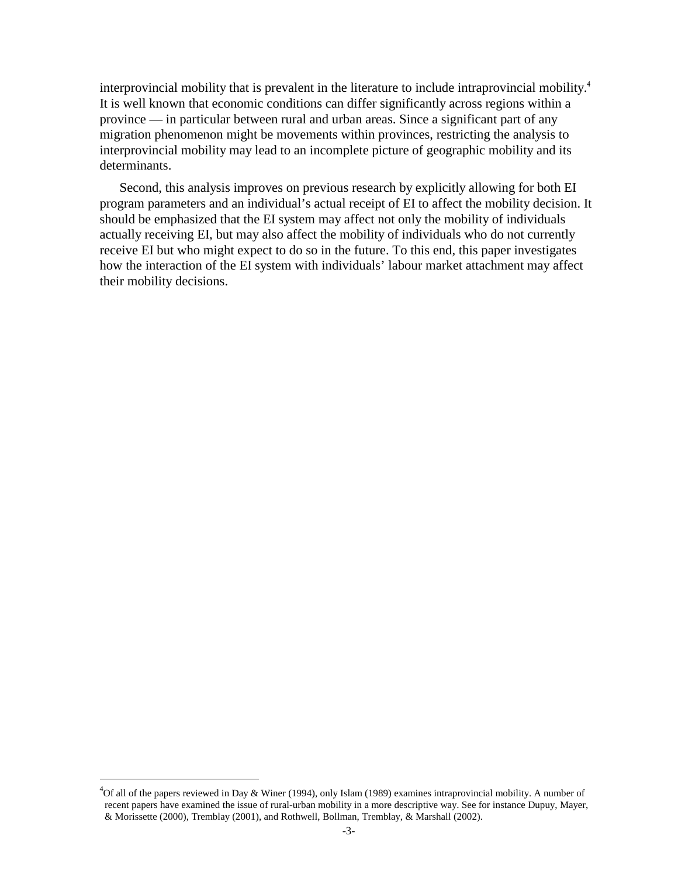interprovincial mobility that is prevalent in the literature to include intraprovincial mobility.[4] It is well known that economic conditions can differ significantly across regions within a province — in particular between rural and urban areas. Since a significant part of any migration phenomenon might be movements within provinces, restricting the analysis to interprovincial mobility may lead to an incomplete picture of geographic mobility and its determinants.

Second, this analysis improves on previous research by explicitly allowing for both EI program parameters and an individual's actual receipt of EI to affect the mobility decision. It should be emphasized that the EI system may affect not only the mobility of individuals actually receiving EI, but may also affect the mobility of individuals who do not currently receive EI but who might expect to do so in the future. To this end, this paper investigates how the interaction of the EI system with individuals' labour market attachment may affect their mobility decisions.

[4] Of all of the papers reviewed in Day & Winer (1994), only Islam (1989) examines intraprovincial mobility. A number of recent papers have examined the issue of rural-urban mobility in a more descriptive way. See for instance Dupuy, Mayer, & Morissette (2000), Tremblay (2001), and Rothwell, Bollman, Tremblay, & Marshall (2002).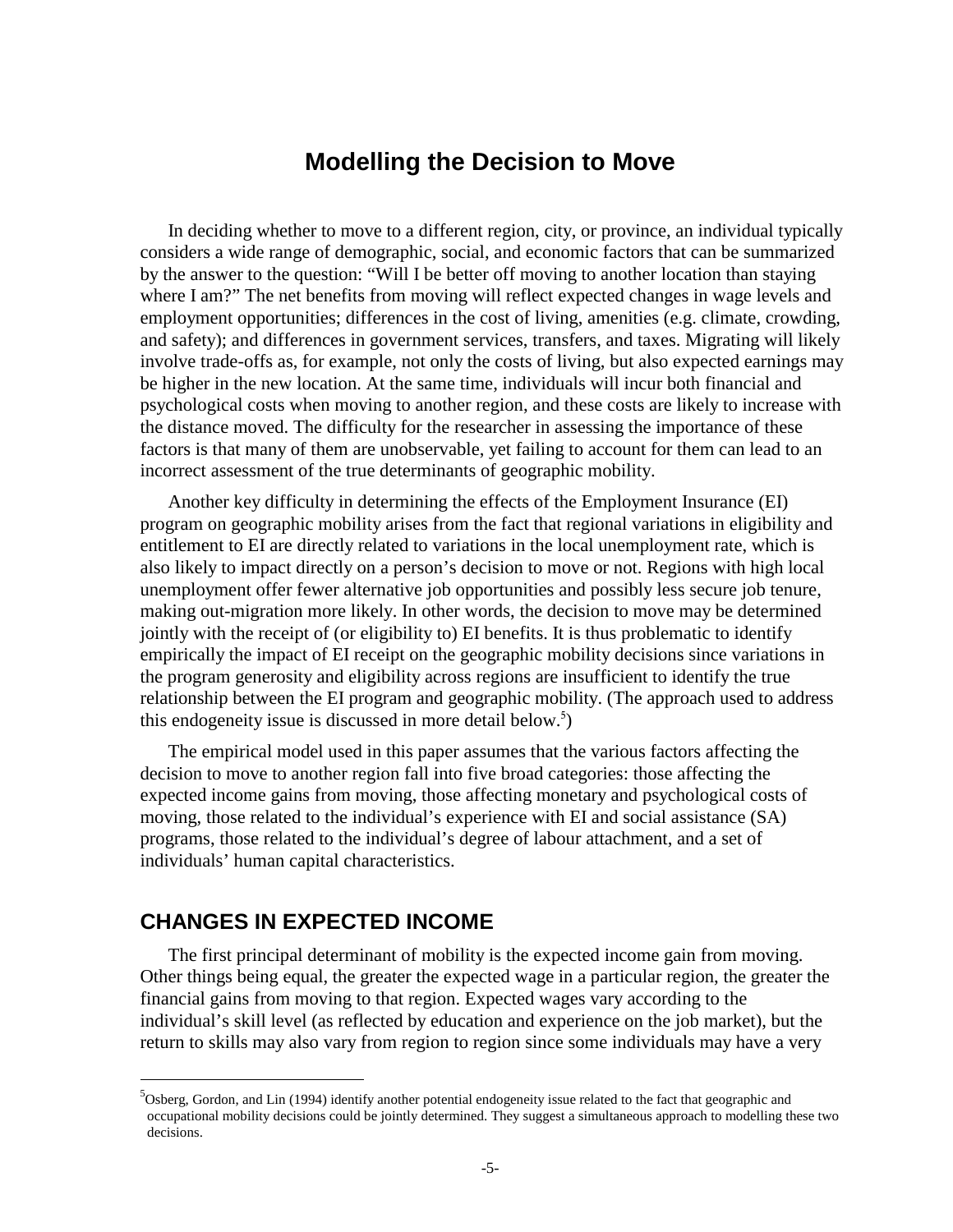# Modelling the Decision to Move

In deciding whether to move to a different region, city, or province, an individual typically considers a wide range of demographic, social, and economic factors that can be summarized by the answer to the question: "Will I be better off moving to another location than staying where I am?" The net benefits from moving will reflect expected changes in wage levels and employment opportunities; differences in the cost of living, amenities (e.g. climate, crowding, and safety); and differences in government services, transfers, and taxes. Migrating will likely involve trade-offs as, for example, not only the costs of living, but also expected earnings may be higher in the new location. At the same time, individuals will incur both financial and psychological costs when moving to another region, and these costs are likely to increase with the distance moved. The difficulty for the researcher in assessing the importance of these factors is that many of them are unobservable, yet failing to account for them can lead to an incorrect assessment of the true determinants of geographic mobility.

Another key difficulty in determining the effects of the Employment Insurance (EI) program on geographic mobility arises from the fact that regional variations in eligibility and entitlement to EI are directly related to variations in the local unemployment rate, which is also likely to impact directly on a person's decision to move or not. Regions with high local unemployment offer fewer alternative job opportunities and possibly less secure job tenure, making out-migration more likely. In other words, the decision to move may be determined jointly with the receipt of (or eligibility to) EI benefits. It is thus problematic to identify empirically the impact of EI receipt on the geographic mobility decisions since variations in the program generosity and eligibility across regions are insufficient to identify the true relationship between the EI program and geographic mobility. (The approach used to address this endogeneity issue is discussed in more detail below.[5])

The empirical model used in this paper assumes that the various factors affecting the decision to move to another region fall into five broad categories: those affecting the expected income gains from moving, those affecting monetary and psychological costs of moving, those related to the individual's experience with EI and social assistance (SA) programs, those related to the individual's degree of labour attachment, and a set of individuals' human capital characteristics.

## CHANGES IN EXPECTED INCOME

The first principal determinant of mobility is the expected income gain from moving. Other things being equal, the greater the expected wage in a particular region, the greater the financial gains from moving to that region. Expected wages vary according to the individual's skill level (as reflected by education and experience on the job market), but the return to skills may also vary from region to region since some individuals may have a very

---

[5] Osberg, Gordon, and Lin (1994) identify another potential endogeneity issue related to the fact that geographic and occupational mobility decisions could be jointly determined. They suggest a simultaneous approach to modelling these two decisions.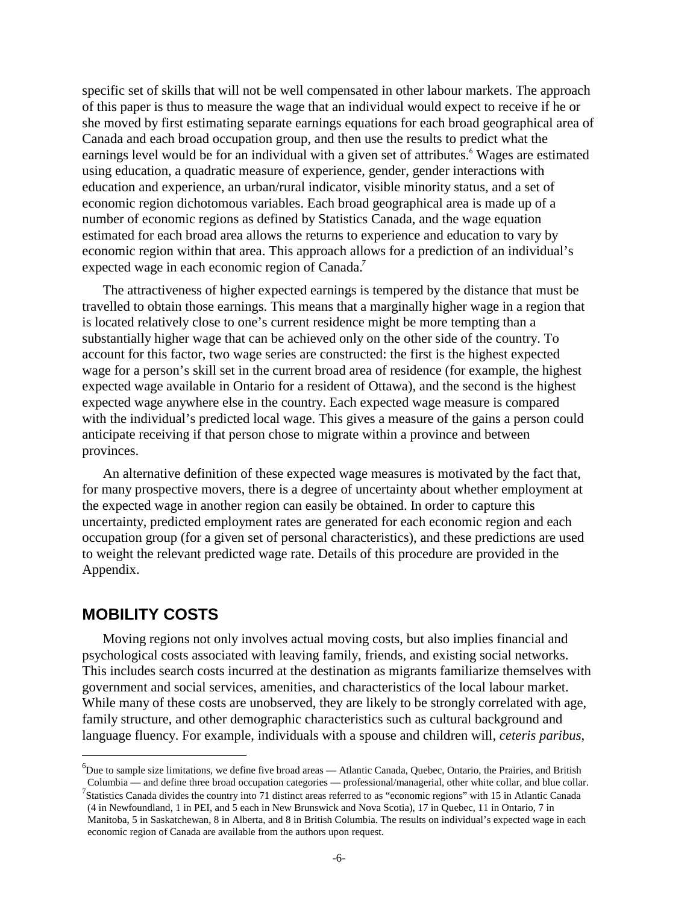specific set of skills that will not be well compensated in other labour markets. The approach of this paper is thus to measure the wage that an individual would expect to receive if he or she moved by first estimating separate earnings equations for each broad geographical area of Canada and each broad occupation group, and then use the results to predict what the earnings level would be for an individual with a given set of attributes.[6] Wages are estimated using education, a quadratic measure of experience, gender, gender interactions with education and experience, an urban/rural indicator, visible minority status, and a set of economic region dichotomous variables. Each broad geographical area is made up of a number of economic regions as defined by Statistics Canada, and the wage equation estimated for each broad area allows the returns to experience and education to vary by economic region within that area. This approach allows for a prediction of an individual's expected wage in each economic region of Canada.[7]

The attractiveness of higher expected earnings is tempered by the distance that must be travelled to obtain those earnings. This means that a marginally higher wage in a region that is located relatively close to one's current residence might be more tempting than a substantially higher wage that can be achieved only on the other side of the country. To account for this factor, two wage series are constructed: the first is the highest expected wage for a person's skill set in the current broad area of residence (for example, the highest expected wage available in Ontario for a resident of Ottawa), and the second is the highest expected wage anywhere else in the country. Each expected wage measure is compared with the individual's predicted local wage. This gives a measure of the gains a person could anticipate receiving if that person chose to migrate within a province and between provinces.

An alternative definition of these expected wage measures is motivated by the fact that, for many prospective movers, there is a degree of uncertainty about whether employment at the expected wage in another region can easily be obtained. In order to capture this uncertainty, predicted employment rates are generated for each economic region and each occupation group (for a given set of personal characteristics), and these predictions are used to weight the relevant predicted wage rate. Details of this procedure are provided in the Appendix.

## MOBILITY COSTS

Moving regions not only involves actual moving costs, but also implies financial and psychological costs associated with leaving family, friends, and existing social networks. This includes search costs incurred at the destination as migrants familiarize themselves with government and social services, amenities, and characteristics of the local labour market. While many of these costs are unobserved, they are likely to be strongly correlated with age, family structure, and other demographic characteristics such as cultural background and language fluency. For example, individuals with a spouse and children will, *ceteris paribus*,

---

[6] Due to sample size limitations, we define five broad areas — Atlantic Canada, Quebec, Ontario, the Prairies, and British Columbia — and define three broad occupation categories — professional/managerial, other white collar, and blue collar.

[7] Statistics Canada divides the country into 71 distinct areas referred to as "economic regions" with 15 in Atlantic Canada (4 in Newfoundland, 1 in PEI, and 5 each in New Brunswick and Nova Scotia), 17 in Quebec, 11 in Ontario, 7 in Manitoba, 5 in Saskatchewan, 8 in Alberta, and 8 in British Columbia. The results on individual's expected wage in each economic region of Canada are available from the authors upon request.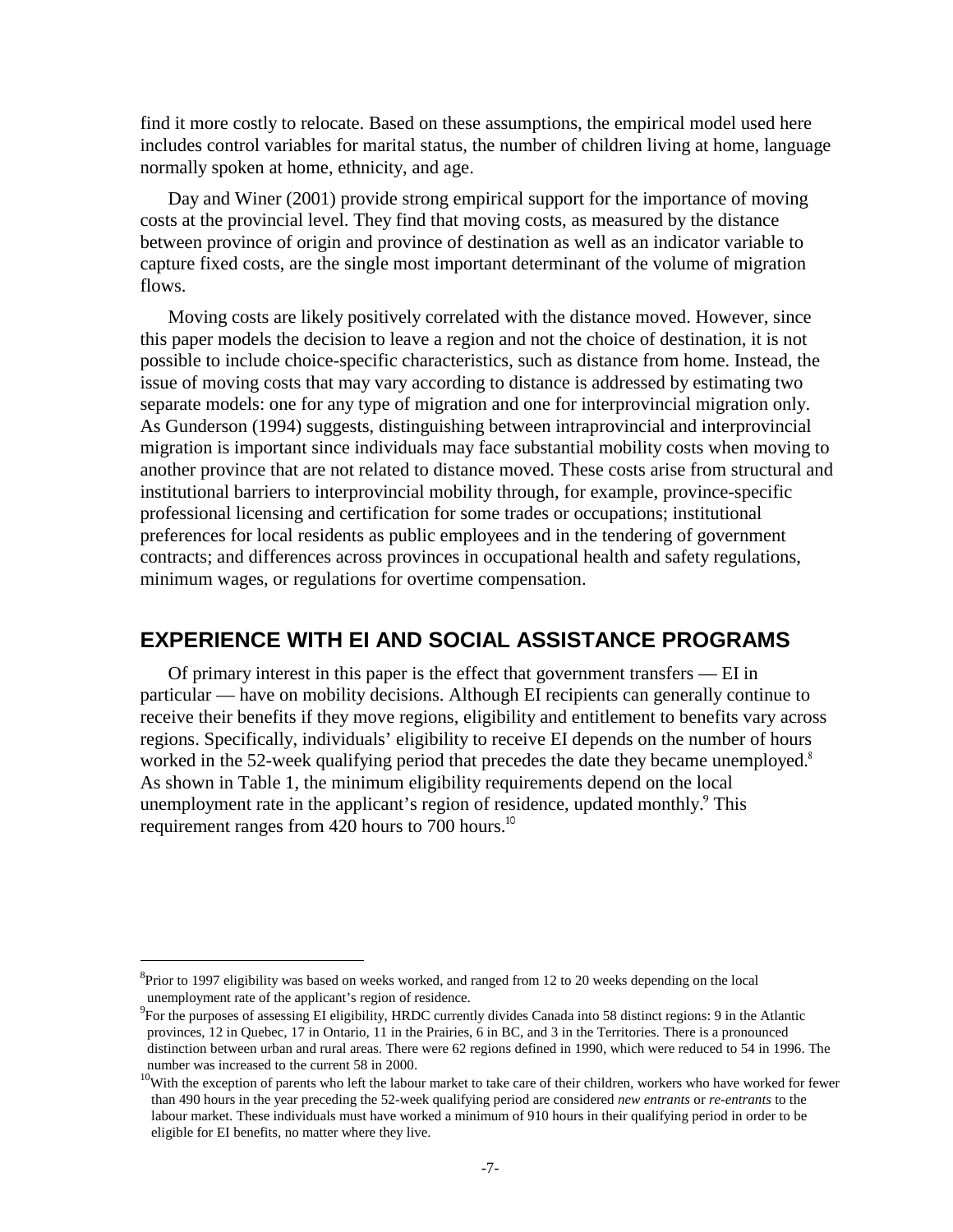find it more costly to relocate. Based on these assumptions, the empirical model used here includes control variables for marital status, the number of children living at home, language normally spoken at home, ethnicity, and age.

Day and Winer (2001) provide strong empirical support for the importance of moving costs at the provincial level. They find that moving costs, as measured by the distance between province of origin and province of destination as well as an indicator variable to capture fixed costs, are the single most important determinant of the volume of migration flows.

Moving costs are likely positively correlated with the distance moved. However, since this paper models the decision to leave a region and not the choice of destination, it is not possible to include choice-specific characteristics, such as distance from home. Instead, the issue of moving costs that may vary according to distance is addressed by estimating two separate models: one for any type of migration and one for interprovincial migration only. As Gunderson (1994) suggests, distinguishing between intraprovincial and interprovincial migration is important since individuals may face substantial mobility costs when moving to another province that are not related to distance moved. These costs arise from structural and institutional barriers to interprovincial mobility through, for example, province-specific professional licensing and certification for some trades or occupations; institutional preferences for local residents as public employees and in the tendering of government contracts; and differences across provinces in occupational health and safety regulations, minimum wages, or regulations for overtime compensation.

## EXPERIENCE WITH EI AND SOCIAL ASSISTANCE PROGRAMS

Of primary interest in this paper is the effect that government transfers — EI in particular — have on mobility decisions. Although EI recipients can generally continue to receive their benefits if they move regions, eligibility and entitlement to benefits vary across regions. Specifically, individuals' eligibility to receive EI depends on the number of hours worked in the 52-week qualifying period that precedes the date they became unemployed.[8] As shown in Table 1, the minimum eligibility requirements depend on the local unemployment rate in the applicant's region of residence, updated monthly.[9] This requirement ranges from 420 hours to 700 hours.[10]

---

[8]Prior to 1997 eligibility was based on weeks worked, and ranged from 12 to 20 weeks depending on the local unemployment rate of the applicant's region of residence.

[9]For the purposes of assessing EI eligibility, HRDC currently divides Canada into 58 distinct regions: 9 in the Atlantic provinces, 12 in Quebec, 17 in Ontario, 11 in the Prairies, 6 in BC, and 3 in the Territories. There is a pronounced distinction between urban and rural areas. There were 62 regions defined in 1990, which were reduced to 54 in 1996. The number was increased to the current 58 in 2000.

[10]With the exception of parents who left the labour market to take care of their children, workers who have worked for fewer than 490 hours in the year preceding the 52-week qualifying period are considered *new entrants* or *re-entrants* to the labour market. These individuals must have worked a minimum of 910 hours in their qualifying period in order to be eligible for EI benefits, no matter where they live.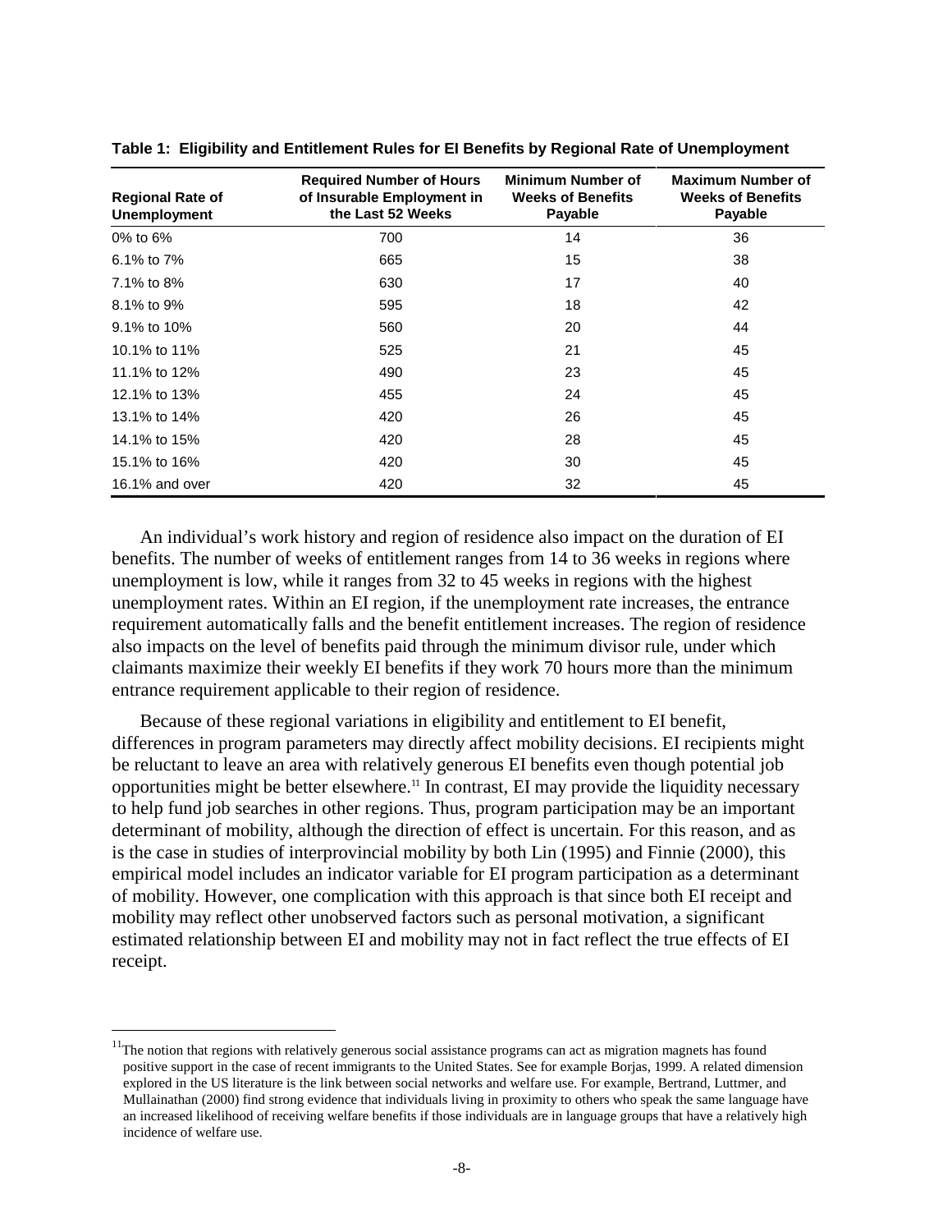**Table 1: Eligibility and Entitlement Rules for EI Benefits by Regional Rate of Unemployment**

| Regional Rate of Unemployment | Required Number of Hours of Insurable Employment in the Last 52 Weeks | Minimum Number of Weeks of Benefits Payable | Maximum Number of Weeks of Benefits Payable |
|---|---|---|---|
| 0% to 6% | 700 | 14 | 36 |
| 6.1% to 7% | 665 | 15 | 38 |
| 7.1% to 8% | 630 | 17 | 40 |
| 8.1% to 9% | 595 | 18 | 42 |
| 9.1% to 10% | 560 | 20 | 44 |
| 10.1% to 11% | 525 | 21 | 45 |
| 11.1% to 12% | 490 | 23 | 45 |
| 12.1% to 13% | 455 | 24 | 45 |
| 13.1% to 14% | 420 | 26 | 45 |
| 14.1% to 15% | 420 | 28 | 45 |
| 15.1% to 16% | 420 | 30 | 45 |
| 16.1% and over | 420 | 32 | 45 |

An individual's work history and region of residence also impact on the duration of EI benefits. The number of weeks of entitlement ranges from 14 to 36 weeks in regions where unemployment is low, while it ranges from 32 to 45 weeks in regions with the highest unemployment rates. Within an EI region, if the unemployment rate increases, the entrance requirement automatically falls and the benefit entitlement increases. The region of residence also impacts on the level of benefits paid through the minimum divisor rule, under which claimants maximize their weekly EI benefits if they work 70 hours more than the minimum entrance requirement applicable to their region of residence.

Because of these regional variations in eligibility and entitlement to EI benefit, differences in program parameters may directly affect mobility decisions. EI recipients might be reluctant to leave an area with relatively generous EI benefits even though potential job opportunities might be better elsewhere.[11] In contrast, EI may provide the liquidity necessary to help fund job searches in other regions. Thus, program participation may be an important determinant of mobility, although the direction of effect is uncertain. For this reason, and as is the case in studies of interprovincial mobility by both Lin (1995) and Finnie (2000), this empirical model includes an indicator variable for EI program participation as a determinant of mobility. However, one complication with this approach is that since both EI receipt and mobility may reflect other unobserved factors such as personal motivation, a significant estimated relationship between EI and mobility may not in fact reflect the true effects of EI receipt.

[11] The notion that regions with relatively generous social assistance programs can act as migration magnets has found positive support in the case of recent immigrants to the United States. See for example Borjas, 1999. A related dimension explored in the US literature is the link between social networks and welfare use. For example, Bertrand, Luttmer, and Mullainathan (2000) find strong evidence that individuals living in proximity to others who speak the same language have an increased likelihood of receiving welfare benefits if those individuals are in language groups that have a relatively high incidence of welfare use.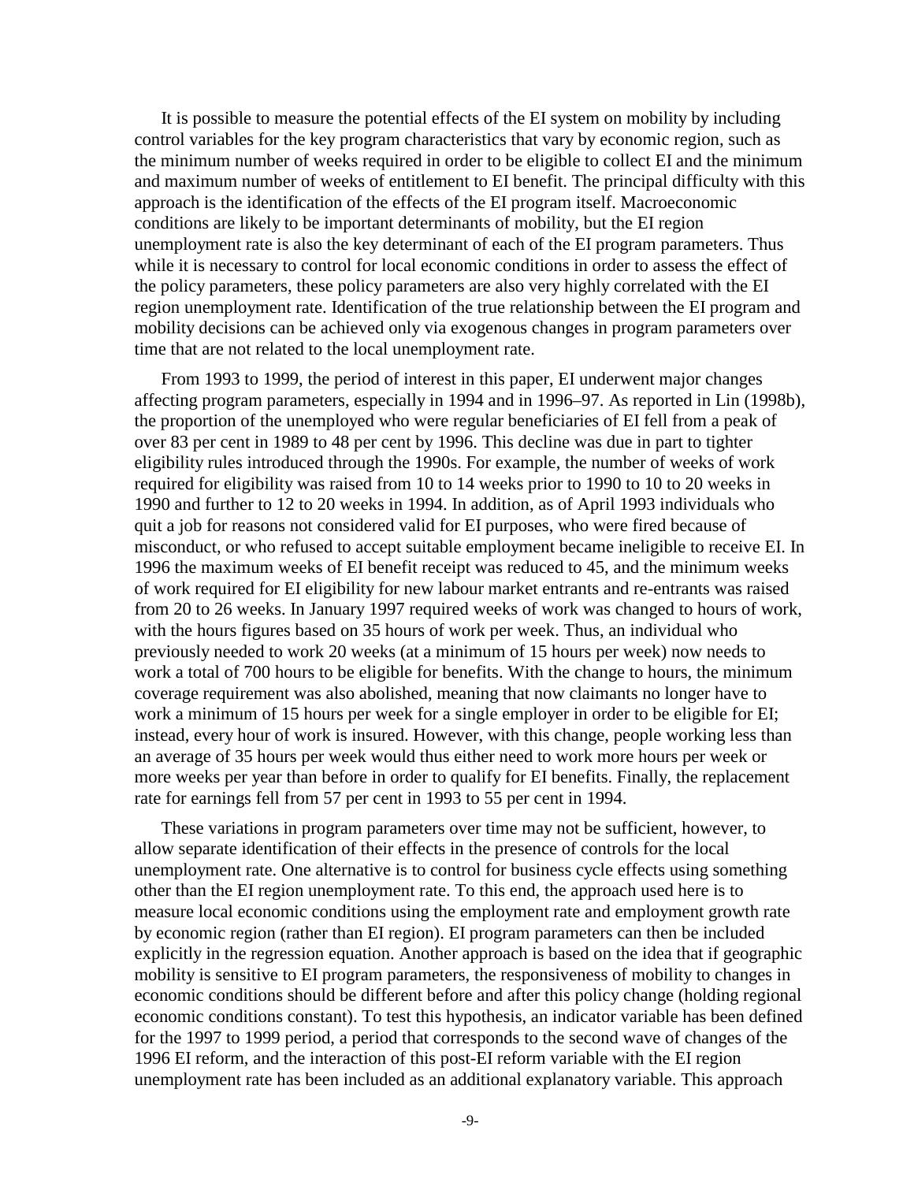It is possible to measure the potential effects of the EI system on mobility by including control variables for the key program characteristics that vary by economic region, such as the minimum number of weeks required in order to be eligible to collect EI and the minimum and maximum number of weeks of entitlement to EI benefit. The principal difficulty with this approach is the identification of the effects of the EI program itself. Macroeconomic conditions are likely to be important determinants of mobility, but the EI region unemployment rate is also the key determinant of each of the EI program parameters. Thus while it is necessary to control for local economic conditions in order to assess the effect of the policy parameters, these policy parameters are also very highly correlated with the EI region unemployment rate. Identification of the true relationship between the EI program and mobility decisions can be achieved only via exogenous changes in program parameters over time that are not related to the local unemployment rate.

From 1993 to 1999, the period of interest in this paper, EI underwent major changes affecting program parameters, especially in 1994 and in 1996–97. As reported in Lin (1998b), the proportion of the unemployed who were regular beneficiaries of EI fell from a peak of over 83 per cent in 1989 to 48 per cent by 1996. This decline was due in part to tighter eligibility rules introduced through the 1990s. For example, the number of weeks of work required for eligibility was raised from 10 to 14 weeks prior to 1990 to 10 to 20 weeks in 1990 and further to 12 to 20 weeks in 1994. In addition, as of April 1993 individuals who quit a job for reasons not considered valid for EI purposes, who were fired because of misconduct, or who refused to accept suitable employment became ineligible to receive EI. In 1996 the maximum weeks of EI benefit receipt was reduced to 45, and the minimum weeks of work required for EI eligibility for new labour market entrants and re-entrants was raised from 20 to 26 weeks. In January 1997 required weeks of work was changed to hours of work, with the hours figures based on 35 hours of work per week. Thus, an individual who previously needed to work 20 weeks (at a minimum of 15 hours per week) now needs to work a total of 700 hours to be eligible for benefits. With the change to hours, the minimum coverage requirement was also abolished, meaning that now claimants no longer have to work a minimum of 15 hours per week for a single employer in order to be eligible for EI; instead, every hour of work is insured. However, with this change, people working less than an average of 35 hours per week would thus either need to work more hours per week or more weeks per year than before in order to qualify for EI benefits. Finally, the replacement rate for earnings fell from 57 per cent in 1993 to 55 per cent in 1994.

These variations in program parameters over time may not be sufficient, however, to allow separate identification of their effects in the presence of controls for the local unemployment rate. One alternative is to control for business cycle effects using something other than the EI region unemployment rate. To this end, the approach used here is to measure local economic conditions using the employment rate and employment growth rate by economic region (rather than EI region). EI program parameters can then be included explicitly in the regression equation. Another approach is based on the idea that if geographic mobility is sensitive to EI program parameters, the responsiveness of mobility to changes in economic conditions should be different before and after this policy change (holding regional economic conditions constant). To test this hypothesis, an indicator variable has been defined for the 1997 to 1999 period, a period that corresponds to the second wave of changes of the 1996 EI reform, and the interaction of this post-EI reform variable with the EI region unemployment rate has been included as an additional explanatory variable. This approach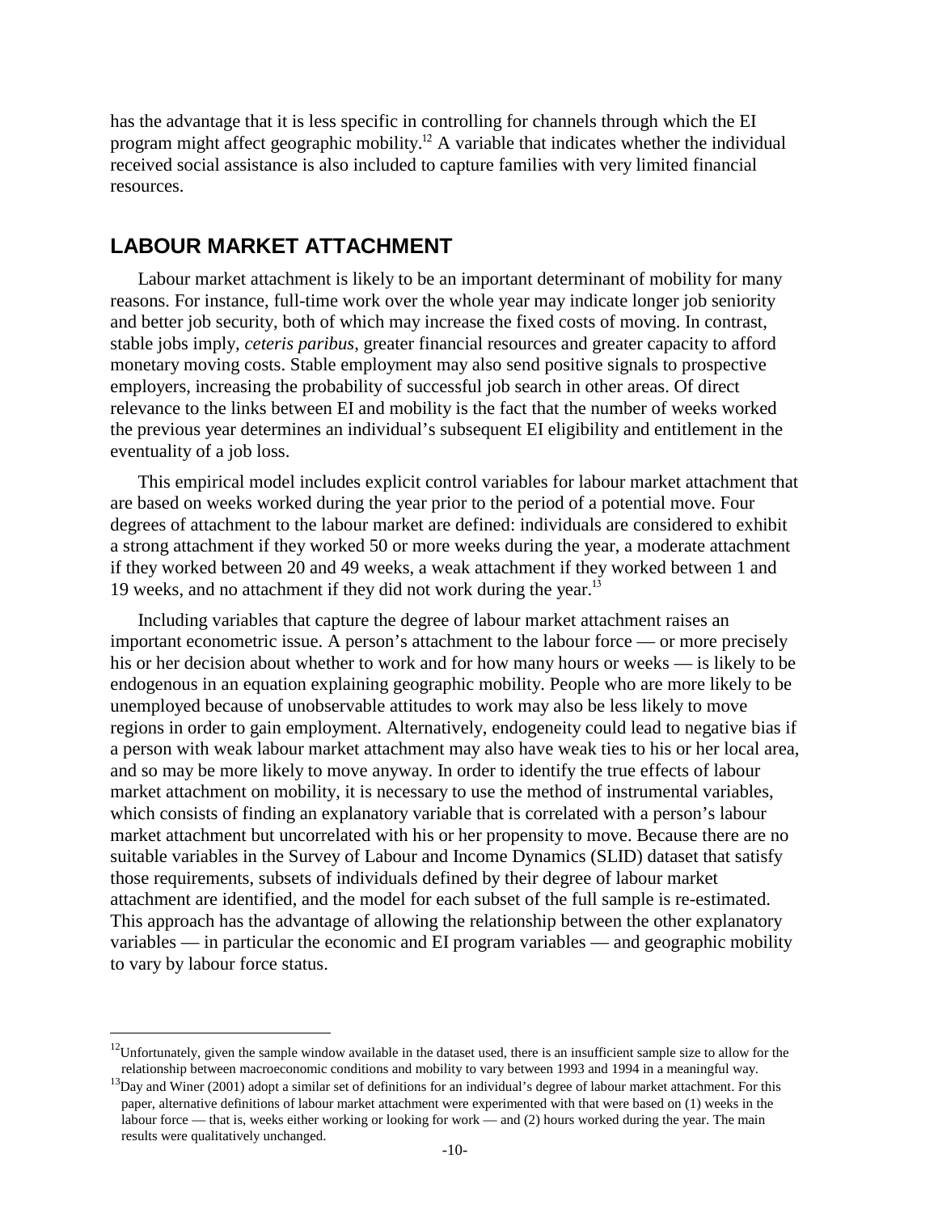has the advantage that it is less specific in controlling for channels through which the EI program might affect geographic mobility.[12] A variable that indicates whether the individual received social assistance is also included to capture families with very limited financial resources.

## LABOUR MARKET ATTACHMENT

Labour market attachment is likely to be an important determinant of mobility for many reasons. For instance, full-time work over the whole year may indicate longer job seniority and better job security, both of which may increase the fixed costs of moving. In contrast, stable jobs imply, *ceteris paribus*, greater financial resources and greater capacity to afford monetary moving costs. Stable employment may also send positive signals to prospective employers, increasing the probability of successful job search in other areas. Of direct relevance to the links between EI and mobility is the fact that the number of weeks worked the previous year determines an individual's subsequent EI eligibility and entitlement in the eventuality of a job loss.

This empirical model includes explicit control variables for labour market attachment that are based on weeks worked during the year prior to the period of a potential move. Four degrees of attachment to the labour market are defined: individuals are considered to exhibit a strong attachment if they worked 50 or more weeks during the year, a moderate attachment if they worked between 20 and 49 weeks, a weak attachment if they worked between 1 and 19 weeks, and no attachment if they did not work during the year.[13]

Including variables that capture the degree of labour market attachment raises an important econometric issue. A person's attachment to the labour force — or more precisely his or her decision about whether to work and for how many hours or weeks — is likely to be endogenous in an equation explaining geographic mobility. People who are more likely to be unemployed because of unobservable attitudes to work may also be less likely to move regions in order to gain employment. Alternatively, endogeneity could lead to negative bias if a person with weak labour market attachment may also have weak ties to his or her local area, and so may be more likely to move anyway. In order to identify the true effects of labour market attachment on mobility, it is necessary to use the method of instrumental variables, which consists of finding an explanatory variable that is correlated with a person's labour market attachment but uncorrelated with his or her propensity to move. Because there are no suitable variables in the Survey of Labour and Income Dynamics (SLID) dataset that satisfy those requirements, subsets of individuals defined by their degree of labour market attachment are identified, and the model for each subset of the full sample is re-estimated. This approach has the advantage of allowing the relationship between the other explanatory variables — in particular the economic and EI program variables — and geographic mobility to vary by labour force status.

---

[12] Unfortunately, given the sample window available in the dataset used, there is an insufficient sample size to allow for the relationship between macroeconomic conditions and mobility to vary between 1993 and 1994 in a meaningful way.

[13] Day and Winer (2001) adopt a similar set of definitions for an individual's degree of labour market attachment. For this paper, alternative definitions of labour market attachment were experimented with that were based on (1) weeks in the labour force — that is, weeks either working or looking for work — and (2) hours worked during the year. The main results were qualitatively unchanged.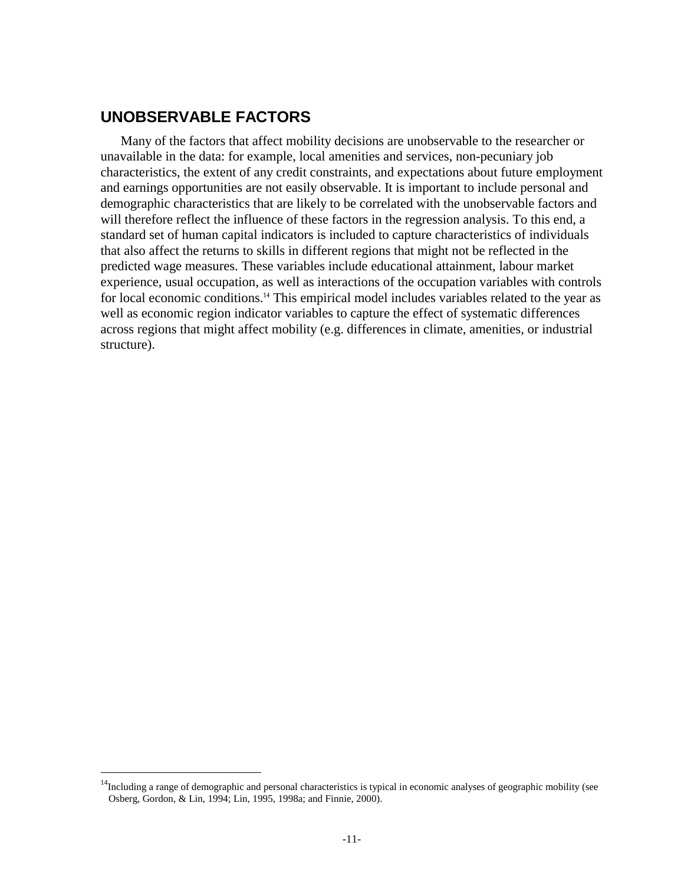## UNOBSERVABLE FACTORS

Many of the factors that affect mobility decisions are unobservable to the researcher or unavailable in the data: for example, local amenities and services, non-pecuniary job characteristics, the extent of any credit constraints, and expectations about future employment and earnings opportunities are not easily observable. It is important to include personal and demographic characteristics that are likely to be correlated with the unobservable factors and will therefore reflect the influence of these factors in the regression analysis. To this end, a standard set of human capital indicators is included to capture characteristics of individuals that also affect the returns to skills in different regions that might not be reflected in the predicted wage measures. These variables include educational attainment, labour market experience, usual occupation, as well as interactions of the occupation variables with controls for local economic conditions.[14] This empirical model includes variables related to the year as well as economic region indicator variables to capture the effect of systematic differences across regions that might affect mobility (e.g. differences in climate, amenities, or industrial structure).

---

[14] Including a range of demographic and personal characteristics is typical in economic analyses of geographic mobility (see Osberg, Gordon, & Lin, 1994; Lin, 1995, 1998a; and Finnie, 2000).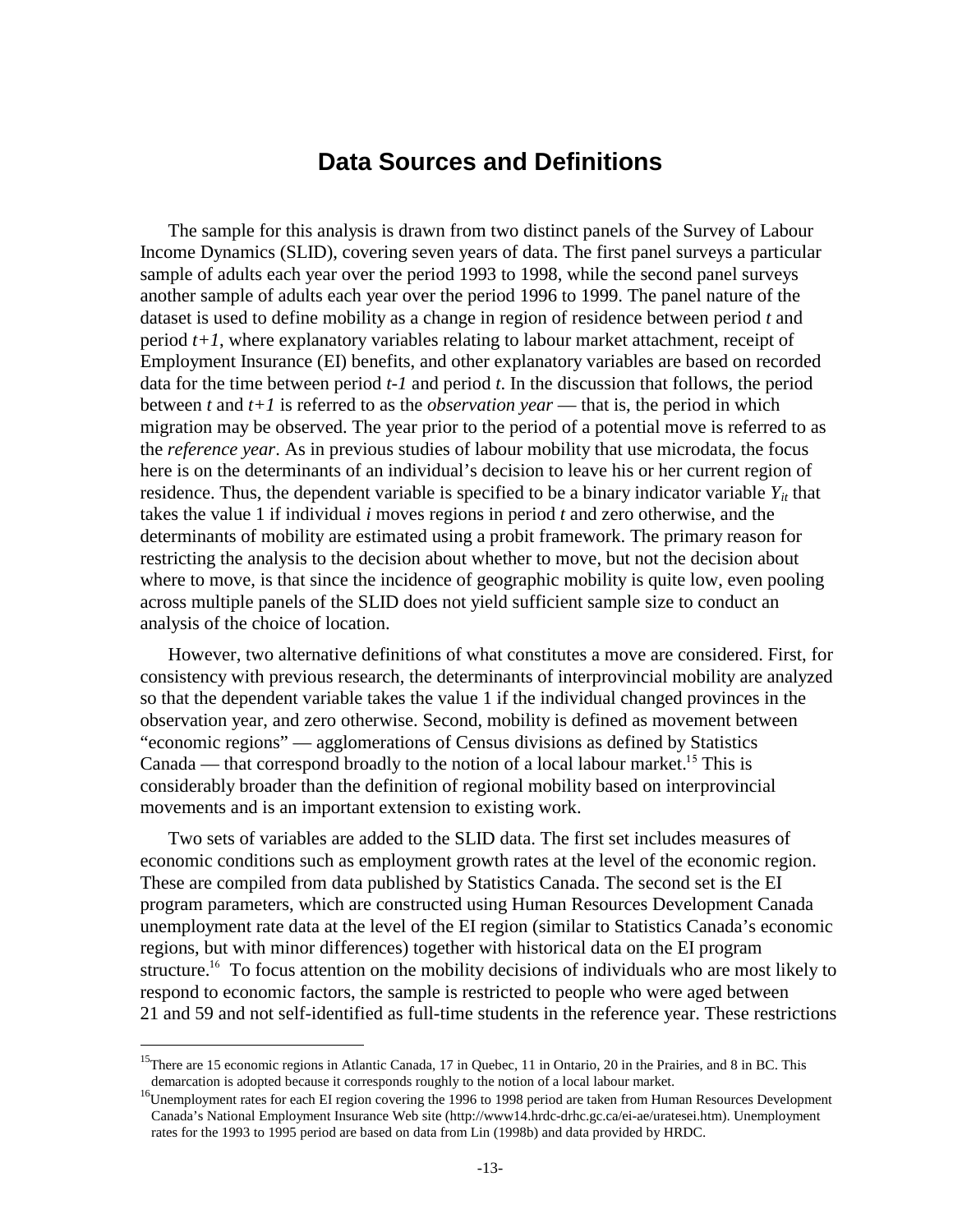# Data Sources and Definitions

The sample for this analysis is drawn from two distinct panels of the Survey of Labour Income Dynamics (SLID), covering seven years of data. The first panel surveys a particular sample of adults each year over the period 1993 to 1998, while the second panel surveys another sample of adults each year over the period 1996 to 1999. The panel nature of the dataset is used to define mobility as a change in region of residence between period $t$ and period $t+1$, where explanatory variables relating to labour market attachment, receipt of Employment Insurance (EI) benefits, and other explanatory variables are based on recorded data for the time between period $t-1$ and period $t$. In the discussion that follows, the period between $t$ and $t+1$ is referred to as the *observation year* — that is, the period in which migration may be observed. The year prior to the period of a potential move is referred to as the *reference year*. As in previous studies of labour mobility that use microdata, the focus here is on the determinants of an individual's decision to leave his or her current region of residence. Thus, the dependent variable is specified to be a binary indicator variable $Y_{it}$ that takes the value 1 if individual $i$ moves regions in period $t$ and zero otherwise, and the determinants of mobility are estimated using a probit framework. The primary reason for restricting the analysis to the decision about whether to move, but not the decision about where to move, is that since the incidence of geographic mobility is quite low, even pooling across multiple panels of the SLID does not yield sufficient sample size to conduct an analysis of the choice of location.

However, two alternative definitions of what constitutes a move are considered. First, for consistency with previous research, the determinants of interprovincial mobility are analyzed so that the dependent variable takes the value 1 if the individual changed provinces in the observation year, and zero otherwise. Second, mobility is defined as movement between "economic regions" — agglomerations of Census divisions as defined by Statistics Canada — that correspond broadly to the notion of a local labour market.[15] This is considerably broader than the definition of regional mobility based on interprovincial movements and is an important extension to existing work.

Two sets of variables are added to the SLID data. The first set includes measures of economic conditions such as employment growth rates at the level of the economic region. These are compiled from data published by Statistics Canada. The second set is the EI program parameters, which are constructed using Human Resources Development Canada unemployment rate data at the level of the EI region (similar to Statistics Canada's economic regions, but with minor differences) together with historical data on the EI program structure.[16] To focus attention on the mobility decisions of individuals who are most likely to respond to economic factors, the sample is restricted to people who were aged between 21 and 59 and not self-identified as full-time students in the reference year. These restrictions

---

[15] There are 15 economic regions in Atlantic Canada, 17 in Quebec, 11 in Ontario, 20 in the Prairies, and 8 in BC. This demarcation is adopted because it corresponds roughly to the notion of a local labour market.

[16] Unemployment rates for each EI region covering the 1996 to 1998 period are taken from Human Resources Development Canada's National Employment Insurance Web site (http://www14.hrdc-drhc.gc.ca/ei-ae/uratesei.htm). Unemployment rates for the 1993 to 1995 period are based on data from Lin (1998b) and data provided by HRDC.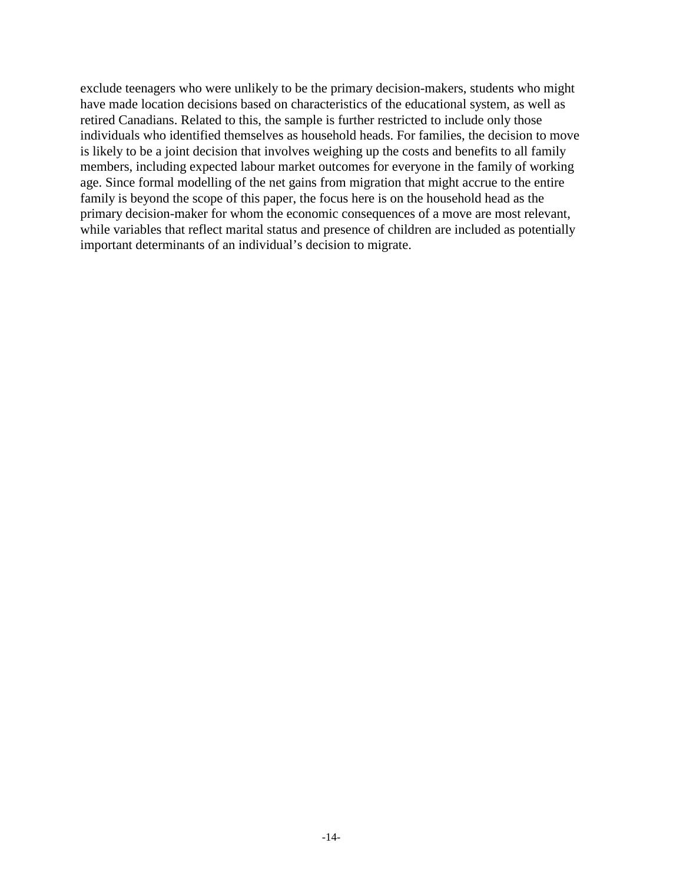exclude teenagers who were unlikely to be the primary decision-makers, students who might have made location decisions based on characteristics of the educational system, as well as retired Canadians. Related to this, the sample is further restricted to include only those individuals who identified themselves as household heads. For families, the decision to move is likely to be a joint decision that involves weighing up the costs and benefits to all family members, including expected labour market outcomes for everyone in the family of working age. Since formal modelling of the net gains from migration that might accrue to the entire family is beyond the scope of this paper, the focus here is on the household head as the primary decision-maker for whom the economic consequences of a move are most relevant, while variables that reflect marital status and presence of children are included as potentially important determinants of an individual's decision to migrate.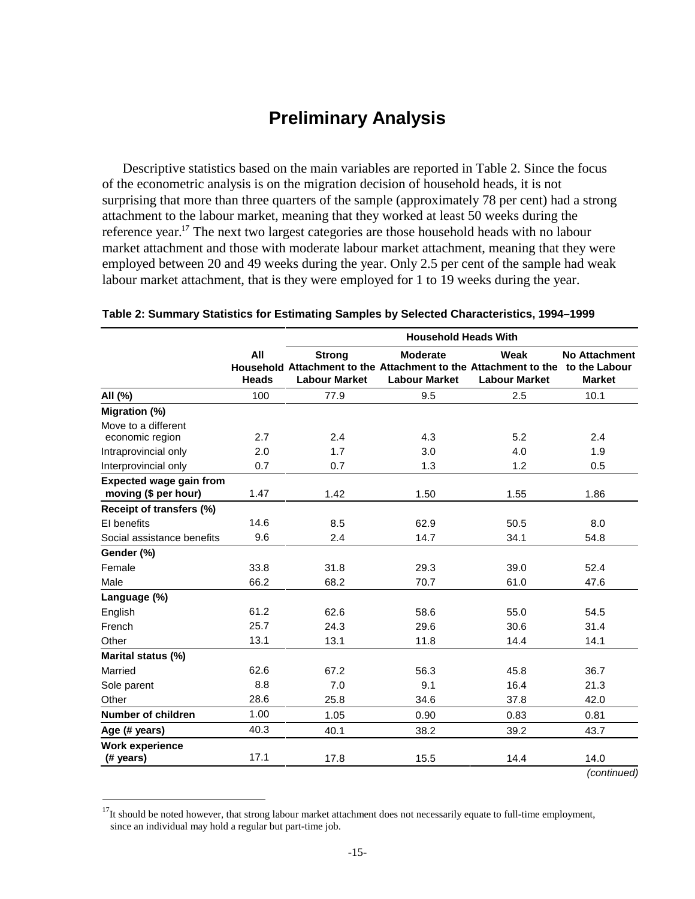# Preliminary Analysis

Descriptive statistics based on the main variables are reported in Table 2. Since the focus of the econometric analysis is on the migration decision of household heads, it is not surprising that more than three quarters of the sample (approximately 78 per cent) had a strong attachment to the labour market, meaning that they worked at least 50 weeks during the reference year.[17] The next two largest categories are those household heads with no labour market attachment and those with moderate labour market attachment, meaning that they were employed between 20 and 49 weeks during the year. Only 2.5 per cent of the sample had weak labour market attachment, that is they were employed for 1 to 19 weeks during the year.

**Table 2: Summary Statistics for Estimating Samples by Selected Characteristics, 1994–1999**

| | | Household Heads With | | | |
|---|---|---|---|---|---|
| | All Household Heads | Strong Attachment to the Labour Market | Moderate Attachment to the Labour Market | Weak Attachment to the Labour Market | No Attachment to the Labour Market |
| **All (%)** | 100 | 77.9 | 9.5 | 2.5 | 10.1 |
| **Migration (%)** | | | | | |
| Move to a different economic region | 2.7 | 2.4 | 4.3 | 5.2 | 2.4 |
| Intraprovincial only | 2.0 | 1.7 | 3.0 | 4.0 | 1.9 |
| Interprovincial only | 0.7 | 0.7 | 1.3 | 1.2 | 0.5 |
| **Expected wage gain from moving ($ per hour)** | 1.47 | 1.42 | 1.50 | 1.55 | 1.86 |
| **Receipt of transfers (%)** | | | | | |
| EI benefits | 14.6 | 8.5 | 62.9 | 50.5 | 8.0 |
| Social assistance benefits | 9.6 | 2.4 | 14.7 | 34.1 | 54.8 |
| **Gender (%)** | | | | | |
| Female | 33.8 | 31.8 | 29.3 | 39.0 | 52.4 |
| Male | 66.2 | 68.2 | 70.7 | 61.0 | 47.6 |
| **Language (%)** | | | | | |
| English | 61.2 | 62.6 | 58.6 | 55.0 | 54.5 |
| French | 25.7 | 24.3 | 29.6 | 30.6 | 31.4 |
| Other | 13.1 | 13.1 | 11.8 | 14.4 | 14.1 |
| **Marital status (%)** | | | | | |
| Married | 62.6 | 67.2 | 56.3 | 45.8 | 36.7 |
| Sole parent | 8.8 | 7.0 | 9.1 | 16.4 | 21.3 |
| Other | 28.6 | 25.8 | 34.6 | 37.8 | 42.0 |
| **Number of children** | 1.00 | 1.05 | 0.90 | 0.83 | 0.81 |
| **Age (# years)** | 40.3 | 40.1 | 38.2 | 39.2 | 43.7 |
| **Work experience (# years)** | 17.1 | 17.8 | 15.5 | 14.4 | 14.0 |

*(continued)*

[17] It should be noted however, that strong labour market attachment does not necessarily equate to full-time employment, since an individual may hold a regular but part-time job.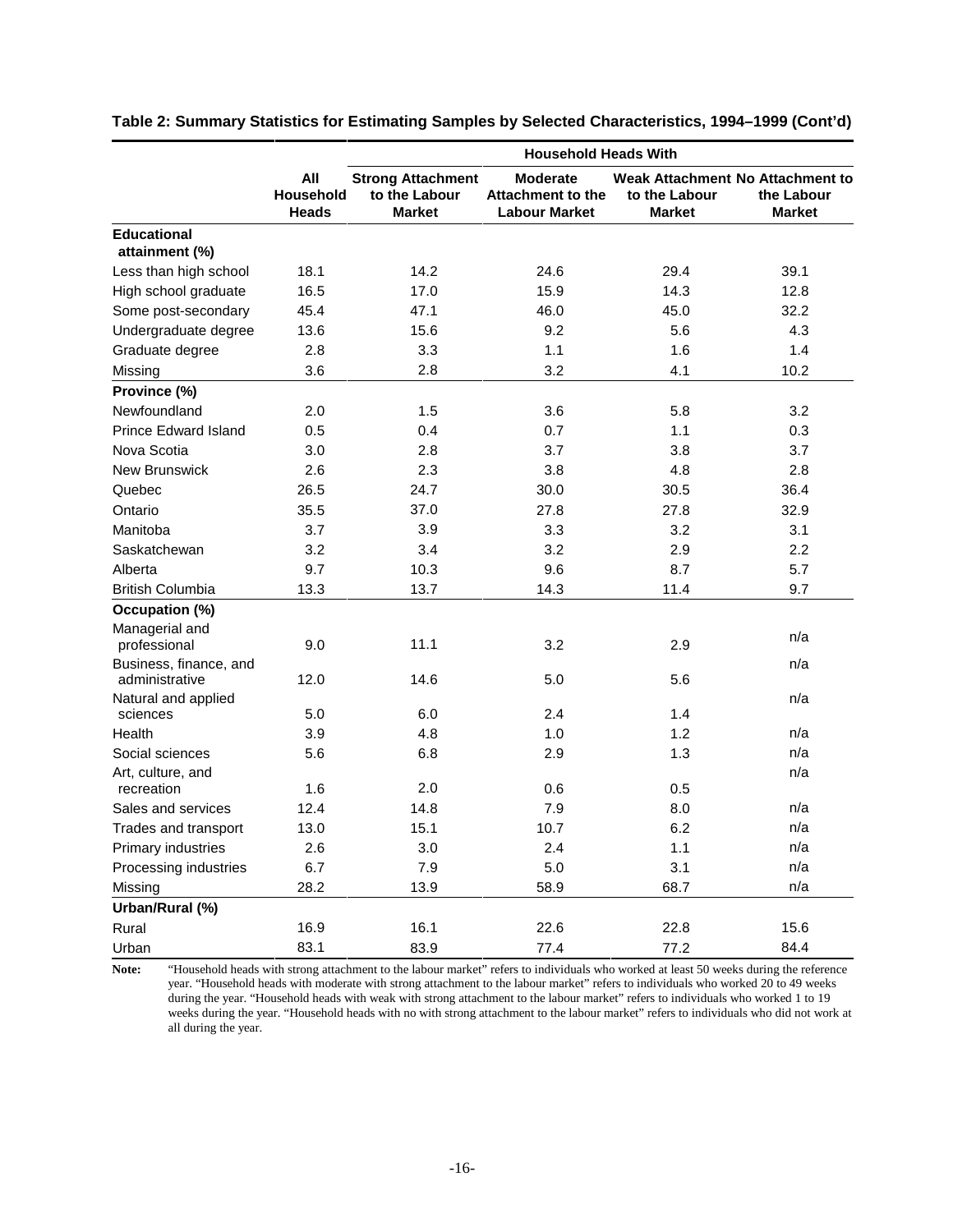**Table 2: Summary Statistics for Estimating Samples by Selected Characteristics, 1994–1999 (Cont'd)**

| | All Household Heads | Household Heads With Strong Attachment to the Labour Market | Household Heads With Moderate Attachment to the Labour Market | Household Heads With Weak Attachment to the Labour Market | Household Heads With No Attachment to the Labour Market |
|---|---|---|---|---|---|
| **Educational attainment (%)** | | | | | |
| Less than high school | 18.1 | 14.2 | 24.6 | 29.4 | 39.1 |
| High school graduate | 16.5 | 17.0 | 15.9 | 14.3 | 12.8 |
| Some post-secondary | 45.4 | 47.1 | 46.0 | 45.0 | 32.2 |
| Undergraduate degree | 13.6 | 15.6 | 9.2 | 5.6 | 4.3 |
| Graduate degree | 2.8 | 3.3 | 1.1 | 1.6 | 1.4 |
| Missing | 3.6 | 2.8 | 3.2 | 4.1 | 10.2 |
| **Province (%)** | | | | | |
| Newfoundland | 2.0 | 1.5 | 3.6 | 5.8 | 3.2 |
| Prince Edward Island | 0.5 | 0.4 | 0.7 | 1.1 | 0.3 |
| Nova Scotia | 3.0 | 2.8 | 3.7 | 3.8 | 3.7 |
| New Brunswick | 2.6 | 2.3 | 3.8 | 4.8 | 2.8 |
| Quebec | 26.5 | 24.7 | 30.0 | 30.5 | 36.4 |
| Ontario | 35.5 | 37.0 | 27.8 | 27.8 | 32.9 |
| Manitoba | 3.7 | 3.9 | 3.3 | 3.2 | 3.1 |
| Saskatchewan | 3.2 | 3.4 | 3.2 | 2.9 | 2.2 |
| Alberta | 9.7 | 10.3 | 9.6 | 8.7 | 5.7 |
| British Columbia | 13.3 | 13.7 | 14.3 | 11.4 | 9.7 |
| **Occupation (%)** | | | | | |
| Managerial and professional | 9.0 | 11.1 | 3.2 | 2.9 | n/a |
| Business, finance, and administrative | 12.0 | 14.6 | 5.0 | 5.6 | n/a |
| Natural and applied sciences | 5.0 | 6.0 | 2.4 | 1.4 | n/a |
| Health | 3.9 | 4.8 | 1.0 | 1.2 | n/a |
| Social sciences | 5.6 | 6.8 | 2.9 | 1.3 | n/a |
| Art, culture, and recreation | 1.6 | 2.0 | 0.6 | 0.5 | n/a |
| Sales and services | 12.4 | 14.8 | 7.9 | 8.0 | n/a |
| Trades and transport | 13.0 | 15.1 | 10.7 | 6.2 | n/a |
| Primary industries | 2.6 | 3.0 | 2.4 | 1.1 | n/a |
| Processing industries | 6.7 | 7.9 | 5.0 | 3.1 | n/a |
| Missing | 28.2 | 13.9 | 58.9 | 68.7 | n/a |
| **Urban/Rural (%)** | | | | | |
| Rural | 16.9 | 16.1 | 22.6 | 22.8 | 15.6 |
| Urban | 83.1 | 83.9 | 77.4 | 77.2 | 84.4 |

**Note:** "Household heads with strong attachment to the labour market" refers to individuals who worked at least 50 weeks during the reference year. "Household heads with moderate with strong attachment to the labour market" refers to individuals who worked 20 to 49 weeks during the year. "Household heads with weak with strong attachment to the labour market" refers to individuals who worked 1 to 19 weeks during the year. "Household heads with no with strong attachment to the labour market" refers to individuals who did not work at all during the year.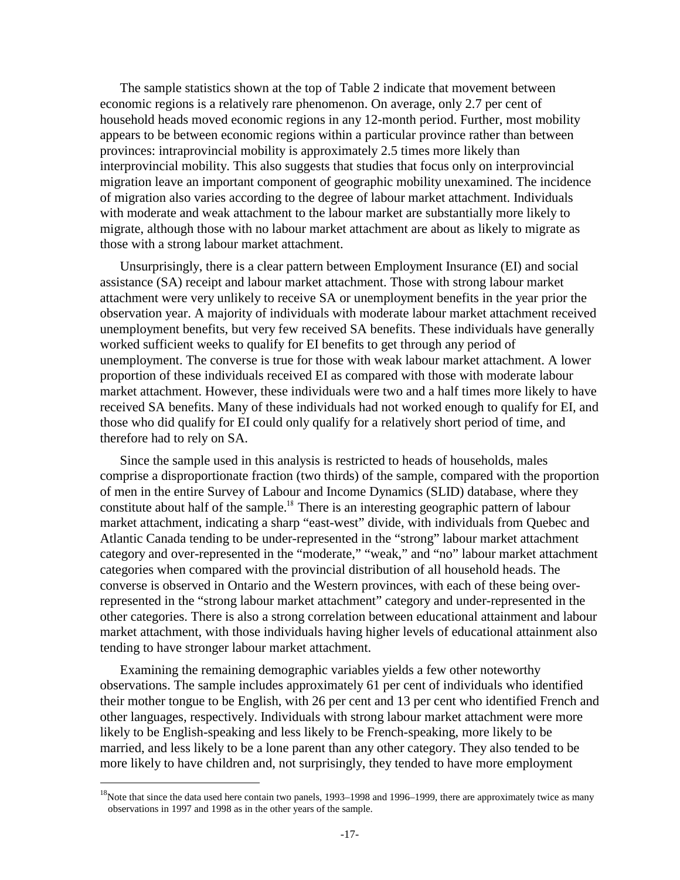The sample statistics shown at the top of Table 2 indicate that movement between economic regions is a relatively rare phenomenon. On average, only 2.7 per cent of household heads moved economic regions in any 12-month period. Further, most mobility appears to be between economic regions within a particular province rather than between provinces: intraprovincial mobility is approximately 2.5 times more likely than interprovincial mobility. This also suggests that studies that focus only on interprovincial migration leave an important component of geographic mobility unexamined. The incidence of migration also varies according to the degree of labour market attachment. Individuals with moderate and weak attachment to the labour market are substantially more likely to migrate, although those with no labour market attachment are about as likely to migrate as those with a strong labour market attachment.

Unsurprisingly, there is a clear pattern between Employment Insurance (EI) and social assistance (SA) receipt and labour market attachment. Those with strong labour market attachment were very unlikely to receive SA or unemployment benefits in the year prior the observation year. A majority of individuals with moderate labour market attachment received unemployment benefits, but very few received SA benefits. These individuals have generally worked sufficient weeks to qualify for EI benefits to get through any period of unemployment. The converse is true for those with weak labour market attachment. A lower proportion of these individuals received EI as compared with those with moderate labour market attachment. However, these individuals were two and a half times more likely to have received SA benefits. Many of these individuals had not worked enough to qualify for EI, and those who did qualify for EI could only qualify for a relatively short period of time, and therefore had to rely on SA.

Since the sample used in this analysis is restricted to heads of households, males comprise a disproportionate fraction (two thirds) of the sample, compared with the proportion of men in the entire Survey of Labour and Income Dynamics (SLID) database, where they constitute about half of the sample.[18] There is an interesting geographic pattern of labour market attachment, indicating a sharp "east-west" divide, with individuals from Quebec and Atlantic Canada tending to be under-represented in the "strong" labour market attachment category and over-represented in the "moderate," "weak," and "no" labour market attachment categories when compared with the provincial distribution of all household heads. The converse is observed in Ontario and the Western provinces, with each of these being over-represented in the "strong labour market attachment" category and under-represented in the other categories. There is also a strong correlation between educational attainment and labour market attachment, with those individuals having higher levels of educational attainment also tending to have stronger labour market attachment.

Examining the remaining demographic variables yields a few other noteworthy observations. The sample includes approximately 61 per cent of individuals who identified their mother tongue to be English, with 26 per cent and 13 per cent who identified French and other languages, respectively. Individuals with strong labour market attachment were more likely to be English-speaking and less likely to be French-speaking, more likely to be married, and less likely to be a lone parent than any other category. They also tended to be more likely to have children and, not surprisingly, they tended to have more employment

[18]Note that since the data used here contain two panels, 1993–1998 and 1996–1999, there are approximately twice as many observations in 1997 and 1998 as in the other years of the sample.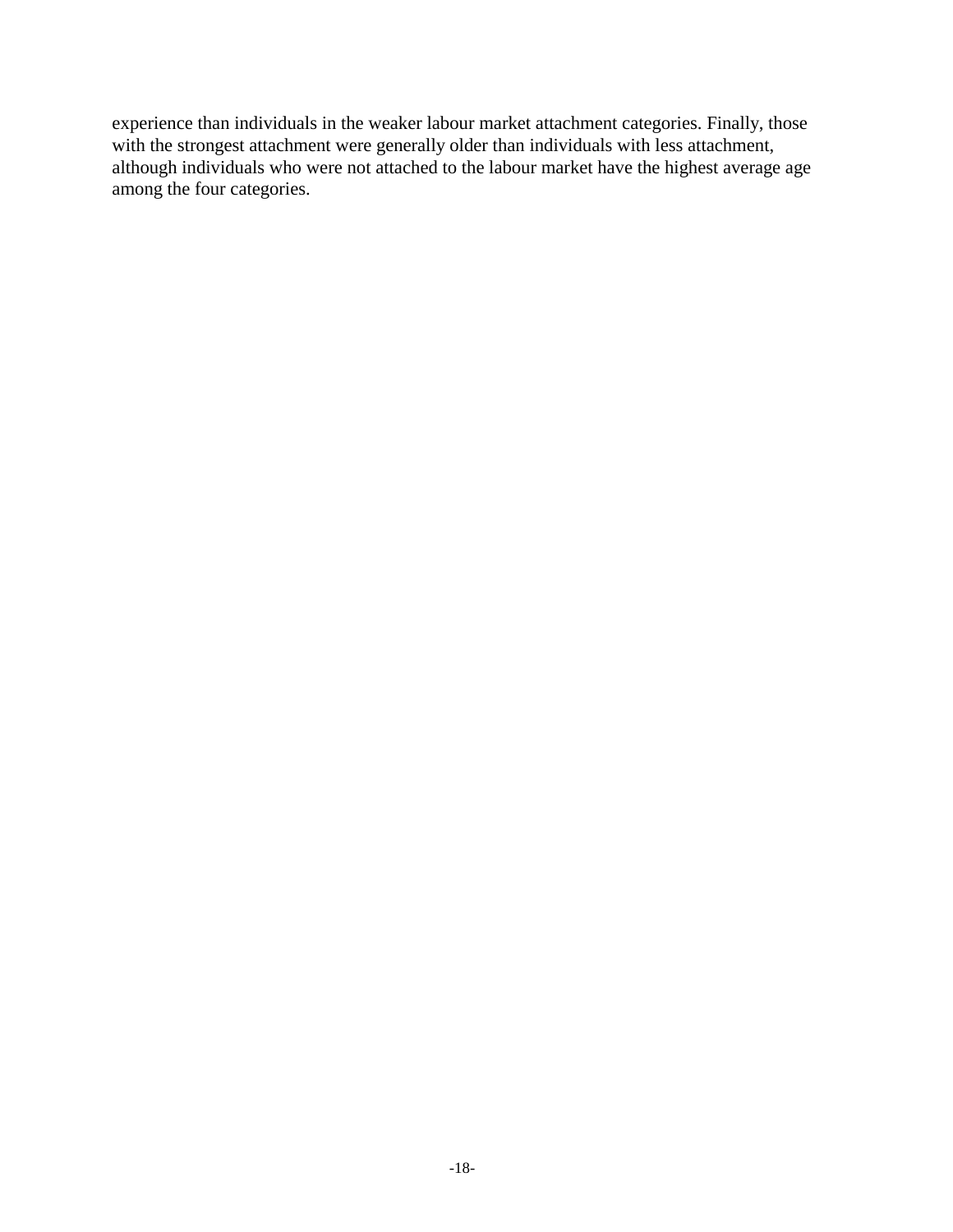experience than individuals in the weaker labour market attachment categories. Finally, those with the strongest attachment were generally older than individuals with less attachment, although individuals who were not attached to the labour market have the highest average age among the four categories.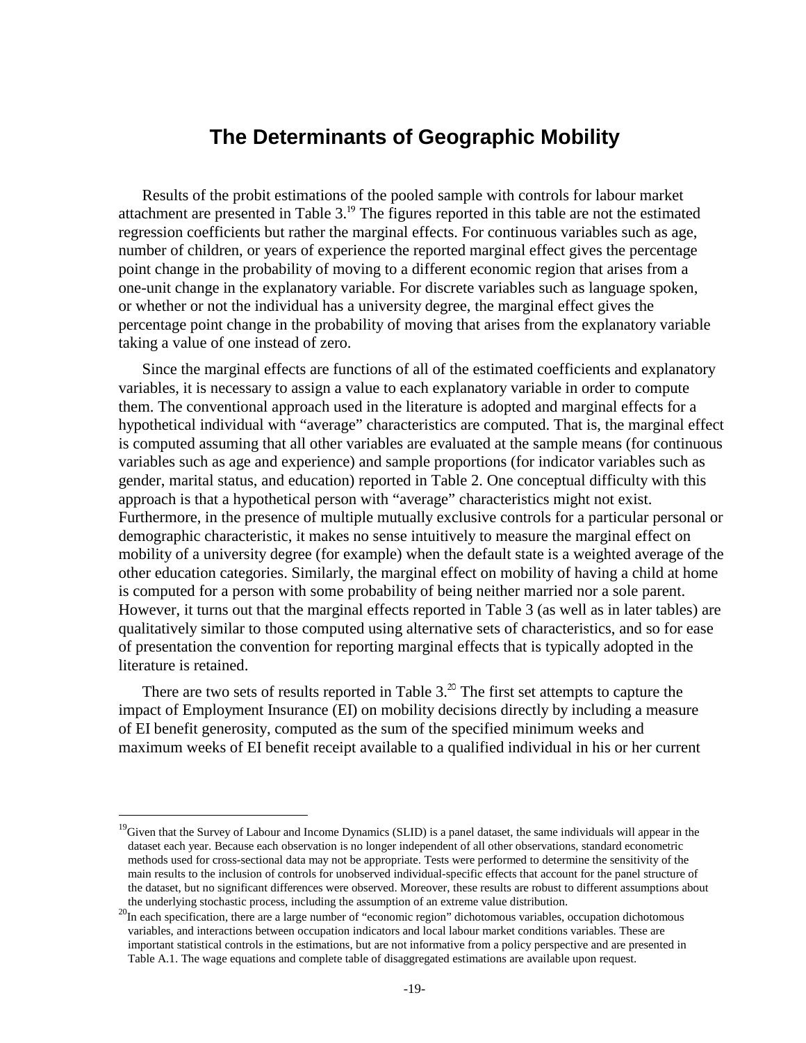# The Determinants of Geographic Mobility

Results of the probit estimations of the pooled sample with controls for labour market attachment are presented in Table 3.[19] The figures reported in this table are not the estimated regression coefficients but rather the marginal effects. For continuous variables such as age, number of children, or years of experience the reported marginal effect gives the percentage point change in the probability of moving to a different economic region that arises from a one-unit change in the explanatory variable. For discrete variables such as language spoken, or whether or not the individual has a university degree, the marginal effect gives the percentage point change in the probability of moving that arises from the explanatory variable taking a value of one instead of zero.

Since the marginal effects are functions of all of the estimated coefficients and explanatory variables, it is necessary to assign a value to each explanatory variable in order to compute them. The conventional approach used in the literature is adopted and marginal effects for a hypothetical individual with "average" characteristics are computed. That is, the marginal effect is computed assuming that all other variables are evaluated at the sample means (for continuous variables such as age and experience) and sample proportions (for indicator variables such as gender, marital status, and education) reported in Table 2. One conceptual difficulty with this approach is that a hypothetical person with "average" characteristics might not exist. Furthermore, in the presence of multiple mutually exclusive controls for a particular personal or demographic characteristic, it makes no sense intuitively to measure the marginal effect on mobility of a university degree (for example) when the default state is a weighted average of the other education categories. Similarly, the marginal effect on mobility of having a child at home is computed for a person with some probability of being neither married nor a sole parent. However, it turns out that the marginal effects reported in Table 3 (as well as in later tables) are qualitatively similar to those computed using alternative sets of characteristics, and so for ease of presentation the convention for reporting marginal effects that is typically adopted in the literature is retained.

There are two sets of results reported in Table 3.[20] The first set attempts to capture the impact of Employment Insurance (EI) on mobility decisions directly by including a measure of EI benefit generosity, computed as the sum of the specified minimum weeks and maximum weeks of EI benefit receipt available to a qualified individual in his or her current

---

[19] Given that the Survey of Labour and Income Dynamics (SLID) is a panel dataset, the same individuals will appear in the dataset each year. Because each observation is no longer independent of all other observations, standard econometric methods used for cross-sectional data may not be appropriate. Tests were performed to determine the sensitivity of the main results to the inclusion of controls for unobserved individual-specific effects that account for the panel structure of the dataset, but no significant differences were observed. Moreover, these results are robust to different assumptions about the underlying stochastic process, including the assumption of an extreme value distribution.

[20] In each specification, there are a large number of "economic region" dichotomous variables, occupation dichotomous variables, and interactions between occupation indicators and local labour market conditions variables. These are important statistical controls in the estimations, but are not informative from a policy perspective and are presented in Table A.1. The wage equations and complete table of disaggregated estimations are available upon request.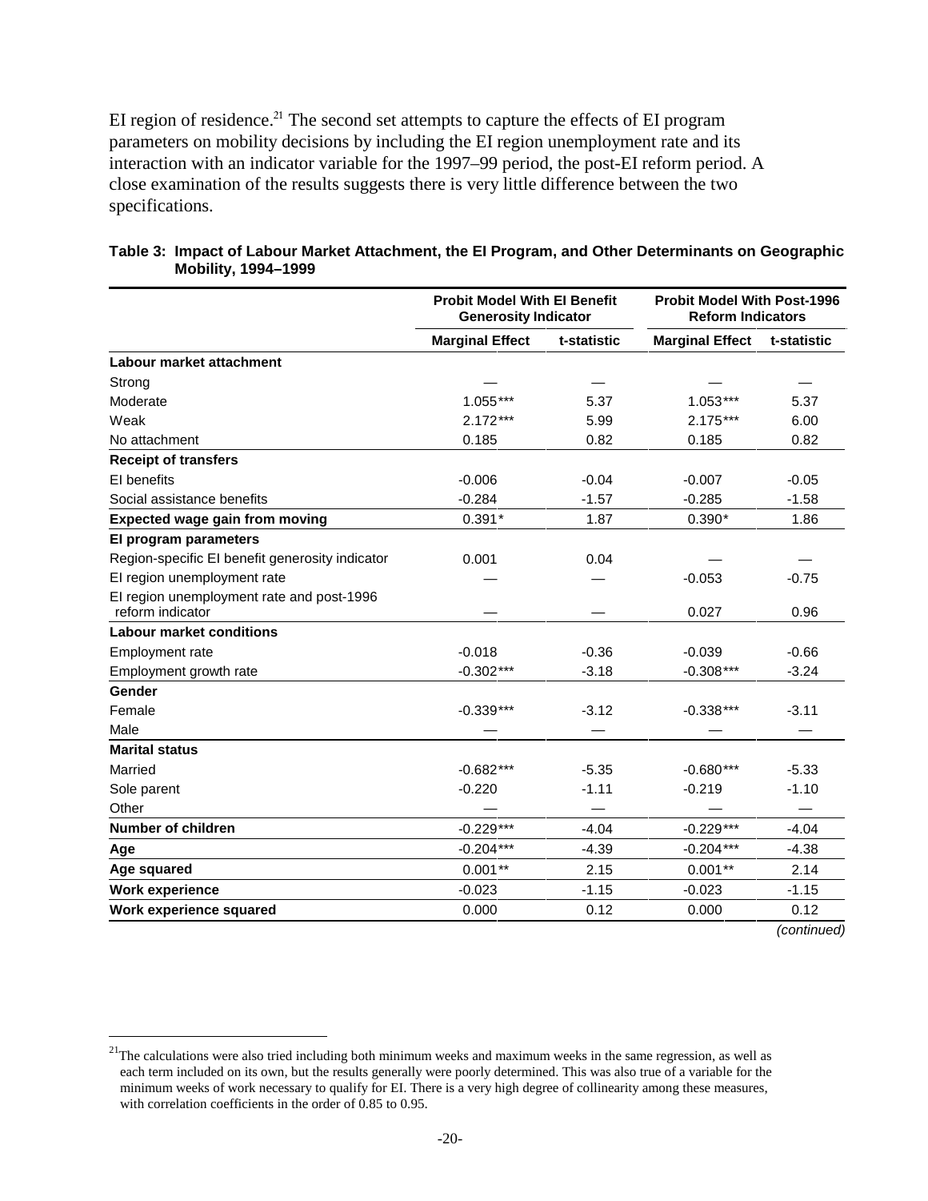EI region of residence.[21] The second set attempts to capture the effects of EI program parameters on mobility decisions by including the EI region unemployment rate and its interaction with an indicator variable for the 1997–99 period, the post-EI reform period. A close examination of the results suggests there is very little difference between the two specifications.

**Table 3: Impact of Labour Market Attachment, the EI Program, and Other Determinants on Geographic Mobility, 1994–1999**

| | Probit Model With EI Benefit Generosity Indicator | | Probit Model With Post-1996 Reform Indicators | |
|---|---|---|---|---|
| | **Marginal Effect** | **t-statistic** | **Marginal Effect** | **t-statistic** |
| **Labour market attachment** | | | | |
| Strong | — | — | — | — |
| Moderate | 1.055*** | 5.37 | 1.053*** | 5.37 |
| Weak | 2.172*** | 5.99 | 2.175*** | 6.00 |
| No attachment | 0.185 | 0.82 | 0.185 | 0.82 |
| **Receipt of transfers** | | | | |
| EI benefits | -0.006 | -0.04 | -0.007 | -0.05 |
| Social assistance benefits | -0.284 | -1.57 | -0.285 | -1.58 |
| **Expected wage gain from moving** | 0.391* | 1.87 | 0.390* | 1.86 |
| **EI program parameters** | | | | |
| Region-specific EI benefit generosity indicator | 0.001 | 0.04 | — | — |
| EI region unemployment rate | — | — | -0.053 | -0.75 |
| EI region unemployment rate and post-1996 reform indicator | — | — | 0.027 | 0.96 |
| **Labour market conditions** | | | | |
| Employment rate | -0.018 | -0.36 | -0.039 | -0.66 |
| Employment growth rate | -0.302*** | -3.18 | -0.308*** | -3.24 |
| **Gender** | | | | |
| Female | -0.339*** | -3.12 | -0.338*** | -3.11 |
| Male | — | — | — | — |
| **Marital status** | | | | |
| Married | -0.682*** | -5.35 | -0.680*** | -5.33 |
| Sole parent | -0.220 | -1.11 | -0.219 | -1.10 |
| Other | — | — | — | — |
| **Number of children** | -0.229*** | -4.04 | -0.229*** | -4.04 |
| **Age** | -0.204*** | -4.39 | -0.204*** | -4.38 |
| **Age squared** | 0.001** | 2.15 | 0.001** | 2.14 |
| **Work experience** | -0.023 | -1.15 | -0.023 | -1.15 |
| **Work experience squared** | 0.000 | 0.12 | 0.000 | 0.12 |

*(continued)*

[21] The calculations were also tried including both minimum weeks and maximum weeks in the same regression, as well as each term included on its own, but the results generally were poorly determined. This was also true of a variable for the minimum weeks of work necessary to qualify for EI. There is a very high degree of collinearity among these measures, with correlation coefficients in the order of 0.85 to 0.95.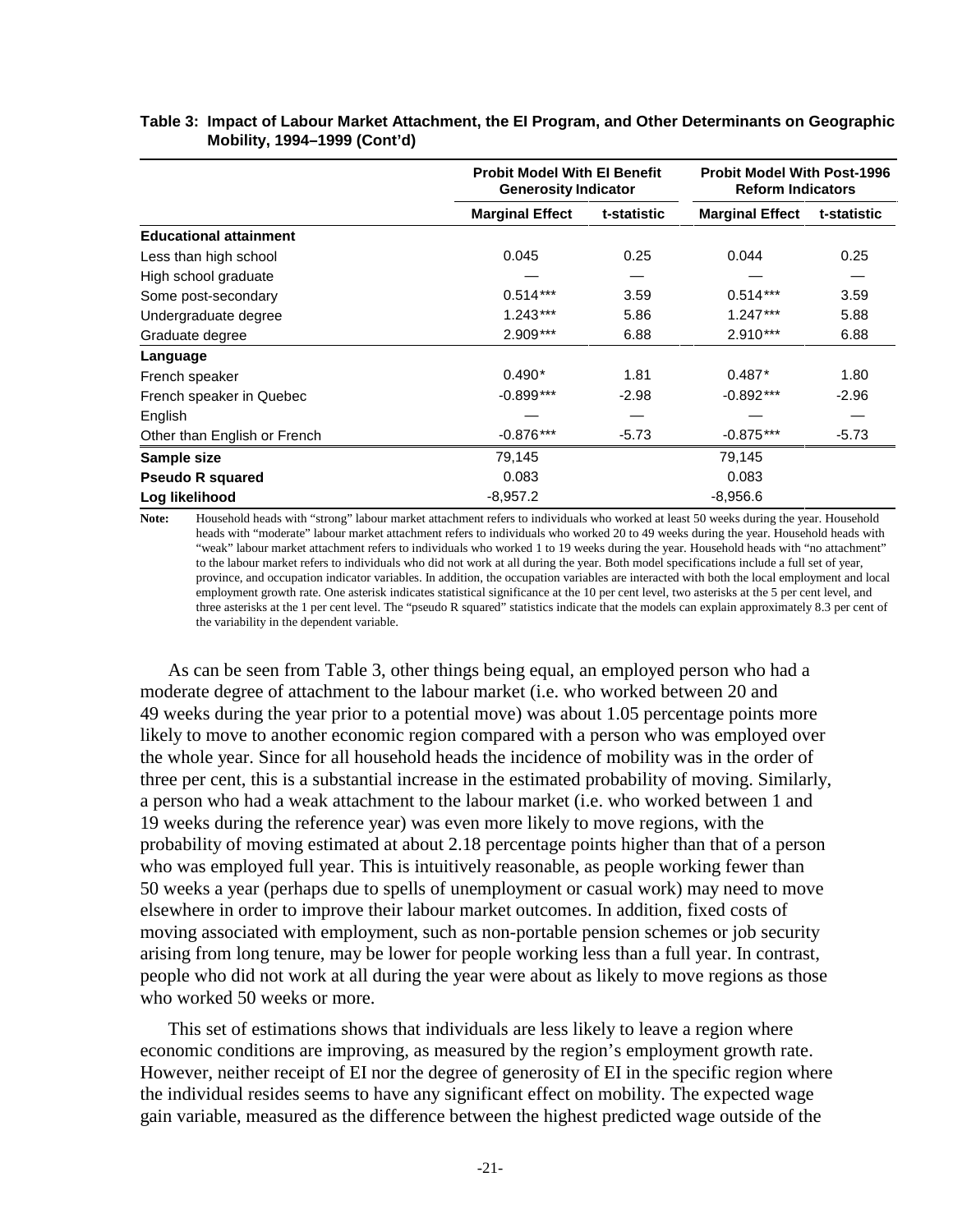**Table 3: Impact of Labour Market Attachment, the EI Program, and Other Determinants on Geographic Mobility, 1994–1999 (Cont'd)**

| | Probit Model With EI Benefit Generosity Indicator | | Probit Model With Post-1996 Reform Indicators | |
|---|---|---|---|---|
| | **Marginal Effect** | **t-statistic** | **Marginal Effect** | **t-statistic** |
| **Educational attainment** | | | | |
| Less than high school | 0.045 | 0.25 | 0.044 | 0.25 |
| High school graduate | — | — | — | — |
| Some post-secondary | 0.514*** | 3.59 | 0.514*** | 3.59 |
| Undergraduate degree | 1.243*** | 5.86 | 1.247*** | 5.88 |
| Graduate degree | 2.909*** | 6.88 | 2.910*** | 6.88 |
| **Language** | | | | |
| French speaker | 0.490* | 1.81 | 0.487* | 1.80 |
| French speaker in Quebec | -0.899*** | -2.98 | -0.892*** | -2.96 |
| English | — | — | — | — |
| Other than English or French | -0.876*** | -5.73 | -0.875*** | -5.73 |
| **Sample size** | 79,145 | | 79,145 | |
| **Pseudo R squared** | 0.083 | | 0.083 | |
| **Log likelihood** | -8,957.2 | | -8,956.6 | |

**Note:** Household heads with "strong" labour market attachment refers to individuals who worked at least 50 weeks during the year. Household heads with "moderate" labour market attachment refers to individuals who worked 20 to 49 weeks during the year. Household heads with "weak" labour market attachment refers to individuals who worked 1 to 19 weeks during the year. Household heads with "no attachment" to the labour market refers to individuals who did not work at all during the year. Both model specifications include a full set of year, province, and occupation indicator variables. In addition, the occupation variables are interacted with both the local employment and local employment growth rate. One asterisk indicates statistical significance at the 10 per cent level, two asterisks at the 5 per cent level, and three asterisks at the 1 per cent level. The "pseudo R squared" statistics indicate that the models can explain approximately 8.3 per cent of the variability in the dependent variable.

As can be seen from Table 3, other things being equal, an employed person who had a moderate degree of attachment to the labour market (i.e. who worked between 20 and 49 weeks during the year prior to a potential move) was about 1.05 percentage points more likely to move to another economic region compared with a person who was employed over the whole year. Since for all household heads the incidence of mobility was in the order of three per cent, this is a substantial increase in the estimated probability of moving. Similarly, a person who had a weak attachment to the labour market (i.e. who worked between 1 and 19 weeks during the reference year) was even more likely to move regions, with the probability of moving estimated at about 2.18 percentage points higher than that of a person who was employed full year. This is intuitively reasonable, as people working fewer than 50 weeks a year (perhaps due to spells of unemployment or casual work) may need to move elsewhere in order to improve their labour market outcomes. In addition, fixed costs of moving associated with employment, such as non-portable pension schemes or job security arising from long tenure, may be lower for people working less than a full year. In contrast, people who did not work at all during the year were about as likely to move regions as those who worked 50 weeks or more.

This set of estimations shows that individuals are less likely to leave a region where economic conditions are improving, as measured by the region's employment growth rate. However, neither receipt of EI nor the degree of generosity of EI in the specific region where the individual resides seems to have any significant effect on mobility. The expected wage gain variable, measured as the difference between the highest predicted wage outside of the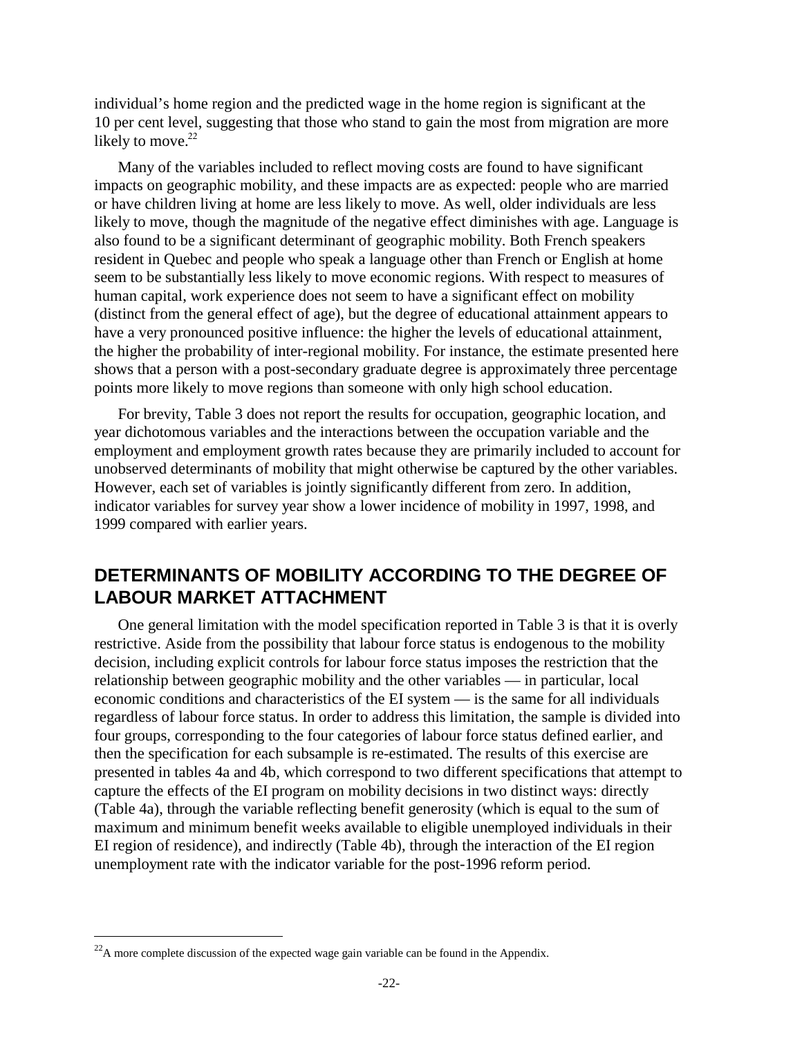individual's home region and the predicted wage in the home region is significant at the 10 per cent level, suggesting that those who stand to gain the most from migration are more likely to move.[22]

Many of the variables included to reflect moving costs are found to have significant impacts on geographic mobility, and these impacts are as expected: people who are married or have children living at home are less likely to move. As well, older individuals are less likely to move, though the magnitude of the negative effect diminishes with age. Language is also found to be a significant determinant of geographic mobility. Both French speakers resident in Quebec and people who speak a language other than French or English at home seem to be substantially less likely to move economic regions. With respect to measures of human capital, work experience does not seem to have a significant effect on mobility (distinct from the general effect of age), but the degree of educational attainment appears to have a very pronounced positive influence: the higher the levels of educational attainment, the higher the probability of inter-regional mobility. For instance, the estimate presented here shows that a person with a post-secondary graduate degree is approximately three percentage points more likely to move regions than someone with only high school education.

For brevity, Table 3 does not report the results for occupation, geographic location, and year dichotomous variables and the interactions between the occupation variable and the employment and employment growth rates because they are primarily included to account for unobserved determinants of mobility that might otherwise be captured by the other variables. However, each set of variables is jointly significantly different from zero. In addition, indicator variables for survey year show a lower incidence of mobility in 1997, 1998, and 1999 compared with earlier years.

## DETERMINANTS OF MOBILITY ACCORDING TO THE DEGREE OF LABOUR MARKET ATTACHMENT

One general limitation with the model specification reported in Table 3 is that it is overly restrictive. Aside from the possibility that labour force status is endogenous to the mobility decision, including explicit controls for labour force status imposes the restriction that the relationship between geographic mobility and the other variables — in particular, local economic conditions and characteristics of the EI system — is the same for all individuals regardless of labour force status. In order to address this limitation, the sample is divided into four groups, corresponding to the four categories of labour force status defined earlier, and then the specification for each subsample is re-estimated. The results of this exercise are presented in tables 4a and 4b, which correspond to two different specifications that attempt to capture the effects of the EI program on mobility decisions in two distinct ways: directly (Table 4a), through the variable reflecting benefit generosity (which is equal to the sum of maximum and minimum benefit weeks available to eligible unemployed individuals in their EI region of residence), and indirectly (Table 4b), through the interaction of the EI region unemployment rate with the indicator variable for the post-1996 reform period.

[22]A more complete discussion of the expected wage gain variable can be found in the Appendix.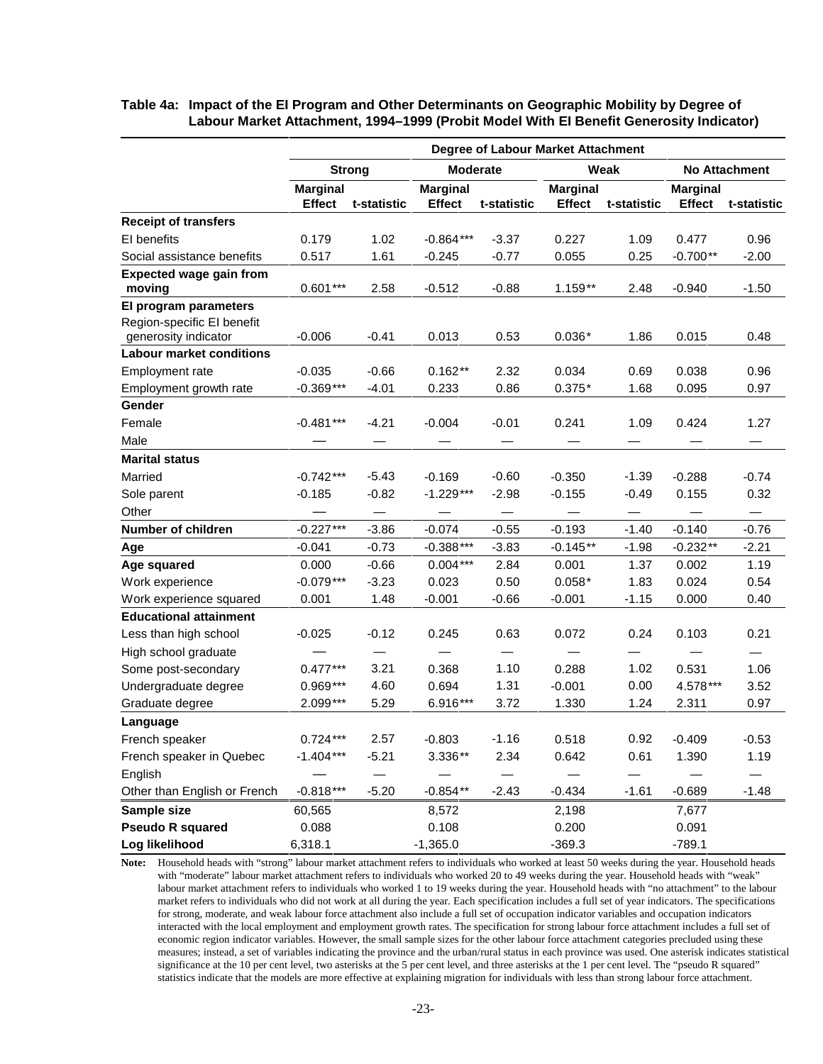**Table 4a: Impact of the EI Program and Other Determinants on Geographic Mobility by Degree of Labour Market Attachment, 1994–1999 (Probit Model With EI Benefit Generosity Indicator)**

| | Degree of Labour Market Attachment | | | | | | | |
|---|---|---|---|---|---|---|---|---|
| | Strong | | Moderate | | Weak | | No Attachment | |
| | Marginal Effect | t-statistic | Marginal Effect | t-statistic | Marginal Effect | t-statistic | Marginal Effect | t-statistic |
| **Receipt of transfers** | | | | | | | | |
| EI benefits | 0.179 | 1.02 | -0.864*** | -3.37 | 0.227 | 1.09 | 0.477 | 0.96 |
| Social assistance benefits | 0.517 | 1.61 | -0.245 | -0.77 | 0.055 | 0.25 | -0.700** | -2.00 |
| **Expected wage gain from moving** | 0.601*** | 2.58 | -0.512 | -0.88 | 1.159** | 2.48 | -0.940 | -1.50 |
| **EI program parameters** | | | | | | | | |
| Region-specific EI benefit generosity indicator | -0.006 | -0.41 | 0.013 | 0.53 | 0.036* | 1.86 | 0.015 | 0.48 |
| **Labour market conditions** | | | | | | | | |
| Employment rate | -0.035 | -0.66 | 0.162** | 2.32 | 0.034 | 0.69 | 0.038 | 0.96 |
| Employment growth rate | -0.369*** | -4.01 | 0.233 | 0.86 | 0.375* | 1.68 | 0.095 | 0.97 |
| **Gender** | | | | | | | | |
| Female | -0.481*** | -4.21 | -0.004 | -0.01 | 0.241 | 1.09 | 0.424 | 1.27 |
| Male | — | — | — | — | — | — | — | — |
| **Marital status** | | | | | | | | |
| Married | -0.742*** | -5.43 | -0.169 | -0.60 | -0.350 | -1.39 | -0.288 | -0.74 |
| Sole parent | -0.185 | -0.82 | -1.229*** | -2.98 | -0.155 | -0.49 | 0.155 | 0.32 |
| Other | — | — | — | — | — | — | — | — |
| **Number of children** | -0.227*** | -3.86 | -0.074 | -0.55 | -0.193 | -1.40 | -0.140 | -0.76 |
| **Age** | -0.041 | -0.73 | -0.388*** | -3.83 | -0.145** | -1.98 | -0.232** | -2.21 |
| **Age squared** | 0.000 | -0.66 | 0.004*** | 2.84 | 0.001 | 1.37 | 0.002 | 1.19 |
| Work experience | -0.079*** | -3.23 | 0.023 | 0.50 | 0.058* | 1.83 | 0.024 | 0.54 |
| Work experience squared | 0.001 | 1.48 | -0.001 | -0.66 | -0.001 | -1.15 | 0.000 | 0.40 |
| **Educational attainment** | | | | | | | | |
| Less than high school | -0.025 | -0.12 | 0.245 | 0.63 | 0.072 | 0.24 | 0.103 | 0.21 |
| High school graduate | — | — | — | — | — | — | — | — |
| Some post-secondary | 0.477*** | 3.21 | 0.368 | 1.10 | 0.288 | 1.02 | 0.531 | 1.06 |
| Undergraduate degree | 0.969*** | 4.60 | 0.694 | 1.31 | -0.001 | 0.00 | 4.578*** | 3.52 |
| Graduate degree | 2.099*** | 5.29 | 6.916*** | 3.72 | 1.330 | 1.24 | 2.311 | 0.97 |
| **Language** | | | | | | | | |
| French speaker | 0.724*** | 2.57 | -0.803 | -1.16 | 0.518 | 0.92 | -0.409 | -0.53 |
| French speaker in Quebec | -1.404*** | -5.21 | 3.336** | 2.34 | 0.642 | 0.61 | 1.390 | 1.19 |
| English | — | — | — | — | — | — | — | — |
| Other than English or French | -0.818*** | -5.20 | -0.854** | -2.43 | -0.434 | -1.61 | -0.689 | -1.48 |
| **Sample size** | 60,565 | | 8,572 | | 2,198 | | 7,677 | |
| **Pseudo R squared** | 0.088 | | 0.108 | | 0.200 | | 0.091 | |
| **Log likelihood** | 6,318.1 | | -1,365.0 | | -369.3 | | -789.1 | |

**Note:** Household heads with "strong" labour market attachment refers to individuals who worked at least 50 weeks during the year. Household heads with "moderate" labour market attachment refers to individuals who worked 20 to 49 weeks during the year. Household heads with "weak" labour market attachment refers to individuals who worked 1 to 19 weeks during the year. Household heads with "no attachment" to the labour market refers to individuals who did not work at all during the year. Each specification includes a full set of year indicators. The specifications for strong, moderate, and weak labour force attachment also include a full set of occupation indicator variables and occupation indicators interacted with the local employment and employment growth rates. The specification for strong labour force attachment includes a full set of economic region indicator variables. However, the small sample sizes for the other labour force attachment categories precluded using these measures; instead, a set of variables indicating the province and the urban/rural status in each province was used. One asterisk indicates statistical significance at the 10 per cent level, two asterisks at the 5 per cent level, and three asterisks at the 1 per cent level. The "pseudo R squared" statistics indicate that the models are more effective at explaining migration for individuals with less than strong labour force attachment.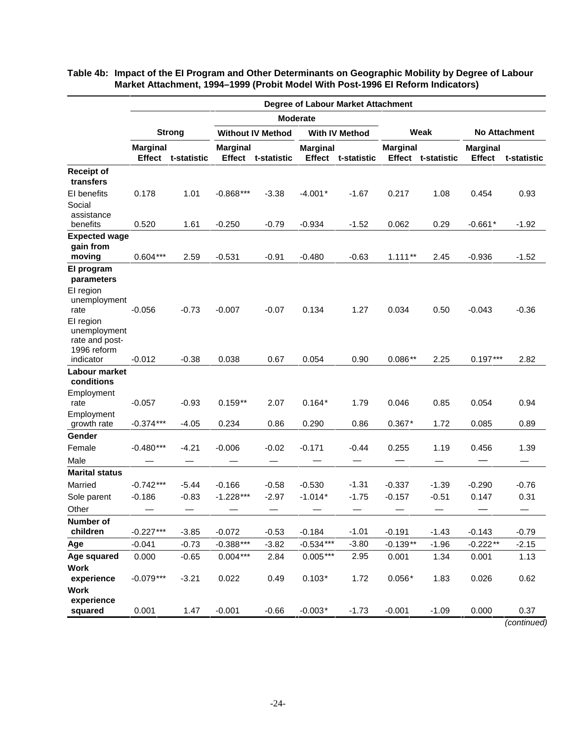**Table 4b: Impact of the EI Program and Other Determinants on Geographic Mobility by Degree of Labour Market Attachment, 1994–1999 (Probit Model With Post-1996 EI Reform Indicators)**

| | Degree of Labour Market Attachment | | | | | | | | | |
|---|---|---|---|---|---|---|---|---|---|---|
| | | | Moderate | | | | | | | |
| | Strong | | Without IV Method | | With IV Method | | Weak | | No Attachment | |
| | Marginal Effect | t-statistic | Marginal Effect | t-statistic | Marginal Effect | t-statistic | Marginal Effect | t-statistic | Marginal Effect | t-statistic |
| **Receipt of transfers** | | | | | | | | | | |
| EI benefits | 0.178 | 1.01 | -0.868*** | -3.38 | -4.001* | -1.67 | 0.217 | 1.08 | 0.454 | 0.93 |
| Social assistance benefits | 0.520 | 1.61 | -0.250 | -0.79 | -0.934 | -1.52 | 0.062 | 0.29 | -0.661* | -1.92 |
| **Expected wage gain from moving** | 0.604*** | 2.59 | -0.531 | -0.91 | -0.480 | -0.63 | 1.111** | 2.45 | -0.936 | -1.52 |
| **EI program parameters** | | | | | | | | | | |
| EI region unemployment rate | -0.056 | -0.73 | -0.007 | -0.07 | 0.134 | 1.27 | 0.034 | 0.50 | -0.043 | -0.36 |
| EI region unemployment rate and post-1996 reform indicator | -0.012 | -0.38 | 0.038 | 0.67 | 0.054 | 0.90 | 0.086** | 2.25 | 0.197*** | 2.82 |
| **Labour market conditions** | | | | | | | | | | |
| Employment rate | -0.057 | -0.93 | 0.159** | 2.07 | 0.164* | 1.79 | 0.046 | 0.85 | 0.054 | 0.94 |
| Employment growth rate | -0.374*** | -4.05 | 0.234 | 0.86 | 0.290 | 0.86 | 0.367* | 1.72 | 0.085 | 0.89 |
| **Gender** | | | | | | | | | | |
| Female | -0.480*** | -4.21 | -0.006 | -0.02 | -0.171 | -0.44 | 0.255 | 1.19 | 0.456 | 1.39 |
| Male | — | — | — | — | — | — | — | — | — | — |
| **Marital status** | | | | | | | | | | |
| Married | -0.742*** | -5.44 | -0.166 | -0.58 | -0.530 | -1.31 | -0.337 | -1.39 | -0.290 | -0.76 |
| Sole parent | -0.186 | -0.83 | -1.228*** | -2.97 | -1.014* | -1.75 | -0.157 | -0.51 | 0.147 | 0.31 |
| Other | — | — | — | — | — | — | — | — | — | — |
| **Number of children** | -0.227*** | -3.85 | -0.072 | -0.53 | -0.184 | -1.01 | -0.191 | -1.43 | -0.143 | -0.79 |
| **Age** | -0.041 | -0.73 | -0.388*** | -3.82 | -0.534*** | -3.80 | -0.139** | -1.96 | -0.222** | -2.15 |
| **Age squared** | 0.000 | -0.65 | 0.004*** | 2.84 | 0.005*** | 2.95 | 0.001 | 1.34 | 0.001 | 1.13 |
| **Work experience** | -0.079*** | -3.21 | 0.022 | 0.49 | 0.103* | 1.72 | 0.056* | 1.83 | 0.026 | 0.62 |
| **Work experience squared** | 0.001 | 1.47 | -0.001 | -0.66 | -0.003* | -1.73 | -0.001 | -1.09 | 0.000 | 0.37 |

*(continued)*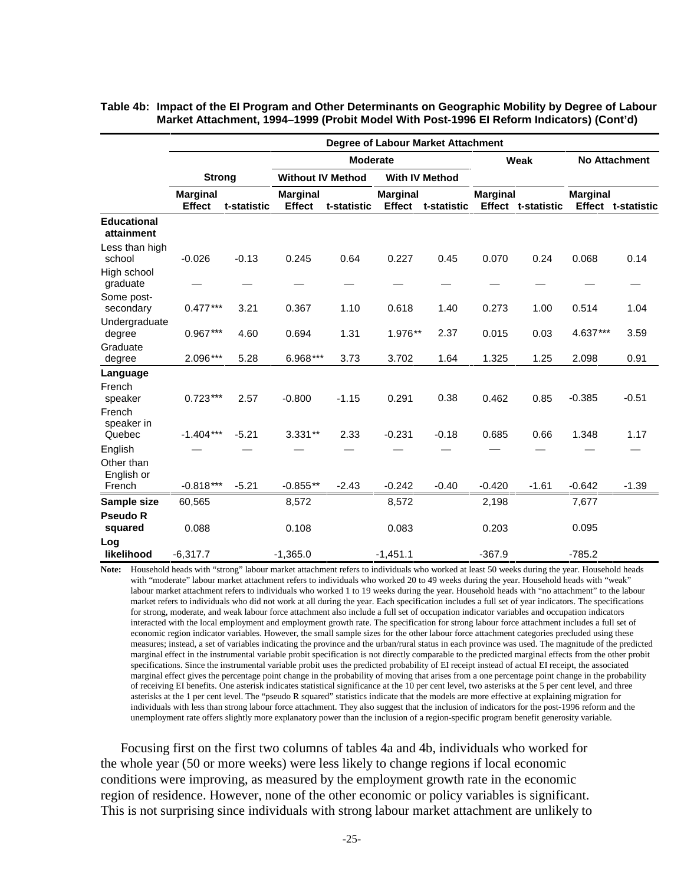**Table 4b: Impact of the EI Program and Other Determinants on Geographic Mobility by Degree of Labour Market Attachment, 1994–1999 (Probit Model With Post-1996 EI Reform Indicators) (Cont'd)**

| | Degree of Labour Market Attachment | | | | | | | | | |
|---|---|---|---|---|---|---|---|---|---|---|
| | | | Moderate | | | | Weak | | No Attachment | |
| | Strong | | Without IV Method | | With IV Method | | | | | |
| | Marginal Effect | t-statistic | Marginal Effect | t-statistic | Marginal Effect | t-statistic | Marginal Effect | t-statistic | Marginal Effect | t-statistic |
| **Educational attainment** | | | | | | | | | | |
| Less than high school | -0.026 | -0.13 | 0.245 | 0.64 | 0.227 | 0.45 | 0.070 | 0.24 | 0.068 | 0.14 |
| High school graduate | — | — | — | — | — | — | — | — | — | — |
| Some post-secondary | 0.477*** | 3.21 | 0.367 | 1.10 | 0.618 | 1.40 | 0.273 | 1.00 | 0.514 | 1.04 |
| Undergraduate degree | 0.967*** | 4.60 | 0.694 | 1.31 | 1.976** | 2.37 | 0.015 | 0.03 | 4.637*** | 3.59 |
| Graduate degree | 2.096*** | 5.28 | 6.968*** | 3.73 | 3.702 | 1.64 | 1.325 | 1.25 | 2.098 | 0.91 |
| **Language** | | | | | | | | | | |
| French speaker | 0.723*** | 2.57 | -0.800 | -1.15 | 0.291 | 0.38 | 0.462 | 0.85 | -0.385 | -0.51 |
| French speaker in Quebec | -1.404*** | -5.21 | 3.331** | 2.33 | -0.231 | -0.18 | 0.685 | 0.66 | 1.348 | 1.17 |
| English | — | — | — | — | — | — | — | — | — | — |
| Other than English or French | -0.818*** | -5.21 | -0.855** | -2.43 | -0.242 | -0.40 | -0.420 | -1.61 | -0.642 | -1.39 |
| **Sample size** | 60,565 | | 8,572 | | 8,572 | | 2,198 | | 7,677 | |
| **Pseudo R squared** | 0.088 | | 0.108 | | 0.083 | | 0.203 | | 0.095 | |
| **Log likelihood** | -6,317.7 | | -1,365.0 | | -1,451.1 | | -367.9 | | -785.2 | |

**Note:** Household heads with "strong" labour market attachment refers to individuals who worked at least 50 weeks during the year. Household heads with "moderate" labour market attachment refers to individuals who worked 20 to 49 weeks during the year. Household heads with "weak" labour market attachment refers to individuals who worked 1 to 19 weeks during the year. Household heads with "no attachment" to the labour market refers to individuals who did not work at all during the year. Each specification includes a full set of year indicators. The specifications for strong, moderate, and weak labour force attachment also include a full set of occupation indicator variables and occupation indicators interacted with the local employment and employment growth rate. The specification for strong labour force attachment includes a full set of economic region indicator variables. However, the small sample sizes for the other labour force attachment categories precluded using these measures; instead, a set of variables indicating the province and the urban/rural status in each province was used. The magnitude of the predicted marginal effect in the instrumental variable probit specification is not directly comparable to the predicted marginal effects from the other probit specifications. Since the instrumental variable probit uses the predicted probability of EI receipt instead of actual EI receipt, the associated marginal effect gives the percentage point change in the probability of moving that arises from a one percentage point change in the probability of receiving EI benefits. One asterisk indicates statistical significance at the 10 per cent level, two asterisks at the 5 per cent level, and three asterisks at the 1 per cent level. The "pseudo R squared" statistics indicate that the models are more effective at explaining migration for individuals with less than strong labour force attachment. They also suggest that the inclusion of indicators for the post-1996 reform and the unemployment rate offers slightly more explanatory power than the inclusion of a region-specific program benefit generosity variable.

Focusing first on the first two columns of tables 4a and 4b, individuals who worked for the whole year (50 or more weeks) were less likely to change regions if local economic conditions were improving, as measured by the employment growth rate in the economic region of residence. However, none of the other economic or policy variables is significant. This is not surprising since individuals with strong labour market attachment are unlikely to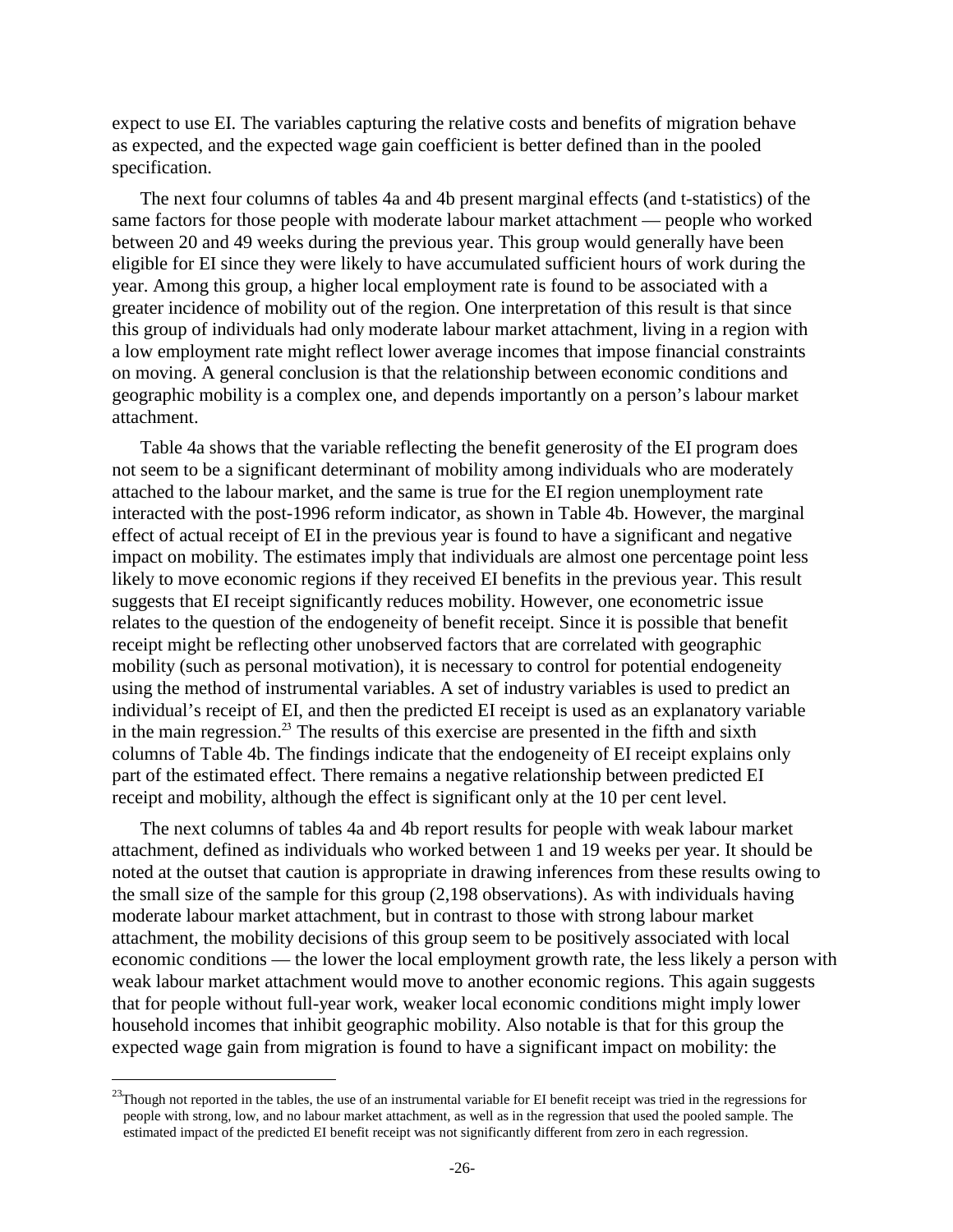expect to use EI. The variables capturing the relative costs and benefits of migration behave as expected, and the expected wage gain coefficient is better defined than in the pooled specification.

The next four columns of tables 4a and 4b present marginal effects (and t-statistics) of the same factors for those people with moderate labour market attachment — people who worked between 20 and 49 weeks during the previous year. This group would generally have been eligible for EI since they were likely to have accumulated sufficient hours of work during the year. Among this group, a higher local employment rate is found to be associated with a greater incidence of mobility out of the region. One interpretation of this result is that since this group of individuals had only moderate labour market attachment, living in a region with a low employment rate might reflect lower average incomes that impose financial constraints on moving. A general conclusion is that the relationship between economic conditions and geographic mobility is a complex one, and depends importantly on a person's labour market attachment.

Table 4a shows that the variable reflecting the benefit generosity of the EI program does not seem to be a significant determinant of mobility among individuals who are moderately attached to the labour market, and the same is true for the EI region unemployment rate interacted with the post-1996 reform indicator, as shown in Table 4b. However, the marginal effect of actual receipt of EI in the previous year is found to have a significant and negative impact on mobility. The estimates imply that individuals are almost one percentage point less likely to move economic regions if they received EI benefits in the previous year. This result suggests that EI receipt significantly reduces mobility. However, one econometric issue relates to the question of the endogeneity of benefit receipt. Since it is possible that benefit receipt might be reflecting other unobserved factors that are correlated with geographic mobility (such as personal motivation), it is necessary to control for potential endogeneity using the method of instrumental variables. A set of industry variables is used to predict an individual's receipt of EI, and then the predicted EI receipt is used as an explanatory variable in the main regression.[23] The results of this exercise are presented in the fifth and sixth columns of Table 4b. The findings indicate that the endogeneity of EI receipt explains only part of the estimated effect. There remains a negative relationship between predicted EI receipt and mobility, although the effect is significant only at the 10 per cent level.

The next columns of tables 4a and 4b report results for people with weak labour market attachment, defined as individuals who worked between 1 and 19 weeks per year. It should be noted at the outset that caution is appropriate in drawing inferences from these results owing to the small size of the sample for this group (2,198 observations). As with individuals having moderate labour market attachment, but in contrast to those with strong labour market attachment, the mobility decisions of this group seem to be positively associated with local economic conditions — the lower the local employment growth rate, the less likely a person with weak labour market attachment would move to another economic regions. This again suggests that for people without full-year work, weaker local economic conditions might imply lower household incomes that inhibit geographic mobility. Also notable is that for this group the expected wage gain from migration is found to have a significant impact on mobility: the

---

[23]Though not reported in the tables, the use of an instrumental variable for EI benefit receipt was tried in the regressions for people with strong, low, and no labour market attachment, as well as in the regression that used the pooled sample. The estimated impact of the predicted EI benefit receipt was not significantly different from zero in each regression.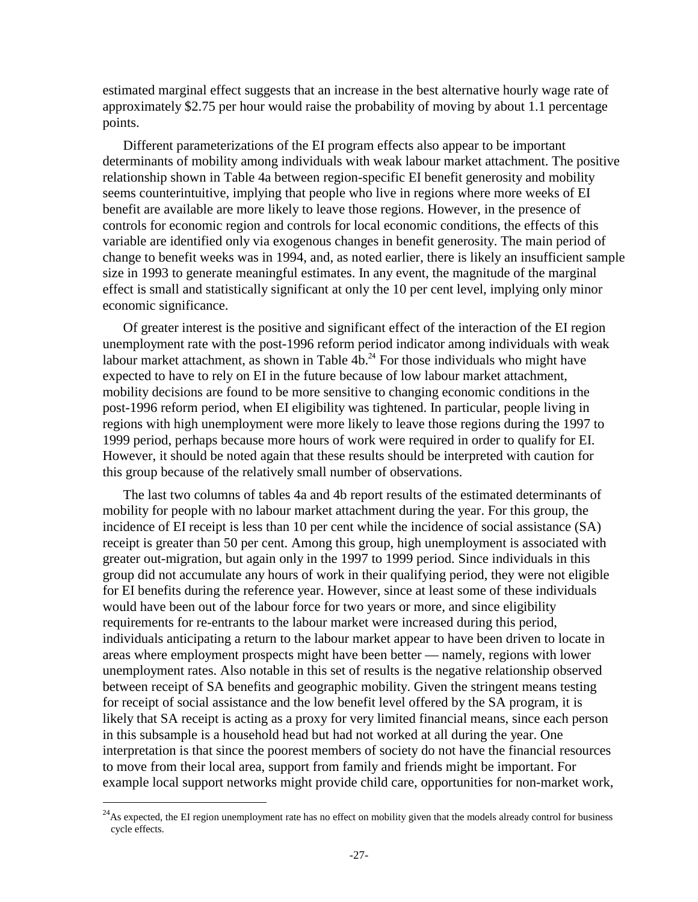estimated marginal effect suggests that an increase in the best alternative hourly wage rate of approximately $2.75 per hour would raise the probability of moving by about 1.1 percentage points.

Different parameterizations of the EI program effects also appear to be important determinants of mobility among individuals with weak labour market attachment. The positive relationship shown in Table 4a between region-specific EI benefit generosity and mobility seems counterintuitive, implying that people who live in regions where more weeks of EI benefit are available are more likely to leave those regions. However, in the presence of controls for economic region and controls for local economic conditions, the effects of this variable are identified only via exogenous changes in benefit generosity. The main period of change to benefit weeks was in 1994, and, as noted earlier, there is likely an insufficient sample size in 1993 to generate meaningful estimates. In any event, the magnitude of the marginal effect is small and statistically significant at only the 10 per cent level, implying only minor economic significance.

Of greater interest is the positive and significant effect of the interaction of the EI region unemployment rate with the post-1996 reform period indicator among individuals with weak labour market attachment, as shown in Table 4b.[24] For those individuals who might have expected to have to rely on EI in the future because of low labour market attachment, mobility decisions are found to be more sensitive to changing economic conditions in the post-1996 reform period, when EI eligibility was tightened. In particular, people living in regions with high unemployment were more likely to leave those regions during the 1997 to 1999 period, perhaps because more hours of work were required in order to qualify for EI. However, it should be noted again that these results should be interpreted with caution for this group because of the relatively small number of observations.

The last two columns of tables 4a and 4b report results of the estimated determinants of mobility for people with no labour market attachment during the year. For this group, the incidence of EI receipt is less than 10 per cent while the incidence of social assistance (SA) receipt is greater than 50 per cent. Among this group, high unemployment is associated with greater out-migration, but again only in the 1997 to 1999 period. Since individuals in this group did not accumulate any hours of work in their qualifying period, they were not eligible for EI benefits during the reference year. However, since at least some of these individuals would have been out of the labour force for two years or more, and since eligibility requirements for re-entrants to the labour market were increased during this period, individuals anticipating a return to the labour market appear to have been driven to locate in areas where employment prospects might have been better — namely, regions with lower unemployment rates. Also notable in this set of results is the negative relationship observed between receipt of SA benefits and geographic mobility. Given the stringent means testing for receipt of social assistance and the low benefit level offered by the SA program, it is likely that SA receipt is acting as a proxy for very limited financial means, since each person in this subsample is a household head but had not worked at all during the year. One interpretation is that since the poorest members of society do not have the financial resources to move from their local area, support from family and friends might be important. For example local support networks might provide child care, opportunities for non-market work,

[24]As expected, the EI region unemployment rate has no effect on mobility given that the models already control for business cycle effects.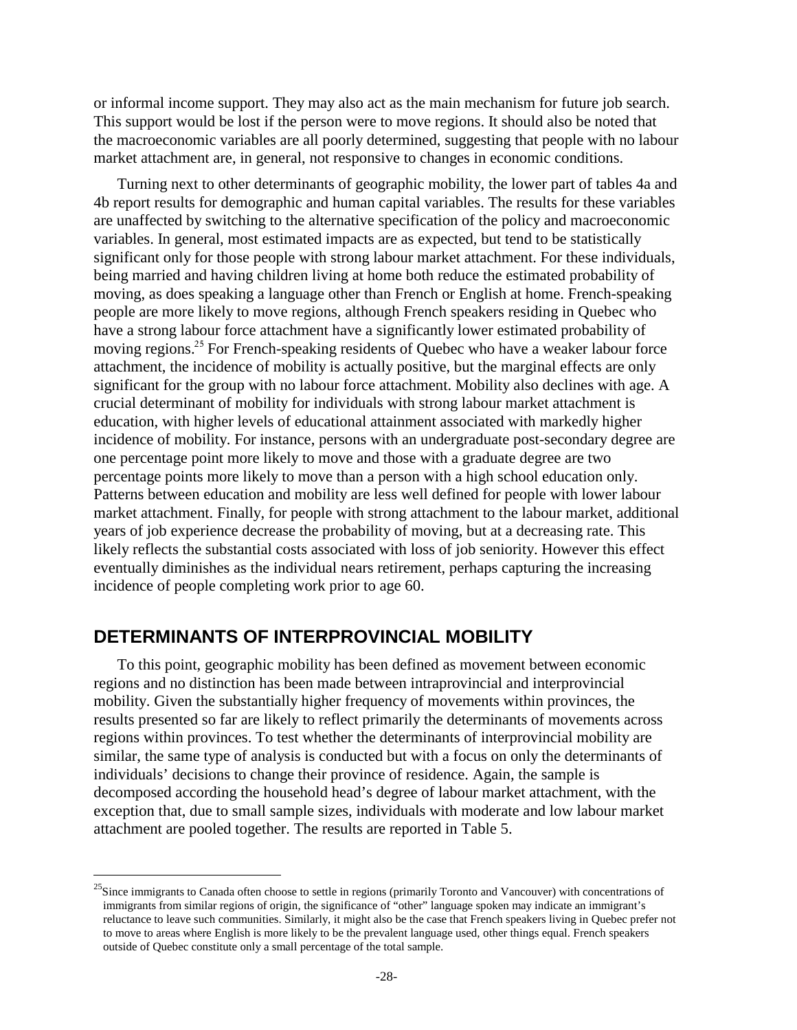or informal income support. They may also act as the main mechanism for future job search. This support would be lost if the person were to move regions. It should also be noted that the macroeconomic variables are all poorly determined, suggesting that people with no labour market attachment are, in general, not responsive to changes in economic conditions.

Turning next to other determinants of geographic mobility, the lower part of tables 4a and 4b report results for demographic and human capital variables. The results for these variables are unaffected by switching to the alternative specification of the policy and macroeconomic variables. In general, most estimated impacts are as expected, but tend to be statistically significant only for those people with strong labour market attachment. For these individuals, being married and having children living at home both reduce the estimated probability of moving, as does speaking a language other than French or English at home. French-speaking people are more likely to move regions, although French speakers residing in Quebec who have a strong labour force attachment have a significantly lower estimated probability of moving regions.[25] For French-speaking residents of Quebec who have a weaker labour force attachment, the incidence of mobility is actually positive, but the marginal effects are only significant for the group with no labour force attachment. Mobility also declines with age. A crucial determinant of mobility for individuals with strong labour market attachment is education, with higher levels of educational attainment associated with markedly higher incidence of mobility. For instance, persons with an undergraduate post-secondary degree are one percentage point more likely to move and those with a graduate degree are two percentage points more likely to move than a person with a high school education only. Patterns between education and mobility are less well defined for people with lower labour market attachment. Finally, for people with strong attachment to the labour market, additional years of job experience decrease the probability of moving, but at a decreasing rate. This likely reflects the substantial costs associated with loss of job seniority. However this effect eventually diminishes as the individual nears retirement, perhaps capturing the increasing incidence of people completing work prior to age 60.

## DETERMINANTS OF INTERPROVINCIAL MOBILITY

To this point, geographic mobility has been defined as movement between economic regions and no distinction has been made between intraprovincial and interprovincial mobility. Given the substantially higher frequency of movements within provinces, the results presented so far are likely to reflect primarily the determinants of movements across regions within provinces. To test whether the determinants of interprovincial mobility are similar, the same type of analysis is conducted but with a focus on only the determinants of individuals' decisions to change their province of residence. Again, the sample is decomposed according the household head's degree of labour market attachment, with the exception that, due to small sample sizes, individuals with moderate and low labour market attachment are pooled together. The results are reported in Table 5.

---

[25] Since immigrants to Canada often choose to settle in regions (primarily Toronto and Vancouver) with concentrations of immigrants from similar regions of origin, the significance of "other" language spoken may indicate an immigrant's reluctance to leave such communities. Similarly, it might also be the case that French speakers living in Quebec prefer not to move to areas where English is more likely to be the prevalent language used, other things equal. French speakers outside of Quebec constitute only a small percentage of the total sample.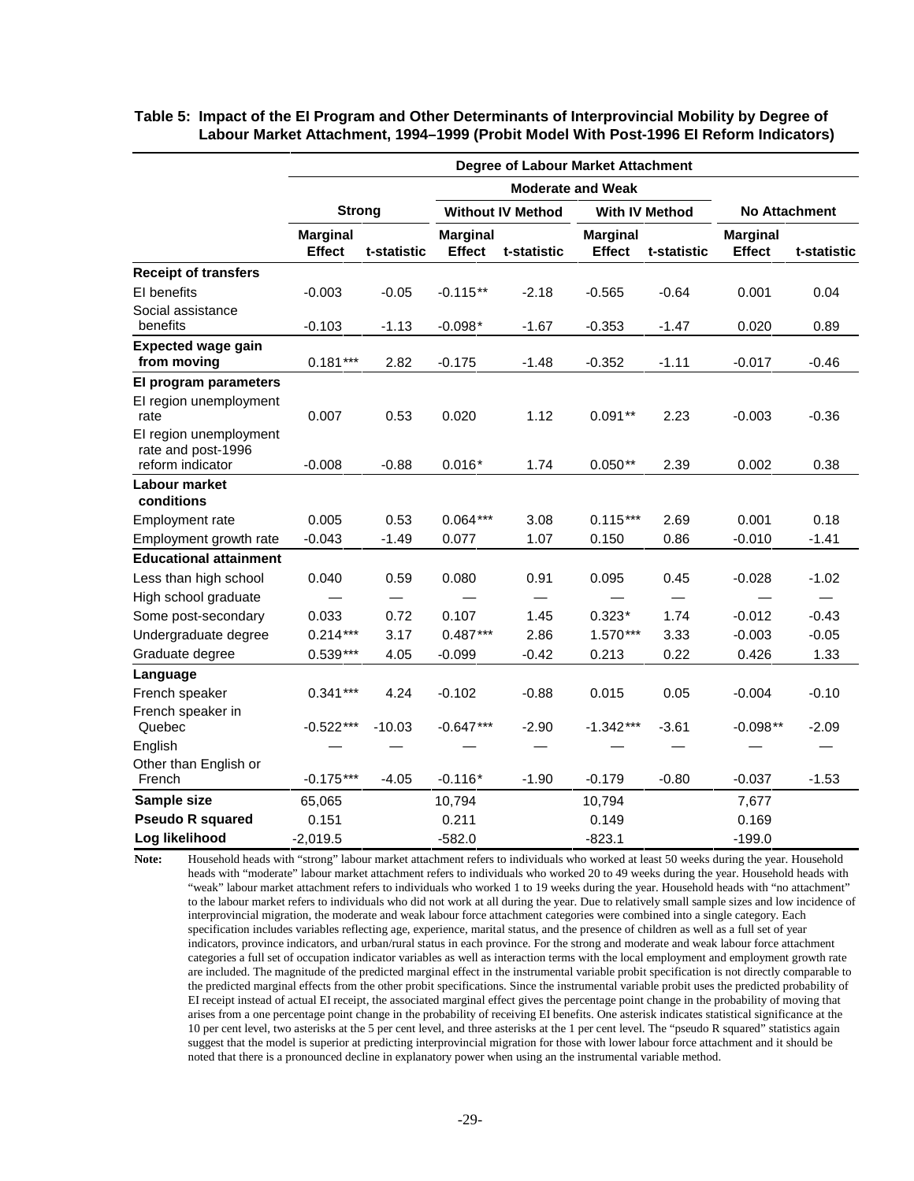**Table 5: Impact of the EI Program and Other Determinants of Interprovincial Mobility by Degree of Labour Market Attachment, 1994–1999 (Probit Model With Post-1996 EI Reform Indicators)**

| | Degree of Labour Market Attachment | | | | | | | |
|---|---|---|---|---|---|---|---|---|
| | | | Moderate and Weak | | | | | |
| | Strong | | Without IV Method | | With IV Method | | No Attachment | |
| | Marginal Effect | t-statistic | Marginal Effect | t-statistic | Marginal Effect | t-statistic | Marginal Effect | t-statistic |
| **Receipt of transfers** | | | | | | | | |
| EI benefits | -0.003 | -0.05 | -0.115** | -2.18 | -0.565 | -0.64 | 0.001 | 0.04 |
| Social assistance benefits | -0.103 | -1.13 | -0.098* | -1.67 | -0.353 | -1.47 | 0.020 | 0.89 |
| **Expected wage gain from moving** | 0.181*** | 2.82 | -0.175 | -1.48 | -0.352 | -1.11 | -0.017 | -0.46 |
| **EI program parameters** | | | | | | | | |
| EI region unemployment rate | 0.007 | 0.53 | 0.020 | 1.12 | 0.091** | 2.23 | -0.003 | -0.36 |
| EI region unemployment rate and post-1996 reform indicator | -0.008 | -0.88 | 0.016* | 1.74 | 0.050** | 2.39 | 0.002 | 0.38 |
| **Labour market conditions** | | | | | | | | |
| Employment rate | 0.005 | 0.53 | 0.064*** | 3.08 | 0.115*** | 2.69 | 0.001 | 0.18 |
| Employment growth rate | -0.043 | -1.49 | 0.077 | 1.07 | 0.150 | 0.86 | -0.010 | -1.41 |
| **Educational attainment** | | | | | | | | |
| Less than high school | 0.040 | 0.59 | 0.080 | 0.91 | 0.095 | 0.45 | -0.028 | -1.02 |
| High school graduate | — | — | — | — | — | — | — | — |
| Some post-secondary | 0.033 | 0.72 | 0.107 | 1.45 | 0.323* | 1.74 | -0.012 | -0.43 |
| Undergraduate degree | 0.214*** | 3.17 | 0.487*** | 2.86 | 1.570*** | 3.33 | -0.003 | -0.05 |
| Graduate degree | 0.539*** | 4.05 | -0.099 | -0.42 | 0.213 | 0.22 | 0.426 | 1.33 |
| **Language** | | | | | | | | |
| French speaker | 0.341*** | 4.24 | -0.102 | -0.88 | 0.015 | 0.05 | -0.004 | -0.10 |
| French speaker in Quebec | -0.522*** | -10.03 | -0.647*** | -2.90 | -1.342*** | -3.61 | -0.098** | -2.09 |
| English | — | — | — | — | — | — | — | — |
| Other than English or French | -0.175*** | -4.05 | -0.116* | -1.90 | -0.179 | -0.80 | -0.037 | -1.53 |
| **Sample size** | 65,065 | | 10,794 | | 10,794 | | 7,677 | |
| **Pseudo R squared** | 0.151 | | 0.211 | | 0.149 | | 0.169 | |
| **Log likelihood** | -2,019.5 | | -582.0 | | -823.1 | | -199.0 | |

**Note:** Household heads with "strong" labour market attachment refers to individuals who worked at least 50 weeks during the year. Household heads with "moderate" labour market attachment refers to individuals who worked 20 to 49 weeks during the year. Household heads with "weak" labour market attachment refers to individuals who worked 1 to 19 weeks during the year. Household heads with "no attachment" to the labour market refers to individuals who did not work at all during the year. Due to relatively small sample sizes and low incidence of interprovincial migration, the moderate and weak labour force attachment categories were combined into a single category. Each specification includes variables reflecting age, experience, marital status, and the presence of children as well as a full set of year indicators, province indicators, and urban/rural status in each province. For the strong and moderate and weak labour force attachment categories a full set of occupation indicator variables as well as interaction terms with the local employment and employment growth rate are included. The magnitude of the predicted marginal effect in the instrumental variable probit specification is not directly comparable to the predicted marginal effects from the other probit specifications. Since the instrumental variable probit uses the predicted probability of EI receipt instead of actual EI receipt, the associated marginal effect gives the percentage point change in the probability of moving that arises from a one percentage point change in the probability of receiving EI benefits. One asterisk indicates statistical significance at the 10 per cent level, two asterisks at the 5 per cent level, and three asterisks at the 1 per cent level. The "pseudo R squared" statistics again suggest that the model is superior at predicting interprovincial migration for those with lower labour force attachment and it should be noted that there is a pronounced decline in explanatory power when using an the instrumental variable method.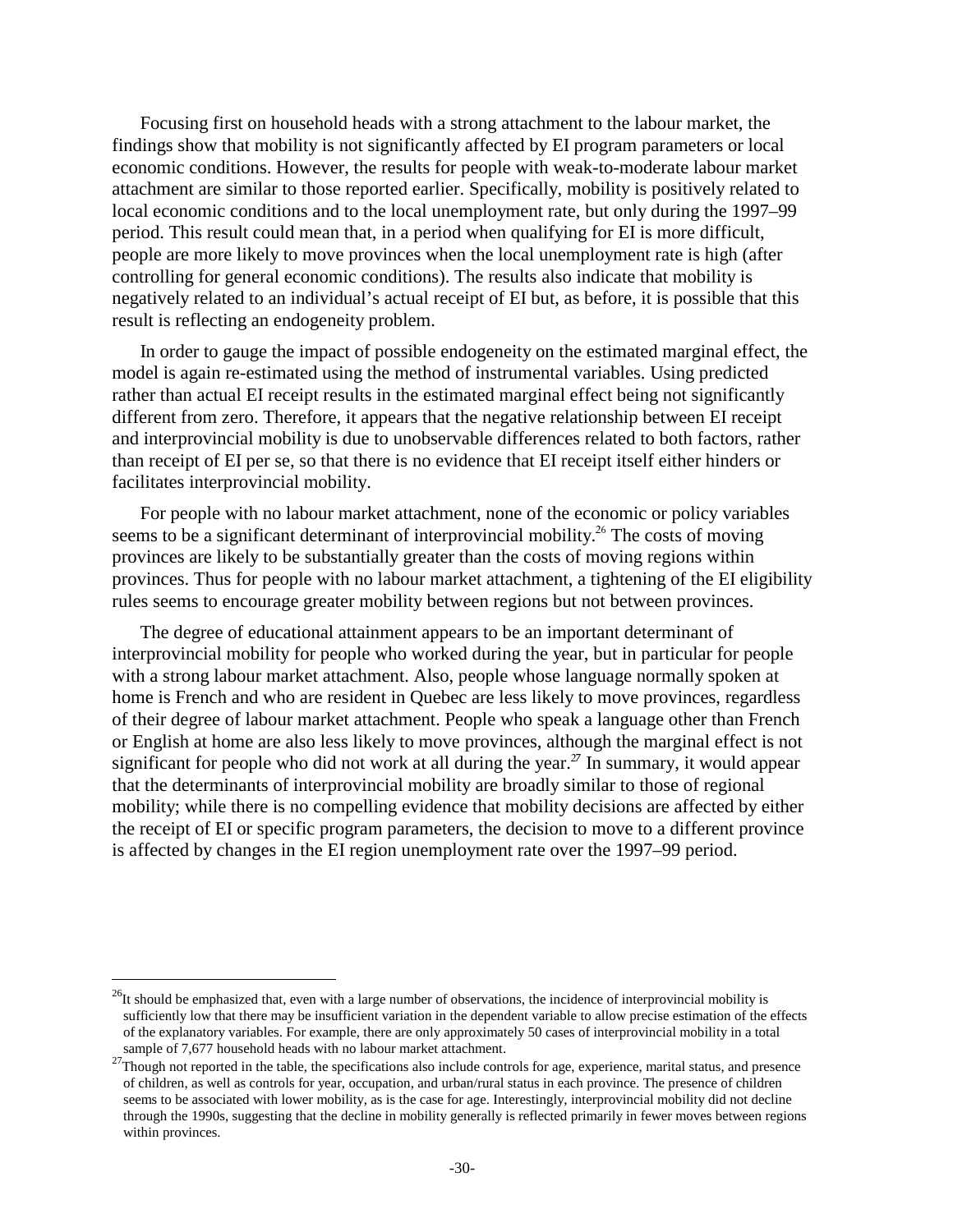Focusing first on household heads with a strong attachment to the labour market, the findings show that mobility is not significantly affected by EI program parameters or local economic conditions. However, the results for people with weak-to-moderate labour market attachment are similar to those reported earlier. Specifically, mobility is positively related to local economic conditions and to the local unemployment rate, but only during the 1997–99 period. This result could mean that, in a period when qualifying for EI is more difficult, people are more likely to move provinces when the local unemployment rate is high (after controlling for general economic conditions). The results also indicate that mobility is negatively related to an individual's actual receipt of EI but, as before, it is possible that this result is reflecting an endogeneity problem.

In order to gauge the impact of possible endogeneity on the estimated marginal effect, the model is again re-estimated using the method of instrumental variables. Using predicted rather than actual EI receipt results in the estimated marginal effect being not significantly different from zero. Therefore, it appears that the negative relationship between EI receipt and interprovincial mobility is due to unobservable differences related to both factors, rather than receipt of EI per se, so that there is no evidence that EI receipt itself either hinders or facilitates interprovincial mobility.

For people with no labour market attachment, none of the economic or policy variables seems to be a significant determinant of interprovincial mobility.[26] The costs of moving provinces are likely to be substantially greater than the costs of moving regions within provinces. Thus for people with no labour market attachment, a tightening of the EI eligibility rules seems to encourage greater mobility between regions but not between provinces.

The degree of educational attainment appears to be an important determinant of interprovincial mobility for people who worked during the year, but in particular for people with a strong labour market attachment. Also, people whose language normally spoken at home is French and who are resident in Quebec are less likely to move provinces, regardless of their degree of labour market attachment. People who speak a language other than French or English at home are also less likely to move provinces, although the marginal effect is not significant for people who did not work at all during the year.[27] In summary, it would appear that the determinants of interprovincial mobility are broadly similar to those of regional mobility; while there is no compelling evidence that mobility decisions are affected by either the receipt of EI or specific program parameters, the decision to move to a different province is affected by changes in the EI region unemployment rate over the 1997–99 period.

---

[26] It should be emphasized that, even with a large number of observations, the incidence of interprovincial mobility is sufficiently low that there may be insufficient variation in the dependent variable to allow precise estimation of the effects of the explanatory variables. For example, there are only approximately 50 cases of interprovincial mobility in a total sample of 7,677 household heads with no labour market attachment.

[27] Though not reported in the table, the specifications also include controls for age, experience, marital status, and presence of children, as well as controls for year, occupation, and urban/rural status in each province. The presence of children seems to be associated with lower mobility, as is the case for age. Interestingly, interprovincial mobility did not decline through the 1990s, suggesting that the decline in mobility generally is reflected primarily in fewer moves between regions within provinces.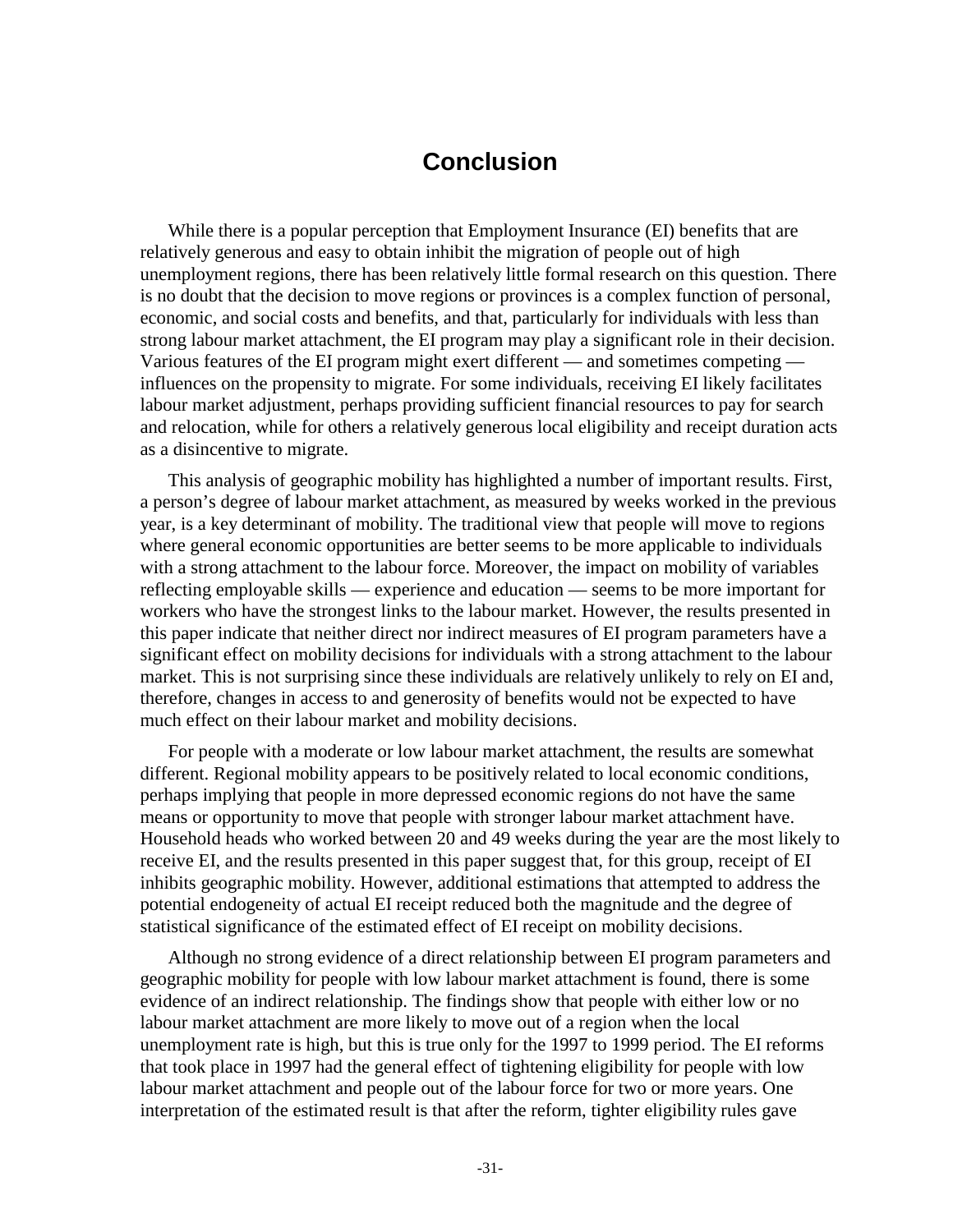# Conclusion

While there is a popular perception that Employment Insurance (EI) benefits that are relatively generous and easy to obtain inhibit the migration of people out of high unemployment regions, there has been relatively little formal research on this question. There is no doubt that the decision to move regions or provinces is a complex function of personal, economic, and social costs and benefits, and that, particularly for individuals with less than strong labour market attachment, the EI program may play a significant role in their decision. Various features of the EI program might exert different — and sometimes competing — influences on the propensity to migrate. For some individuals, receiving EI likely facilitates labour market adjustment, perhaps providing sufficient financial resources to pay for search and relocation, while for others a relatively generous local eligibility and receipt duration acts as a disincentive to migrate.

This analysis of geographic mobility has highlighted a number of important results. First, a person's degree of labour market attachment, as measured by weeks worked in the previous year, is a key determinant of mobility. The traditional view that people will move to regions where general economic opportunities are better seems to be more applicable to individuals with a strong attachment to the labour force. Moreover, the impact on mobility of variables reflecting employable skills — experience and education — seems to be more important for workers who have the strongest links to the labour market. However, the results presented in this paper indicate that neither direct nor indirect measures of EI program parameters have a significant effect on mobility decisions for individuals with a strong attachment to the labour market. This is not surprising since these individuals are relatively unlikely to rely on EI and, therefore, changes in access to and generosity of benefits would not be expected to have much effect on their labour market and mobility decisions.

For people with a moderate or low labour market attachment, the results are somewhat different. Regional mobility appears to be positively related to local economic conditions, perhaps implying that people in more depressed economic regions do not have the same means or opportunity to move that people with stronger labour market attachment have. Household heads who worked between 20 and 49 weeks during the year are the most likely to receive EI, and the results presented in this paper suggest that, for this group, receipt of EI inhibits geographic mobility. However, additional estimations that attempted to address the potential endogeneity of actual EI receipt reduced both the magnitude and the degree of statistical significance of the estimated effect of EI receipt on mobility decisions.

Although no strong evidence of a direct relationship between EI program parameters and geographic mobility for people with low labour market attachment is found, there is some evidence of an indirect relationship. The findings show that people with either low or no labour market attachment are more likely to move out of a region when the local unemployment rate is high, but this is true only for the 1997 to 1999 period. The EI reforms that took place in 1997 had the general effect of tightening eligibility for people with low labour market attachment and people out of the labour force for two or more years. One interpretation of the estimated result is that after the reform, tighter eligibility rules gave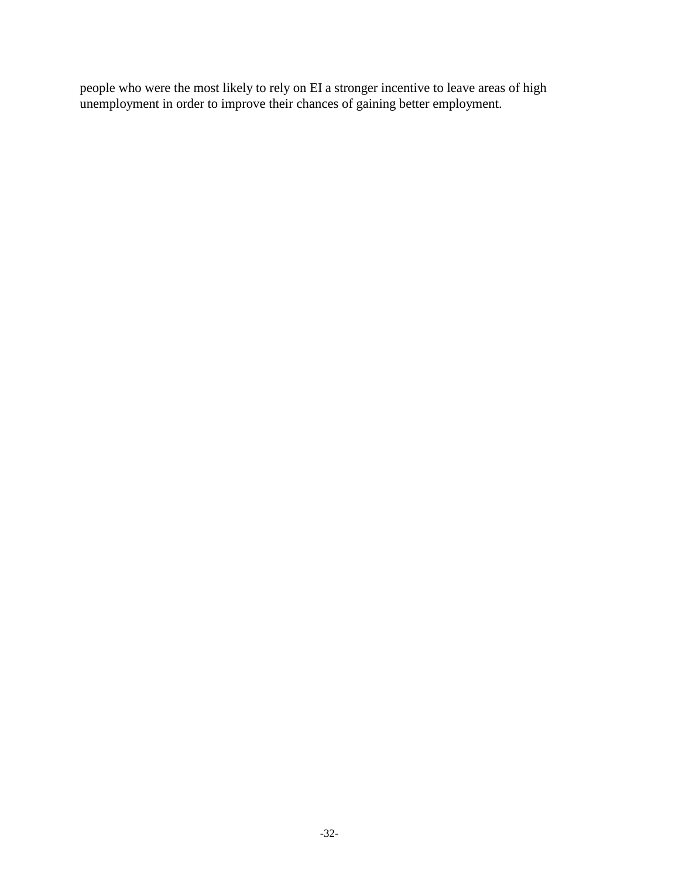people who were the most likely to rely on EI a stronger incentive to leave areas of high unemployment in order to improve their chances of gaining better employment.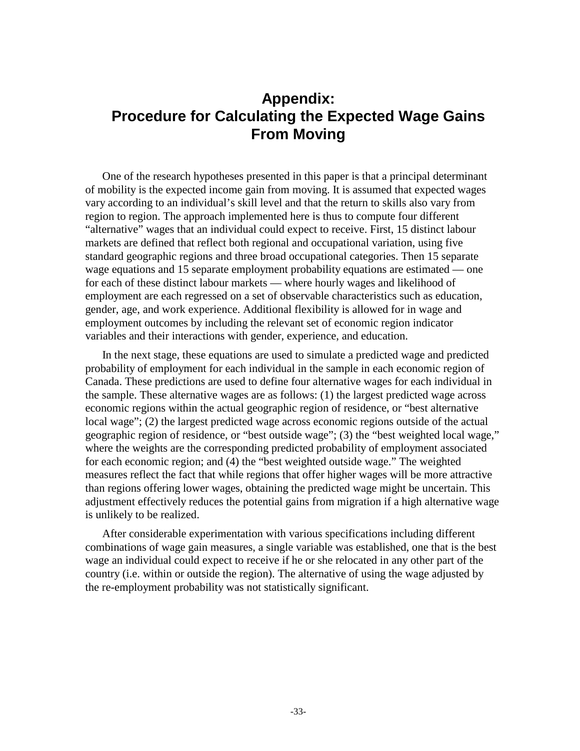# Appendix: Procedure for Calculating the Expected Wage Gains From Moving

One of the research hypotheses presented in this paper is that a principal determinant of mobility is the expected income gain from moving. It is assumed that expected wages vary according to an individual's skill level and that the return to skills also vary from region to region. The approach implemented here is thus to compute four different "alternative" wages that an individual could expect to receive. First, 15 distinct labour markets are defined that reflect both regional and occupational variation, using five standard geographic regions and three broad occupational categories. Then 15 separate wage equations and 15 separate employment probability equations are estimated — one for each of these distinct labour markets — where hourly wages and likelihood of employment are each regressed on a set of observable characteristics such as education, gender, age, and work experience. Additional flexibility is allowed for in wage and employment outcomes by including the relevant set of economic region indicator variables and their interactions with gender, experience, and education.

In the next stage, these equations are used to simulate a predicted wage and predicted probability of employment for each individual in the sample in each economic region of Canada. These predictions are used to define four alternative wages for each individual in the sample. These alternative wages are as follows: (1) the largest predicted wage across economic regions within the actual geographic region of residence, or "best alternative local wage"; (2) the largest predicted wage across economic regions outside of the actual geographic region of residence, or "best outside wage"; (3) the "best weighted local wage," where the weights are the corresponding predicted probability of employment associated for each economic region; and (4) the "best weighted outside wage." The weighted measures reflect the fact that while regions that offer higher wages will be more attractive than regions offering lower wages, obtaining the predicted wage might be uncertain. This adjustment effectively reduces the potential gains from migration if a high alternative wage is unlikely to be realized.

After considerable experimentation with various specifications including different combinations of wage gain measures, a single variable was established, one that is the best wage an individual could expect to receive if he or she relocated in any other part of the country (i.e. within or outside the region). The alternative of using the wage adjusted by the re-employment probability was not statistically significant.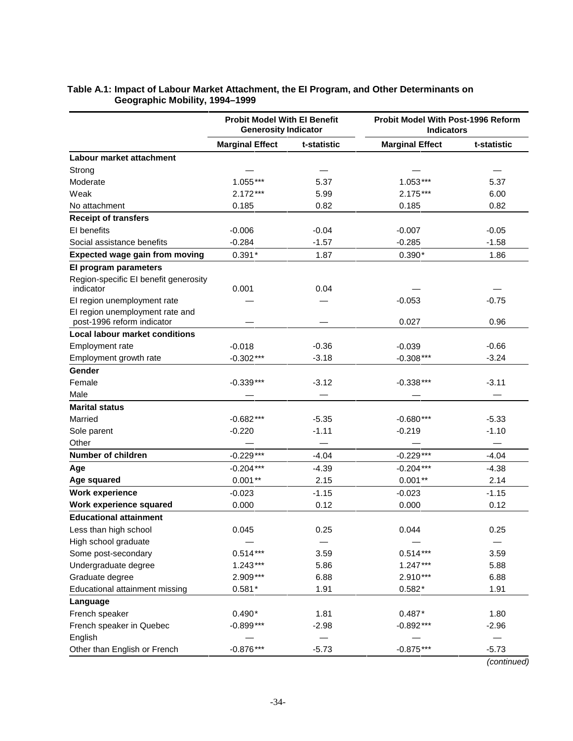**Table A.1: Impact of Labour Market Attachment, the EI Program, and Other Determinants on Geographic Mobility, 1994–1999**

| | Probit Model With EI Benefit Generosity Indicator | | Probit Model With Post-1996 Reform Indicators | |
|---|---|---|---|---|
| | Marginal Effect | t-statistic | Marginal Effect | t-statistic |
| **Labour market attachment** | | | | |
| Strong | — | — | — | — |
| Moderate | 1.055*** | 5.37 | 1.053*** | 5.37 |
| Weak | 2.172*** | 5.99 | 2.175*** | 6.00 |
| No attachment | 0.185 | 0.82 | 0.185 | 0.82 |
| **Receipt of transfers** | | | | |
| EI benefits | -0.006 | -0.04 | -0.007 | -0.05 |
| Social assistance benefits | -0.284 | -1.57 | -0.285 | -1.58 |
| **Expected wage gain from moving** | 0.391* | 1.87 | 0.390* | 1.86 |
| **EI program parameters** | | | | |
| Region-specific EI benefit generosity indicator | 0.001 | 0.04 | — | — |
| EI region unemployment rate | — | — | -0.053 | -0.75 |
| EI region unemployment rate and post-1996 reform indicator | — | — | 0.027 | 0.96 |
| **Local labour market conditions** | | | | |
| Employment rate | -0.018 | -0.36 | -0.039 | -0.66 |
| Employment growth rate | -0.302*** | -3.18 | -0.308*** | -3.24 |
| **Gender** | | | | |
| Female | -0.339*** | -3.12 | -0.338*** | -3.11 |
| Male | — | — | — | — |
| **Marital status** | | | | |
| Married | -0.682*** | -5.35 | -0.680*** | -5.33 |
| Sole parent | -0.220 | -1.11 | -0.219 | -1.10 |
| Other | — | — | — | — |
| **Number of children** | -0.229*** | -4.04 | -0.229*** | -4.04 |
| **Age** | -0.204*** | -4.39 | -0.204*** | -4.38 |
| **Age squared** | 0.001** | 2.15 | 0.001** | 2.14 |
| **Work experience** | -0.023 | -1.15 | -0.023 | -1.15 |
| **Work experience squared** | 0.000 | 0.12 | 0.000 | 0.12 |
| **Educational attainment** | | | | |
| Less than high school | 0.045 | 0.25 | 0.044 | 0.25 |
| High school graduate | — | — | — | — |
| Some post-secondary | 0.514*** | 3.59 | 0.514*** | 3.59 |
| Undergraduate degree | 1.243*** | 5.86 | 1.247*** | 5.88 |
| Graduate degree | 2.909*** | 6.88 | 2.910*** | 6.88 |
| Educational attainment missing | 0.581* | 1.91 | 0.582* | 1.91 |
| **Language** | | | | |
| French speaker | 0.490* | 1.81 | 0.487* | 1.80 |
| French speaker in Quebec | -0.899*** | -2.98 | -0.892*** | -2.96 |
| English | — | — | — | — |
| Other than English or French | -0.876*** | -5.73 | -0.875*** | -5.73 |

*(continued)*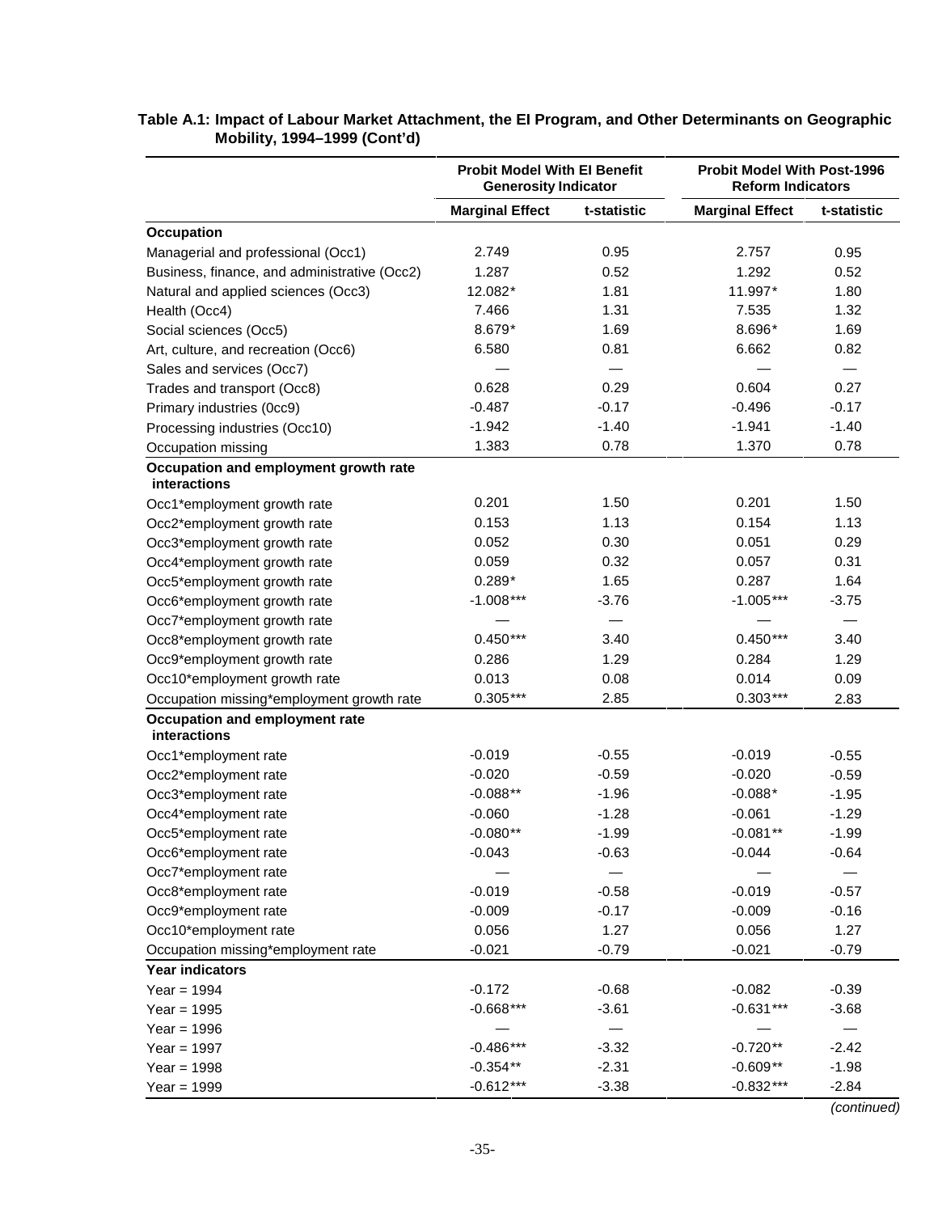**Table A.1: Impact of Labour Market Attachment, the EI Program, and Other Determinants on Geographic Mobility, 1994–1999 (Cont'd)**

| | Probit Model With EI Benefit Generosity Indicator | | Probit Model With Post-1996 Reform Indicators | |
|---|---|---|---|---|
| | Marginal Effect | t-statistic | Marginal Effect | t-statistic |
| **Occupation** | | | | |
| Managerial and professional (Occ1) | 2.749 | 0.95 | 2.757 | 0.95 |
| Business, finance, and administrative (Occ2) | 1.287 | 0.52 | 1.292 | 0.52 |
| Natural and applied sciences (Occ3) | 12.082* | 1.81 | 11.997* | 1.80 |
| Health (Occ4) | 7.466 | 1.31 | 7.535 | 1.32 |
| Social sciences (Occ5) | 8.679* | 1.69 | 8.696* | 1.69 |
| Art, culture, and recreation (Occ6) | 6.580 | 0.81 | 6.662 | 0.82 |
| Sales and services (Occ7) | — | — | — | — |
| Trades and transport (Occ8) | 0.628 | 0.29 | 0.604 | 0.27 |
| Primary industries (0cc9) | -0.487 | -0.17 | -0.496 | -0.17 |
| Processing industries (Occ10) | -1.942 | -1.40 | -1.941 | -1.40 |
| Occupation missing | 1.383 | 0.78 | 1.370 | 0.78 |
| **Occupation and employment growth rate interactions** | | | | |
| Occ1*employment growth rate | 0.201 | 1.50 | 0.201 | 1.50 |
| Occ2*employment growth rate | 0.153 | 1.13 | 0.154 | 1.13 |
| Occ3*employment growth rate | 0.052 | 0.30 | 0.051 | 0.29 |
| Occ4*employment growth rate | 0.059 | 0.32 | 0.057 | 0.31 |
| Occ5*employment growth rate | 0.289* | 1.65 | 0.287 | 1.64 |
| Occ6*employment growth rate | -1.008*** | -3.76 | -1.005*** | -3.75 |
| Occ7*employment growth rate | — | — | — | — |
| Occ8*employment growth rate | 0.450*** | 3.40 | 0.450*** | 3.40 |
| Occ9*employment growth rate | 0.286 | 1.29 | 0.284 | 1.29 |
| Occ10*employment growth rate | 0.013 | 0.08 | 0.014 | 0.09 |
| Occupation missing*employment growth rate | 0.305*** | 2.85 | 0.303*** | 2.83 |
| **Occupation and employment rate interactions** | | | | |
| Occ1*employment rate | -0.019 | -0.55 | -0.019 | -0.55 |
| Occ2*employment rate | -0.020 | -0.59 | -0.020 | -0.59 |
| Occ3*employment rate | -0.088** | -1.96 | -0.088* | -1.95 |
| Occ4*employment rate | -0.060 | -1.28 | -0.061 | -1.29 |
| Occ5*employment rate | -0.080** | -1.99 | -0.081** | -1.99 |
| Occ6*employment rate | -0.043 | -0.63 | -0.044 | -0.64 |
| Occ7*employment rate | — | — | — | — |
| Occ8*employment rate | -0.019 | -0.58 | -0.019 | -0.57 |
| Occ9*employment rate | -0.009 | -0.17 | -0.009 | -0.16 |
| Occ10*employment rate | 0.056 | 1.27 | 0.056 | 1.27 |
| Occupation missing*employment rate | -0.021 | -0.79 | -0.021 | -0.79 |
| **Year indicators** | | | | |
| Year = 1994 | -0.172 | -0.68 | -0.082 | -0.39 |
| Year = 1995 | -0.668*** | -3.61 | -0.631*** | -3.68 |
| Year = 1996 | — | — | — | — |
| Year = 1997 | -0.486*** | -3.32 | -0.720** | -2.42 |
| Year = 1998 | -0.354** | -2.31 | -0.609** | -1.98 |
| Year = 1999 | -0.612*** | -3.38 | -0.832*** | -2.84 |

*(continued)*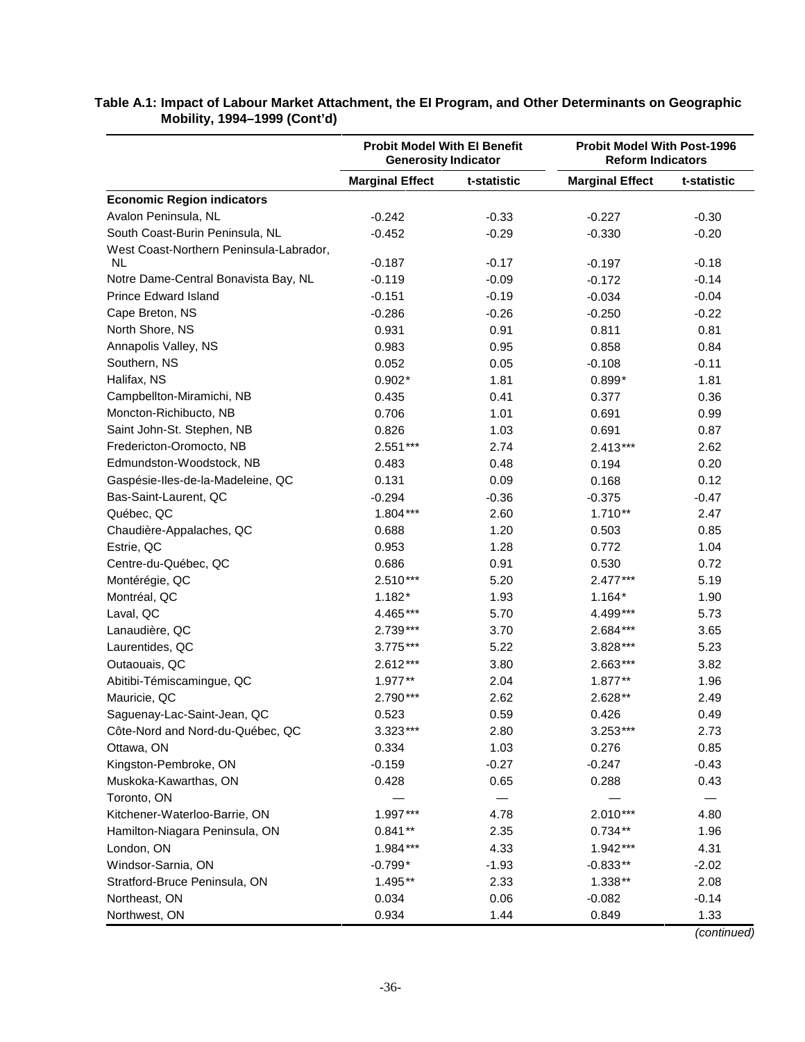**Table A.1: Impact of Labour Market Attachment, the EI Program, and Other Determinants on Geographic Mobility, 1994–1999 (Cont'd)**

| | Probit Model With EI Benefit Generosity Indicator | | Probit Model With Post-1996 Reform Indicators | |
|---|---|---|---|---|
| | **Marginal Effect** | **t-statistic** | **Marginal Effect** | **t-statistic** |
| **Economic Region indicators** | | | | |
| Avalon Peninsula, NL | -0.242 | -0.33 | -0.227 | -0.30 |
| South Coast-Burin Peninsula, NL | -0.452 | -0.29 | -0.330 | -0.20 |
| West Coast-Northern Peninsula-Labrador, NL | -0.187 | -0.17 | -0.197 | -0.18 |
| Notre Dame-Central Bonavista Bay, NL | -0.119 | -0.09 | -0.172 | -0.14 |
| Prince Edward Island | -0.151 | -0.19 | -0.034 | -0.04 |
| Cape Breton, NS | -0.286 | -0.26 | -0.250 | -0.22 |
| North Shore, NS | 0.931 | 0.91 | 0.811 | 0.81 |
| Annapolis Valley, NS | 0.983 | 0.95 | 0.858 | 0.84 |
| Southern, NS | 0.052 | 0.05 | -0.108 | -0.11 |
| Halifax, NS | 0.902* | 1.81 | 0.899* | 1.81 |
| Campbellton-Miramichi, NB | 0.435 | 0.41 | 0.377 | 0.36 |
| Moncton-Richibucto, NB | 0.706 | 1.01 | 0.691 | 0.99 |
| Saint John-St. Stephen, NB | 0.826 | 1.03 | 0.691 | 0.87 |
| Fredericton-Oromocto, NB | 2.551*** | 2.74 | 2.413*** | 2.62 |
| Edmundston-Woodstock, NB | 0.483 | 0.48 | 0.194 | 0.20 |
| Gaspésie-Iles-de-la-Madeleine, QC | 0.131 | 0.09 | 0.168 | 0.12 |
| Bas-Saint-Laurent, QC | -0.294 | -0.36 | -0.375 | -0.47 |
| Québec, QC | 1.804*** | 2.60 | 1.710** | 2.47 |
| Chaudière-Appalaches, QC | 0.688 | 1.20 | 0.503 | 0.85 |
| Estrie, QC | 0.953 | 1.28 | 0.772 | 1.04 |
| Centre-du-Québec, QC | 0.686 | 0.91 | 0.530 | 0.72 |
| Montérégie, QC | 2.510*** | 5.20 | 2.477*** | 5.19 |
| Montréal, QC | 1.182* | 1.93 | 1.164* | 1.90 |
| Laval, QC | 4.465*** | 5.70 | 4.499*** | 5.73 |
| Lanaudière, QC | 2.739*** | 3.70 | 2.684*** | 3.65 |
| Laurentides, QC | 3.775*** | 5.22 | 3.828*** | 5.23 |
| Outaouais, QC | 2.612*** | 3.80 | 2.663*** | 3.82 |
| Abitibi-Témiscamingue, QC | 1.977** | 2.04 | 1.877** | 1.96 |
| Mauricie, QC | 2.790*** | 2.62 | 2.628** | 2.49 |
| Saguenay-Lac-Saint-Jean, QC | 0.523 | 0.59 | 0.426 | 0.49 |
| Côte-Nord and Nord-du-Québec, QC | 3.323*** | 2.80 | 3.253*** | 2.73 |
| Ottawa, ON | 0.334 | 1.03 | 0.276 | 0.85 |
| Kingston-Pembroke, ON | -0.159 | -0.27 | -0.247 | -0.43 |
| Muskoka-Kawarthas, ON | 0.428 | 0.65 | 0.288 | 0.43 |
| Toronto, ON | — | — | — | — |
| Kitchener-Waterloo-Barrie, ON | 1.997*** | 4.78 | 2.010*** | 4.80 |
| Hamilton-Niagara Peninsula, ON | 0.841** | 2.35 | 0.734** | 1.96 |
| London, ON | 1.984*** | 4.33 | 1.942*** | 4.31 |
| Windsor-Sarnia, ON | -0.799* | -1.93 | -0.833** | -2.02 |
| Stratford-Bruce Peninsula, ON | 1.495** | 2.33 | 1.338** | 2.08 |
| Northeast, ON | 0.034 | 0.06 | -0.082 | -0.14 |
| Northwest, ON | 0.934 | 1.44 | 0.849 | 1.33 |

*(continued)*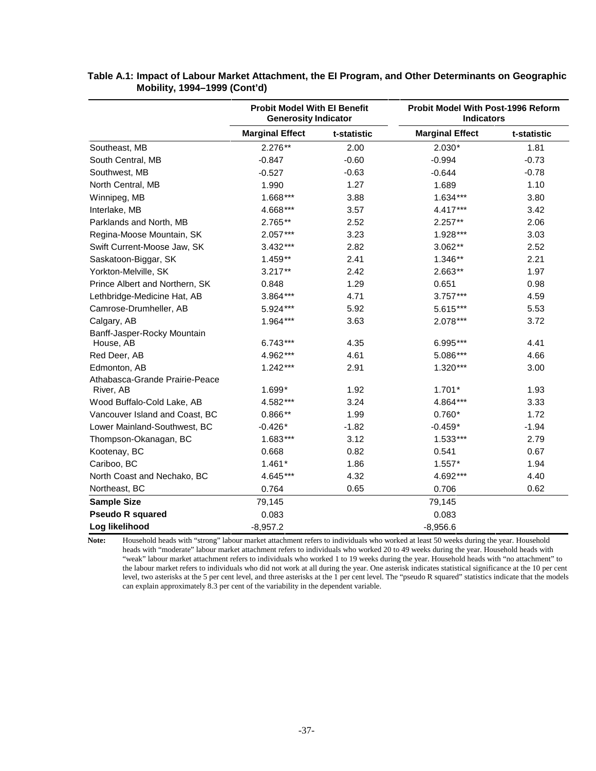**Table A.1: Impact of Labour Market Attachment, the EI Program, and Other Determinants on Geographic Mobility, 1994–1999 (Cont'd)**

| | Probit Model With EI Benefit Generosity Indicator | | Probit Model With Post-1996 Reform Indicators | |
|---|---|---|---|---|
| | Marginal Effect | t-statistic | Marginal Effect | t-statistic |
| Southeast, MB | 2.276** | 2.00 | 2.030* | 1.81 |
| South Central, MB | -0.847 | -0.60 | -0.994 | -0.73 |
| Southwest, MB | -0.527 | -0.63 | -0.644 | -0.78 |
| North Central, MB | 1.990 | 1.27 | 1.689 | 1.10 |
| Winnipeg, MB | 1.668*** | 3.88 | 1.634*** | 3.80 |
| Interlake, MB | 4.668*** | 3.57 | 4.417*** | 3.42 |
| Parklands and North, MB | 2.765** | 2.52 | 2.257** | 2.06 |
| Regina-Moose Mountain, SK | 2.057*** | 3.23 | 1.928*** | 3.03 |
| Swift Current-Moose Jaw, SK | 3.432*** | 2.82 | 3.062** | 2.52 |
| Saskatoon-Biggar, SK | 1.459** | 2.41 | 1.346** | 2.21 |
| Yorkton-Melville, SK | 3.217** | 2.42 | 2.663** | 1.97 |
| Prince Albert and Northern, SK | 0.848 | 1.29 | 0.651 | 0.98 |
| Lethbridge-Medicine Hat, AB | 3.864*** | 4.71 | 3.757*** | 4.59 |
| Camrose-Drumheller, AB | 5.924*** | 5.92 | 5.615*** | 5.53 |
| Calgary, AB | 1.964*** | 3.63 | 2.078*** | 3.72 |
| Banff-Jasper-Rocky Mountain House, AB | 6.743*** | 4.35 | 6.995*** | 4.41 |
| Red Deer, AB | 4.962*** | 4.61 | 5.086*** | 4.66 |
| Edmonton, AB | 1.242*** | 2.91 | 1.320*** | 3.00 |
| Athabasca-Grande Prairie-Peace River, AB | 1.699* | 1.92 | 1.701* | 1.93 |
| Wood Buffalo-Cold Lake, AB | 4.582*** | 3.24 | 4.864*** | 3.33 |
| Vancouver Island and Coast, BC | 0.866** | 1.99 | 0.760* | 1.72 |
| Lower Mainland-Southwest, BC | -0.426* | -1.82 | -0.459* | -1.94 |
| Thompson-Okanagan, BC | 1.683*** | 3.12 | 1.533*** | 2.79 |
| Kootenay, BC | 0.668 | 0.82 | 0.541 | 0.67 |
| Cariboo, BC | 1.461* | 1.86 | 1.557* | 1.94 |
| North Coast and Nechako, BC | 4.645*** | 4.32 | 4.692*** | 4.40 |
| Northeast, BC | 0.764 | 0.65 | 0.706 | 0.62 |
| **Sample Size** | 79,145 | | 79,145 | |
| **Pseudo R squared** | 0.083 | | 0.083 | |
| **Log likelihood** | -8,957.2 | | -8,956.6 | |

**Note:** Household heads with "strong" labour market attachment refers to individuals who worked at least 50 weeks during the year. Household heads with "moderate" labour market attachment refers to individuals who worked 20 to 49 weeks during the year. Household heads with "weak" labour market attachment refers to individuals who worked 1 to 19 weeks during the year. Household heads with "no attachment" to the labour market refers to individuals who did not work at all during the year. One asterisk indicates statistical significance at the 10 per cent level, two asterisks at the 5 per cent level, and three asterisks at the 1 per cent level. The "pseudo R squared" statistics indicate that the models can explain approximately 8.3 per cent of the variability in the dependent variable.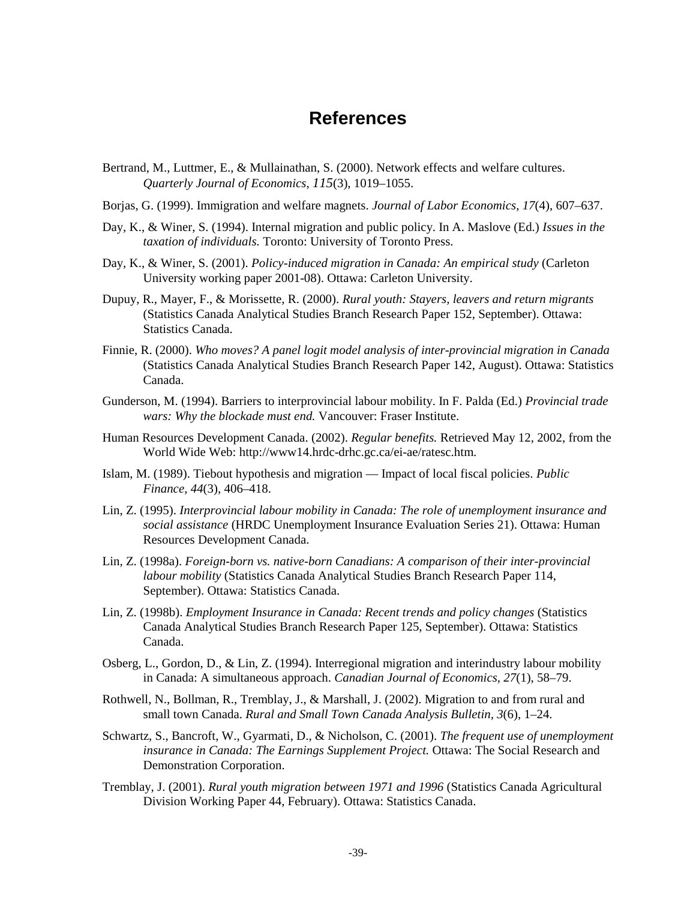# References

Bertrand, M., Luttmer, E., & Mullainathan, S. (2000). Network effects and welfare cultures. *Quarterly Journal of Economics, 115*(3), 1019–1055.

Borjas, G. (1999). Immigration and welfare magnets. *Journal of Labor Economics, 17*(4), 607–637.

Day, K., & Winer, S. (1994). Internal migration and public policy. In A. Maslove (Ed.) *Issues in the taxation of individuals.* Toronto: University of Toronto Press.

Day, K., & Winer, S. (2001). *Policy-induced migration in Canada: An empirical study* (Carleton University working paper 2001-08). Ottawa: Carleton University.

Dupuy, R., Mayer, F., & Morissette, R. (2000). *Rural youth: Stayers, leavers and return migrants* (Statistics Canada Analytical Studies Branch Research Paper 152, September). Ottawa: Statistics Canada.

Finnie, R. (2000). *Who moves? A panel logit model analysis of inter-provincial migration in Canada* (Statistics Canada Analytical Studies Branch Research Paper 142, August). Ottawa: Statistics Canada.

Gunderson, M. (1994). Barriers to interprovincial labour mobility. In F. Palda (Ed.) *Provincial trade wars: Why the blockade must end.* Vancouver: Fraser Institute.

Human Resources Development Canada. (2002). *Regular benefits.* Retrieved May 12, 2002, from the World Wide Web: http://www14.hrdc-drhc.gc.ca/ei-ae/ratesc.htm.

Islam, M. (1989). Tiebout hypothesis and migration — Impact of local fiscal policies. *Public Finance, 44*(3), 406–418.

Lin, Z. (1995). *Interprovincial labour mobility in Canada: The role of unemployment insurance and social assistance* (HRDC Unemployment Insurance Evaluation Series 21). Ottawa: Human Resources Development Canada.

Lin, Z. (1998a). *Foreign-born vs. native-born Canadians: A comparison of their inter-provincial labour mobility* (Statistics Canada Analytical Studies Branch Research Paper 114, September). Ottawa: Statistics Canada.

Lin, Z. (1998b). *Employment Insurance in Canada: Recent trends and policy changes* (Statistics Canada Analytical Studies Branch Research Paper 125, September). Ottawa: Statistics Canada.

Osberg, L., Gordon, D., & Lin, Z. (1994). Interregional migration and interindustry labour mobility in Canada: A simultaneous approach. *Canadian Journal of Economics, 27*(1), 58–79.

Rothwell, N., Bollman, R., Tremblay, J., & Marshall, J. (2002). Migration to and from rural and small town Canada. *Rural and Small Town Canada Analysis Bulletin, 3*(6), 1–24.

Schwartz, S., Bancroft, W., Gyarmati, D., & Nicholson, C. (2001). *The frequent use of unemployment insurance in Canada: The Earnings Supplement Project.* Ottawa: The Social Research and Demonstration Corporation.

Tremblay, J. (2001). *Rural youth migration between 1971 and 1996* (Statistics Canada Agricultural Division Working Paper 44, February). Ottawa: Statistics Canada.